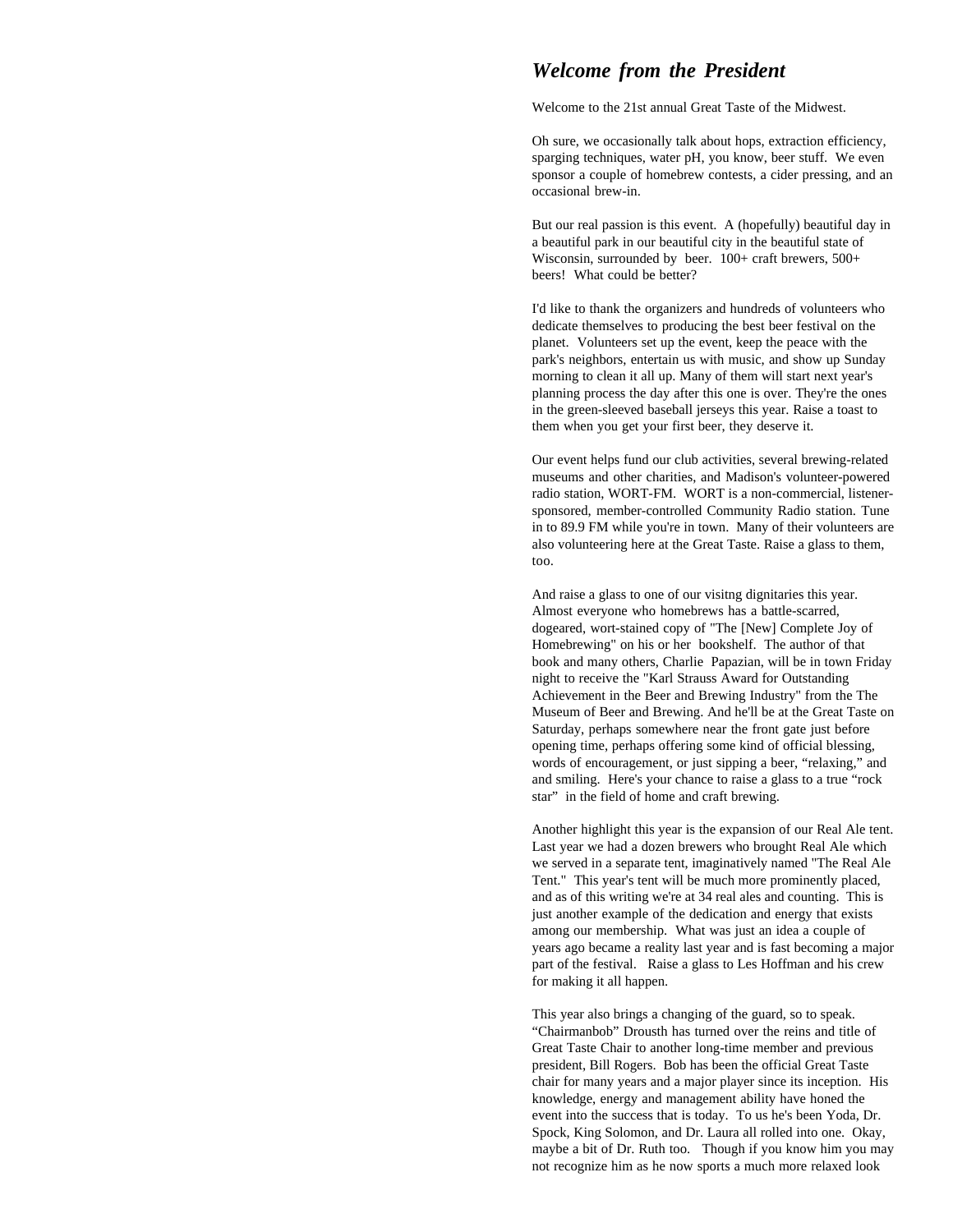## *Welcome from the President*

Welcome to the 21st annual Great Taste of the Midwest.

Oh sure, we occasionally talk about hops, extraction efficiency, sparging techniques, water pH, you know, beer stuff. We even sponsor a couple of homebrew contests, a cider pressing, and an occasional brew-in.

But our real passion is this event. A (hopefully) beautiful day in a beautiful park in our beautiful city in the beautiful state of Wisconsin, surrounded by beer. 100+ craft brewers, 500+ beers! What could be better?

I'd like to thank the organizers and hundreds of volunteers who dedicate themselves to producing the best beer festival on the planet. Volunteers set up the event, keep the peace with the park's neighbors, entertain us with music, and show up Sunday morning to clean it all up. Many of them will start next year's planning process the day after this one is over. They're the ones in the green-sleeved baseball jerseys this year. Raise a toast to them when you get your first beer, they deserve it.

Our event helps fund our club activities, several brewing-related museums and other charities, and Madison's volunteer-powered radio station, WORT-FM. WORT is a non-commercial, listener-sponsored, member-controlled Community Radio station. Tune in to 89.9 FM while you're in town. Many of their volunteers are also volunteering here at the Great Taste. Raise a glass to them, too.

And raise a glass to one of our visitng dignitaries this year. Almost everyone who homebrews has a battle-scarred, dogeared, wort-stained copy of "The [New] Complete Joy of Homebrewing" on his or her bookshelf. The author of that book and many others, Charlie Papazian, will be in town Friday night to receive the "Karl Strauss Award for Outstanding Achievement in the Beer and Brewing Industry" from the The Museum of Beer and Brewing. And he'll be at the Great Taste on Saturday, perhaps somewhere near the front gate just before opening time, perhaps offering some kind of official blessing, words of encouragement, or just sipping a beer, “relaxing,” and and smiling. Here's your chance to raise a glass to a true “rock star” in the field of home and craft brewing.

Another highlight this year is the expansion of our Real Ale tent. Last year we had a dozen brewers who brought Real Ale which we served in a separate tent, imaginatively named "The Real Ale Tent." This year's tent will be much more prominently placed, and as of this writing we're at 34 real ales and counting. This is just another example of the dedication and energy that exists among our membership. What was just an idea a couple of years ago became a reality last year and is fast becoming a major part of the festival. Raise a glass to Les Hoffman and his crew for making it all happen.

This year also brings a changing of the guard, so to speak. “Chairmanbob” Drousth has turned over the reins and title of Great Taste Chair to another long-time member and previous president, Bill Rogers. Bob has been the official Great Taste chair for many years and a major player since its inception. His knowledge, energy and management ability have honed the event into the success that is today. To us he's been Yoda, Dr. Spock, King Solomon, and Dr. Laura all rolled into one. Okay, maybe a bit of Dr. Ruth too. Though if you know him you may not recognize him as he now sports a much more relaxed look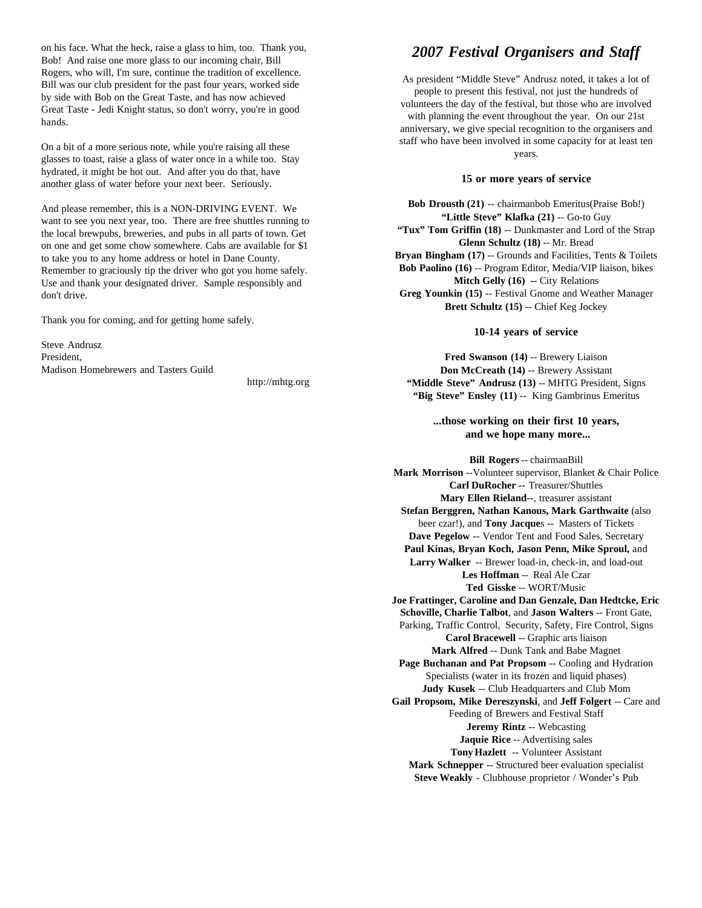on his face. What the heck, raise a glass to him, too. Thank you, Bob! And raise one more glass to our incoming chair, Bill Rogers, who will, I'm sure, continue the tradition of excellence. Bill was our club president for the past four years, worked side by side with Bob on the Great Taste, and has now achieved Great Taste - Jedi Knight status, so don't worry, you're in good hands.

On a bit of a more serious note, while you're raising all these glasses to toast, raise a glass of water once in a while too. Stay hydrated, it might be hot out. And after you do that, have another glass of water before your next beer. Seriously.

And please remember, this is a NON-DRIVING EVENT. We want to see you next year, too. There are free shuttles running to the local brewpubs, breweries, and pubs in all parts of town. Get on one and get some chow somewhere. Cabs are available for $1 to take you to any home address or hotel in Dane County. Remember to graciously tip the driver who got you home safely. Use and thank your designated driver. Sample responsibly and don't drive.

Thank you for coming, and for getting home safely.

Steve Andrusz
President,
Madison Homebrewers and Tasters Guild

http://mhtg.org

# *2007 Festival Organisers and Staff*

As president "Middle Steve" Andrusz noted, it takes a lot of people to present this festival, not just the hundreds of volunteers the day of the festival, but those who are involved with planning the event throughout the year. On our 21st anniversary, we give special recognition to the organisers and staff who have been involved in some capacity for at least ten years.

### 15 or more years of service

**Bob Drousth (21)** -- chairmanbob Emeritus(Praise Bob!)
**"Little Steve" Klafka (21)** -- Go-to Guy
**"Tux" Tom Griffin (18)** -- Dunkmaster and Lord of the Strap
**Glenn Schultz (18)** -- Mr. Bread
**Bryan Bingham (17)** -- Grounds and Facilities, Tents & Toilets
**Bob Paolino (16)** -- Program Editor, Media/VIP liaison, bikes
**Mitch Gelly (16) --** City Relations
**Greg Younkin (15)** -- Festival Gnome and Weather Manager
**Brett Schultz (15)** -- Chief Keg Jockey

### 10-14 years of service

**Fred Swanson (14)** -- Brewery Liaison
**Don McCreath (14)** -- Brewery Assistant
**"Middle Steve" Andrusz (13)** -- MHTG President, Signs
**"Big Steve" Ensley (11)** -- King Gambrinus Emeritus

### ...those working on their first 10 years, and we hope many more...

**Bill Rogers** -- chairmanBill
**Mark Morrison** --Volunteer supervisor, Blanket & Chair Police
**Carl DuRocher --** Treasurer/Shuttles
**Mary Ellen Rieland--**, treasurer assistant
**Stefan Berggren, Nathan Kanous, Mark Garthwaite** (also beer czar!), and **Tony Jacque**s -- Masters of Tickets
**Dave Pegelow** -- Vendor Tent and Food Sales, Secretary
**Paul Kinas, Bryan Koch, Jason Penn, Mike Sproul,** and **Larry Walker** -- Brewer load-in, check-in, and load-out
**Les Hoffman** -- Real Ale Czar
**Ted Gisske** -- WORT/Music
**Joe Frattinger, Caroline and Dan Genzale, Dan Hedtcke, Eric Schoville, Charlie Talbot**, and **Jason Walters** -- Front Gate, Parking, Traffic Control, Security, Safety, Fire Control, Signs
**Carol Bracewell** -- Graphic arts liaison
**Mark Alfred** -- Dunk Tank and Babe Magnet
**Page Buchanan and Pat Propsom** -- Cooling and Hydration Specialists (water in its frozen and liquid phases)
**Judy Kusek** -- Club Headquarters and Club Mom
**Gail Propsom, Mike Dereszynski**, and **Jeff Folgert** -- Care and Feeding of Brewers and Festival Staff
**Jeremy Rintz** -- Webcasting
**Jaquie Rice** -- Advertising sales
**Tony Hazlett** -- Volunteer Assistant
**Mark Schnepper** -- Structured beer evaluation specialist
**Steve Weakly** - Clubhouse proprietor / Wonder's Pub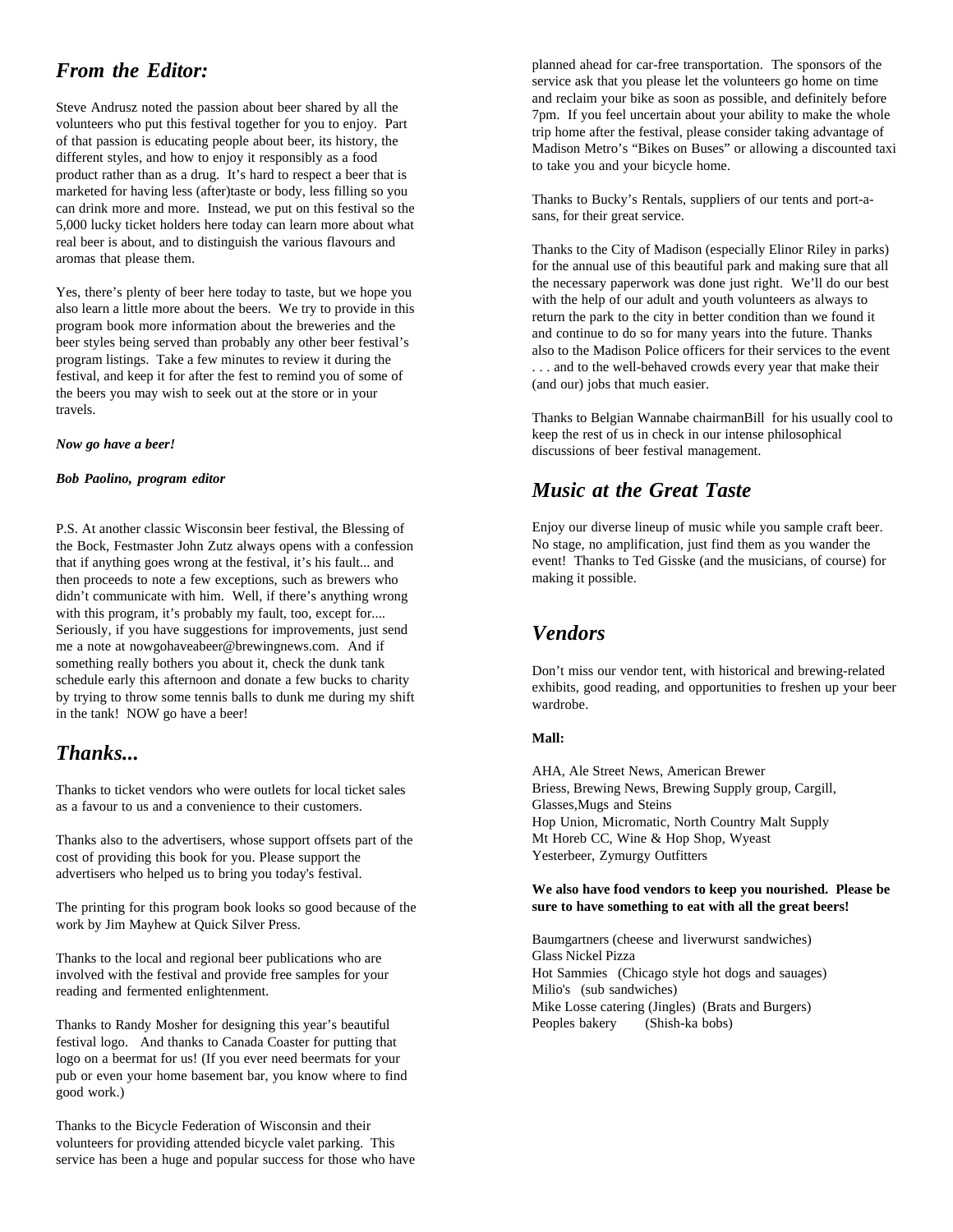## *From the Editor:*

Steve Andrusz noted the passion about beer shared by all the volunteers who put this festival together for you to enjoy. Part of that passion is educating people about beer, its history, the different styles, and how to enjoy it responsibly as a food product rather than as a drug. It's hard to respect a beer that is marketed for having less (after)taste or body, less filling so you can drink more and more. Instead, we put on this festival so the 5,000 lucky ticket holders here today can learn more about what real beer is about, and to distinguish the various flavours and aromas that please them.

Yes, there's plenty of beer here today to taste, but we hope you also learn a little more about the beers. We try to provide in this program book more information about the breweries and the beer styles being served than probably any other beer festival's program listings. Take a few minutes to review it during the festival, and keep it for after the fest to remind you of some of the beers you may wish to seek out at the store or in your travels.

***Now go have a beer!***

***Bob Paolino, program editor***

P.S. At another classic Wisconsin beer festival, the Blessing of the Bock, Festmaster John Zutz always opens with a confession that if anything goes wrong at the festival, it's his fault... and then proceeds to note a few exceptions, such as brewers who didn't communicate with him. Well, if there's anything wrong with this program, it's probably my fault, too, except for.... Seriously, if you have suggestions for improvements, just send me a note at nowgohaveabeer@brewingnews.com. And if something really bothers you about it, check the dunk tank schedule early this afternoon and donate a few bucks to charity by trying to throw some tennis balls to dunk me during my shift in the tank! NOW go have a beer!

## *Thanks...*

Thanks to ticket vendors who were outlets for local ticket sales as a favour to us and a convenience to their customers.

Thanks also to the advertisers, whose support offsets part of the cost of providing this book for you. Please support the advertisers who helped us to bring you today's festival.

The printing for this program book looks so good because of the work by Jim Mayhew at Quick Silver Press.

Thanks to the local and regional beer publications who are involved with the festival and provide free samples for your reading and fermented enlightenment.

Thanks to Randy Mosher for designing this year's beautiful festival logo. And thanks to Canada Coaster for putting that logo on a beermat for us! (If you ever need beermats for your pub or even your home basement bar, you know where to find good work.)

Thanks to the Bicycle Federation of Wisconsin and their volunteers for providing attended bicycle valet parking. This service has been a huge and popular success for those who have planned ahead for car-free transportation. The sponsors of the service ask that you please let the volunteers go home on time and reclaim your bike as soon as possible, and definitely before 7pm. If you feel uncertain about your ability to make the whole trip home after the festival, please consider taking advantage of Madison Metro's "Bikes on Buses" or allowing a discounted taxi to take you and your bicycle home.

Thanks to Bucky's Rentals, suppliers of our tents and port-a-sans, for their great service.

Thanks to the City of Madison (especially Elinor Riley in parks) for the annual use of this beautiful park and making sure that all the necessary paperwork was done just right. We'll do our best with the help of our adult and youth volunteers as always to return the park to the city in better condition than we found it and continue to do so for many years into the future. Thanks also to the Madison Police officers for their services to the event . . . and to the well-behaved crowds every year that make their (and our) jobs that much easier.

Thanks to Belgian Wannabe chairmanBill for his usually cool to keep the rest of us in check in our intense philosophical discussions of beer festival management.

## *Music at the Great Taste*

Enjoy our diverse lineup of music while you sample craft beer. No stage, no amplification, just find them as you wander the event! Thanks to Ted Gisske (and the musicians, of course) for making it possible.

## *Vendors*

Don't miss our vendor tent, with historical and brewing-related exhibits, good reading, and opportunities to freshen up your beer wardrobe.

**Mall:**

AHA, Ale Street News, American Brewer
Briess, Brewing News, Brewing Supply group, Cargill, Glasses,Mugs and Steins
Hop Union, Micromatic, North Country Malt Supply
Mt Horeb CC, Wine & Hop Shop, Wyeast
Yesterbeer, Zymurgy Outfitters

**We also have food vendors to keep you nourished. Please be sure to have something to eat with all the great beers!**

Baumgartners (cheese and liverwurst sandwiches)
Glass Nickel Pizza
Hot Sammies (Chicago style hot dogs and sauages)
Milio's (sub sandwiches)
Mike Losse catering (Jingles) (Brats and Burgers)
Peoples bakery (Shish-ka bobs)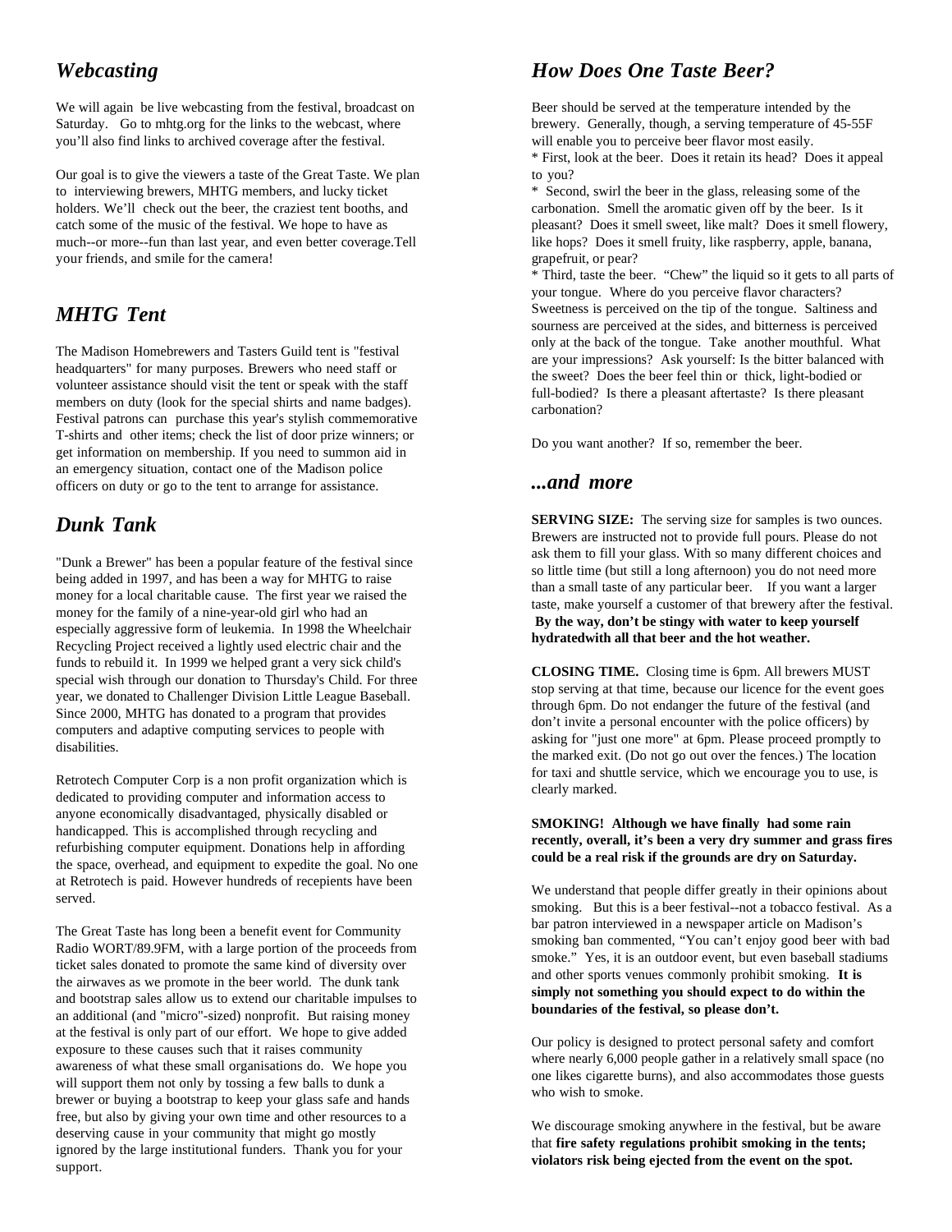## *Webcasting*

We will again be live webcasting from the festival, broadcast on Saturday. Go to mhtg.org for the links to the webcast, where you'll also find links to archived coverage after the festival.

Our goal is to give the viewers a taste of the Great Taste. We plan to interviewing brewers, MHTG members, and lucky ticket holders. We'll check out the beer, the craziest tent booths, and catch some of the music of the festival. We hope to have as much--or more--fun than last year, and even better coverage.Tell your friends, and smile for the camera!

## *MHTG Tent*

The Madison Homebrewers and Tasters Guild tent is "festival headquarters" for many purposes. Brewers who need staff or volunteer assistance should visit the tent or speak with the staff members on duty (look for the special shirts and name badges). Festival patrons can purchase this year's stylish commemorative T-shirts and other items; check the list of door prize winners; or get information on membership. If you need to summon aid in an emergency situation, contact one of the Madison police officers on duty or go to the tent to arrange for assistance.

## *Dunk Tank*

"Dunk a Brewer" has been a popular feature of the festival since being added in 1997, and has been a way for MHTG to raise money for a local charitable cause. The first year we raised the money for the family of a nine-year-old girl who had an especially aggressive form of leukemia. In 1998 the Wheelchair Recycling Project received a lightly used electric chair and the funds to rebuild it. In 1999 we helped grant a very sick child's special wish through our donation to Thursday's Child. For three year, we donated to Challenger Division Little League Baseball. Since 2000, MHTG has donated to a program that provides computers and adaptive computing services to people with disabilities.

Retrotech Computer Corp is a non profit organization which is dedicated to providing computer and information access to anyone economically disadvantaged, physically disabled or handicapped. This is accomplished through recycling and refurbishing computer equipment. Donations help in affording the space, overhead, and equipment to expedite the goal. No one at Retrotech is paid. However hundreds of recepients have been served.

The Great Taste has long been a benefit event for Community Radio WORT/89.9FM, with a large portion of the proceeds from ticket sales donated to promote the same kind of diversity over the airwaves as we promote in the beer world. The dunk tank and bootstrap sales allow us to extend our charitable impulses to an additional (and "micro"-sized) nonprofit. But raising money at the festival is only part of our effort. We hope to give added exposure to these causes such that it raises community awareness of what these small organisations do. We hope you will support them not only by tossing a few balls to dunk a brewer or buying a bootstrap to keep your glass safe and hands free, but also by giving your own time and other resources to a deserving cause in your community that might go mostly ignored by the large institutional funders. Thank you for your support.

## *How Does One Taste Beer?*

Beer should be served at the temperature intended by the brewery. Generally, though, a serving temperature of 45-55F will enable you to perceive beer flavor most easily.

* First, look at the beer. Does it retain its head? Does it appeal to you?
* Second, swirl the beer in the glass, releasing some of the carbonation. Smell the aromatic given off by the beer. Is it pleasant? Does it smell sweet, like malt? Does it smell flowery, like hops? Does it smell fruity, like raspberry, apple, banana, grapefruit, or pear?
* Third, taste the beer. "Chew" the liquid so it gets to all parts of your tongue. Where do you perceive flavor characters? Sweetness is perceived on the tip of the tongue. Saltiness and sourness are perceived at the sides, and bitterness is perceived only at the back of the tongue. Take another mouthful. What are your impressions? Ask yourself: Is the bitter balanced with the sweet? Does the beer feel thin or thick, light-bodied or full-bodied? Is there a pleasant aftertaste? Is there pleasant carbonation?

Do you want another? If so, remember the beer.

## *...and more*

**SERVING SIZE:** The serving size for samples is two ounces. Brewers are instructed not to provide full pours. Please do not ask them to fill your glass. With so many different choices and so little time (but still a long afternoon) you do not need more than a small taste of any particular beer. If you want a larger taste, make yourself a customer of that brewery after the festival. **By the way, don't be stingy with water to keep yourself hydratedwith all that beer and the hot weather.**

**CLOSING TIME.** Closing time is 6pm. All brewers MUST stop serving at that time, because our licence for the event goes through 6pm. Do not endanger the future of the festival (and don't invite a personal encounter with the police officers) by asking for "just one more" at 6pm. Please proceed promptly to the marked exit. (Do not go out over the fences.) The location for taxi and shuttle service, which we encourage you to use, is clearly marked.

**SMOKING! Although we have finally had some rain recently, overall, it's been a very dry summer and grass fires could be a real risk if the grounds are dry on Saturday.**

We understand that people differ greatly in their opinions about smoking. But this is a beer festival--not a tobacco festival. As a bar patron interviewed in a newspaper article on Madison's smoking ban commented, "You can't enjoy good beer with bad smoke." Yes, it is an outdoor event, but even baseball stadiums and other sports venues commonly prohibit smoking. **It is simply not something you should expect to do within the boundaries of the festival, so please don't.**

Our policy is designed to protect personal safety and comfort where nearly 6,000 people gather in a relatively small space (no one likes cigarette burns), and also accommodates those guests who wish to smoke.

We discourage smoking anywhere in the festival, but be aware that **fire safety regulations prohibit smoking in the tents; violators risk being ejected from the event on the spot.**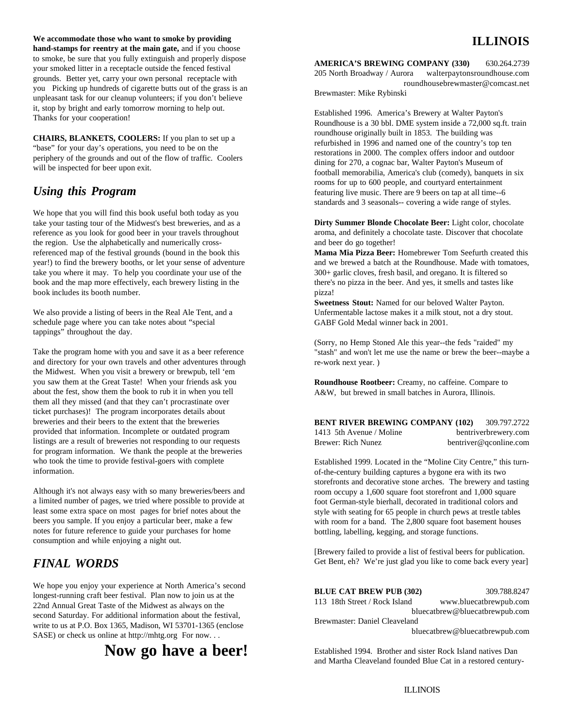**We accommodate those who want to smoke by providing hand-stamps for reentry at the main gate,** and if you choose to smoke, be sure that you fully extinguish and properly dispose your smoked litter in a receptacle outside the fenced festival grounds. Better yet, carry your own personal receptacle with you Picking up hundreds of cigarette butts out of the grass is an unpleasant task for our cleanup volunteers; if you don't believe it, stop by bright and early tomorrow morning to help out. Thanks for your cooperation!

**CHAIRS, BLANKETS, COOLERS:** If you plan to set up a "base" for your day's operations, you need to be on the periphery of the grounds and out of the flow of traffic. Coolers will be inspected for beer upon exit.

## *Using this Program*

We hope that you will find this book useful both today as you take your tasting tour of the Midwest's best breweries, and as a reference as you look for good beer in your travels throughout the region. Use the alphabetically and numerically cross-referenced map of the festival grounds (bound in the book this year!) to find the brewery booths, or let your sense of adventure take you where it may. To help you coordinate your use of the book and the map more effectively, each brewery listing in the book includes its booth number.

We also provide a listing of beers in the Real Ale Tent, and a schedule page where you can take notes about "special tappings" throughout the day.

Take the program home with you and save it as a beer reference and directory for your own travels and other adventures through the Midwest. When you visit a brewery or brewpub, tell 'em you saw them at the Great Taste! When your friends ask you about the fest, show them the book to rub it in when you tell them all they missed (and that they can't procrastinate over ticket purchases)! The program incorporates details about breweries and their beers to the extent that the breweries provided that information. Incomplete or outdated program listings are a result of breweries not responding to our requests for program information. We thank the people at the breweries who took the time to provide festival-goers with complete information.

Although it's not always easy with so many breweries/beers and a limited number of pages, we tried where possible to provide at least some extra space on most pages for brief notes about the beers you sample. If you enjoy a particular beer, make a few notes for future reference to guide your purchases for home consumption and while enjoying a night out.

## *FINAL WORDS*

We hope you enjoy your experience at North America's second longest-running craft beer festival. Plan now to join us at the 22nd Annual Great Taste of the Midwest as always on the second Saturday. For additional information about the festival, write to us at P.O. Box 1365, Madison, WI 53701-1365 (enclose SASE) or check us online at http://mhtg.org For now. . .

# Now go have a beer!

# ILLINOIS

**AMERICA'S BREWING COMPANY (330)** 630.264.2739
205 North Broadway / Aurora walterpaytonsroundhouse.com
roundhousebrewmaster@comcast.net
Brewmaster: Mike Rybinski

Established 1996. America's Brewery at Walter Payton's Roundhouse is a 30 bbl. DME system inside a 72,000 sq.ft. train roundhouse originally built in 1853. The building was refurbished in 1996 and named one of the country's top ten restorations in 2000. The complex offers indoor and outdoor dining for 270, a cognac bar, Walter Payton's Museum of football memorabilia, America's club (comedy), banquets in six rooms for up to 600 people, and courtyard entertainment featuring live music. There are 9 beers on tap at all time--6 standards and 3 seasonals-- covering a wide range of styles.

**Dirty Summer Blonde Chocolate Beer:** Light color, chocolate aroma, and definitely a chocolate taste. Discover that chocolate and beer do go together!
**Mama Mia Pizza Beer:** Homebrewer Tom Seefurth created this and we brewed a batch at the Roundhouse. Made with tomatoes, 300+ garlic cloves, fresh basil, and oregano. It is filtered so there's no pizza in the beer. And yes, it smells and tastes like pizza!
**Sweetness Stout:** Named for our beloved Walter Payton. Unfermentable lactose makes it a milk stout, not a dry stout. GABF Gold Medal winner back in 2001.

(Sorry, no Hemp Stoned Ale this year--the feds "raided" my "stash" and won't let me use the name or brew the beer--maybe a re-work next year. )

**Roundhouse Rootbeer:** Creamy, no caffeine. Compare to A&W, but brewed in small batches in Aurora, Illinois.

**BENT RIVER BREWING COMPANY (102)** 309.797.2722
1413 5th Avenue / Moline bentriverbrewery.com
Brewer: Rich Nunez bentriver@qconline.com

Established 1999. Located in the "Moline City Centre," this turn-of-the-century building captures a bygone era with its two storefronts and decorative stone arches. The brewery and tasting room occupy a 1,600 square foot storefront and 1,000 square foot German-style bierhall, decorated in traditional colors and style with seating for 65 people in church pews at trestle tables with room for a band. The 2,800 square foot basement houses bottling, labelling, kegging, and storage functions.

[Brewery failed to provide a list of festival beers for publication. Get Bent, eh? We're just glad you like to come back every year]

**BLUE CAT BREW PUB (302)** 309.788.8247
113 18th Street / Rock Island www.bluecatbrewpub.com
bluecatbrew@bluecatbrewpub.com
Brewmaster: Daniel Cleaveland
bluecatbrew@bluecatbrewpub.com

Established 1994. Brother and sister Rock Island natives Dan and Martha Cleaveland founded Blue Cat in a restored century-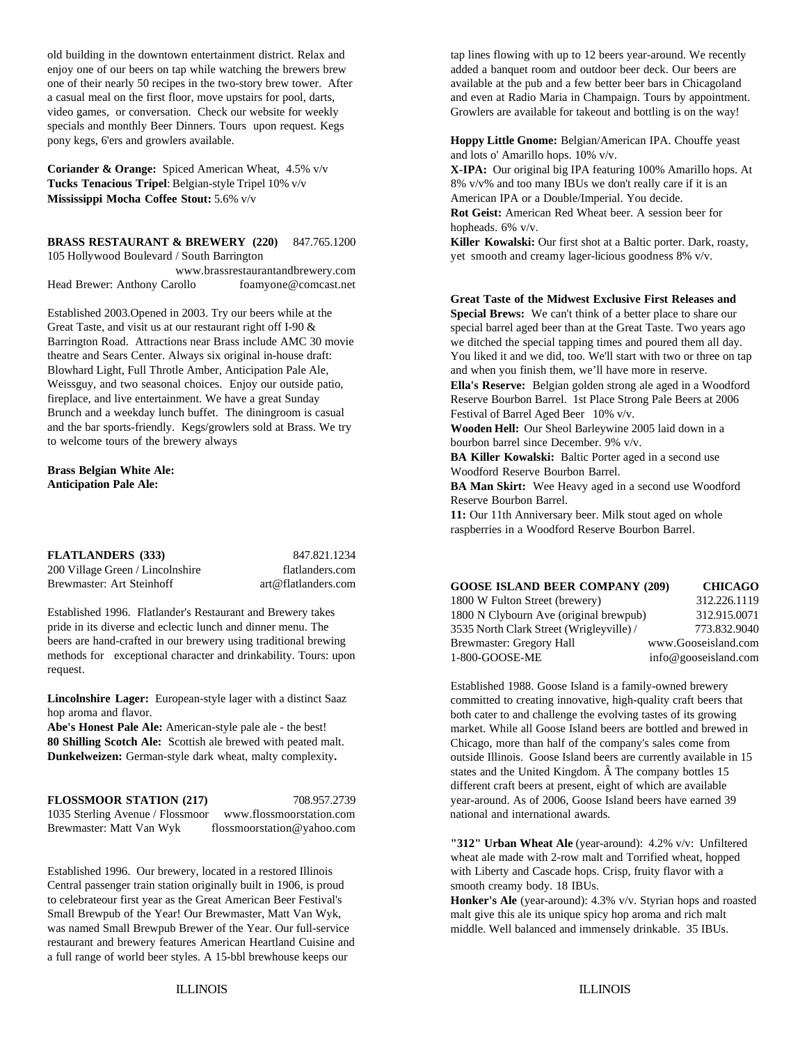old building in the downtown entertainment district. Relax and enjoy one of our beers on tap while watching the brewers brew one of their nearly 50 recipes in the two-story brew tower. After a casual meal on the first floor, move upstairs for pool, darts, video games, or conversation. Check our website for weekly specials and monthly Beer Dinners. Tours upon request. Kegs pony kegs, 6'ers and growlers available.

**Coriander & Orange:** Spiced American Wheat, 4.5% v/v
**Tucks Tenacious Tripel**: Belgian-style Tripel 10% v/v
**Mississippi Mocha Coffee Stout:** 5.6% v/v

**BRASS RESTAURANT & BREWERY (220)** 847.765.1200
105 Hollywood Boulevard / South Barrington
www.brassrestaurantandbrewery.com
Head Brewer: Anthony Carollo foamyone@comcast.net

Established 2003.Opened in 2003. Try our beers while at the Great Taste, and visit us at our restaurant right off I-90 & Barrington Road. Attractions near Brass include AMC 30 movie theatre and Sears Center. Always six original in-house draft: Blowhard Light, Full Throtle Amber, Anticipation Pale Ale, Weissguy, and two seasonal choices. Enjoy our outside patio, fireplace, and live entertainment. We have a great Sunday Brunch and a weekday lunch buffet. The diningroom is casual and the bar sports-friendly. Kegs/growlers sold at Brass. We try to welcome tours of the brewery always

**Brass Belgian White Ale:**
**Anticipation Pale Ale:**

**FLATLANDERS (333)** 847.821.1234
200 Village Green / Lincolnshire flatlanders.com
Brewmaster: Art Steinhoff art@flatlanders.com

Established 1996. Flatlander's Restaurant and Brewery takes pride in its diverse and eclectic lunch and dinner menu. The beers are hand-crafted in our brewery using traditional brewing methods for exceptional character and drinkability. Tours: upon request.

**Lincolnshire Lager:** European-style lager with a distinct Saaz hop aroma and flavor.
**Abe's Honest Pale Ale:** American-style pale ale - the best!
**80 Shilling Scotch Ale:** Scottish ale brewed with peated malt.
**Dunkelweizen:** German-style dark wheat, malty complexity**.**

**FLOSSMOOR STATION (217)** 708.957.2739
1035 Sterling Avenue / Flossmoor www.flossmoorstation.com
Brewmaster: Matt Van Wyk flossmoorstation@yahoo.com

Established 1996. Our brewery, located in a restored Illinois Central passenger train station originally built in 1906, is proud to celebrateour first year as the Great American Beer Festival's Small Brewpub of the Year! Our Brewmaster, Matt Van Wyk, was named Small Brewpub Brewer of the Year. Our full-service restaurant and brewery features American Heartland Cuisine and a full range of world beer styles. A 15-bbl brewhouse keeps our tap lines flowing with up to 12 beers year-around. We recently added a banquet room and outdoor beer deck. Our beers are available at the pub and a few better beer bars in Chicagoland and even at Radio Maria in Champaign. Tours by appointment. Growlers are available for takeout and bottling is on the way!

**Hoppy Little Gnome:** Belgian/American IPA. Chouffe yeast and lots o' Amarillo hops. 10% v/v.
**X-IPA:** Our original big IPA featuring 100% Amarillo hops. At 8% v/v% and too many IBUs we don't really care if it is an American IPA or a Double/Imperial. You decide.
**Rot Geist:** American Red Wheat beer. A session beer for hopheads. 6% v/v.
**Killer Kowalski:** Our first shot at a Baltic porter. Dark, roasty, yet smooth and creamy lager-licious goodness 8% v/v.

**Great Taste of the Midwest Exclusive First Releases and Special Brews:** We can't think of a better place to share our special barrel aged beer than at the Great Taste. Two years ago we ditched the special tapping times and poured them all day. You liked it and we did, too. We'll start with two or three on tap and when you finish them, we'll have more in reserve.
**Ella's Reserve:** Belgian golden strong ale aged in a Woodford Reserve Bourbon Barrel. 1st Place Strong Pale Beers at 2006 Festival of Barrel Aged Beer 10% v/v.
**Wooden Hell:** Our Sheol Barleywine 2005 laid down in a bourbon barrel since December. 9% v/v.
**BA Killer Kowalski:** Baltic Porter aged in a second use Woodford Reserve Bourbon Barrel.
**BA Man Skirt:** Wee Heavy aged in a second use Woodford Reserve Bourbon Barrel.
**11:** Our 11th Anniversary beer. Milk stout aged on whole raspberries in a Woodford Reserve Bourbon Barrel.

**GOOSE ISLAND BEER COMPANY (209) CHICAGO**
1800 W Fulton Street (brewery) 312.226.1119
1800 N Clybourn Ave (original brewpub) 312.915.0071
3535 North Clark Street (Wrigleyville) / 773.832.9040
Brewmaster: Gregory Hall www.Gooseisland.com
1-800-GOOSE-ME info@gooseisland.com

Established 1988. Goose Island is a family-owned brewery committed to creating innovative, high-quality craft beers that both cater to and challenge the evolving tastes of its growing market. While all Goose Island beers are bottled and brewed in Chicago, more than half of the company's sales come from outside Illinois. Goose Island beers are currently available in 15 states and the United Kingdom. Â The company bottles 15 different craft beers at present, eight of which are available year-around. As of 2006, Goose Island beers have earned 39 national and international awards.

**"312" Urban Wheat Ale** (year-around): 4.2% v/v: Unfiltered wheat ale made with 2-row malt and Torrified wheat, hopped with Liberty and Cascade hops. Crisp, fruity flavor with a smooth creamy body. 18 IBUs.
**Honker's Ale** (year-around): 4.3% v/v. Styrian hops and roasted malt give this ale its unique spicy hop aroma and rich malt middle. Well balanced and immensely drinkable. 35 IBUs.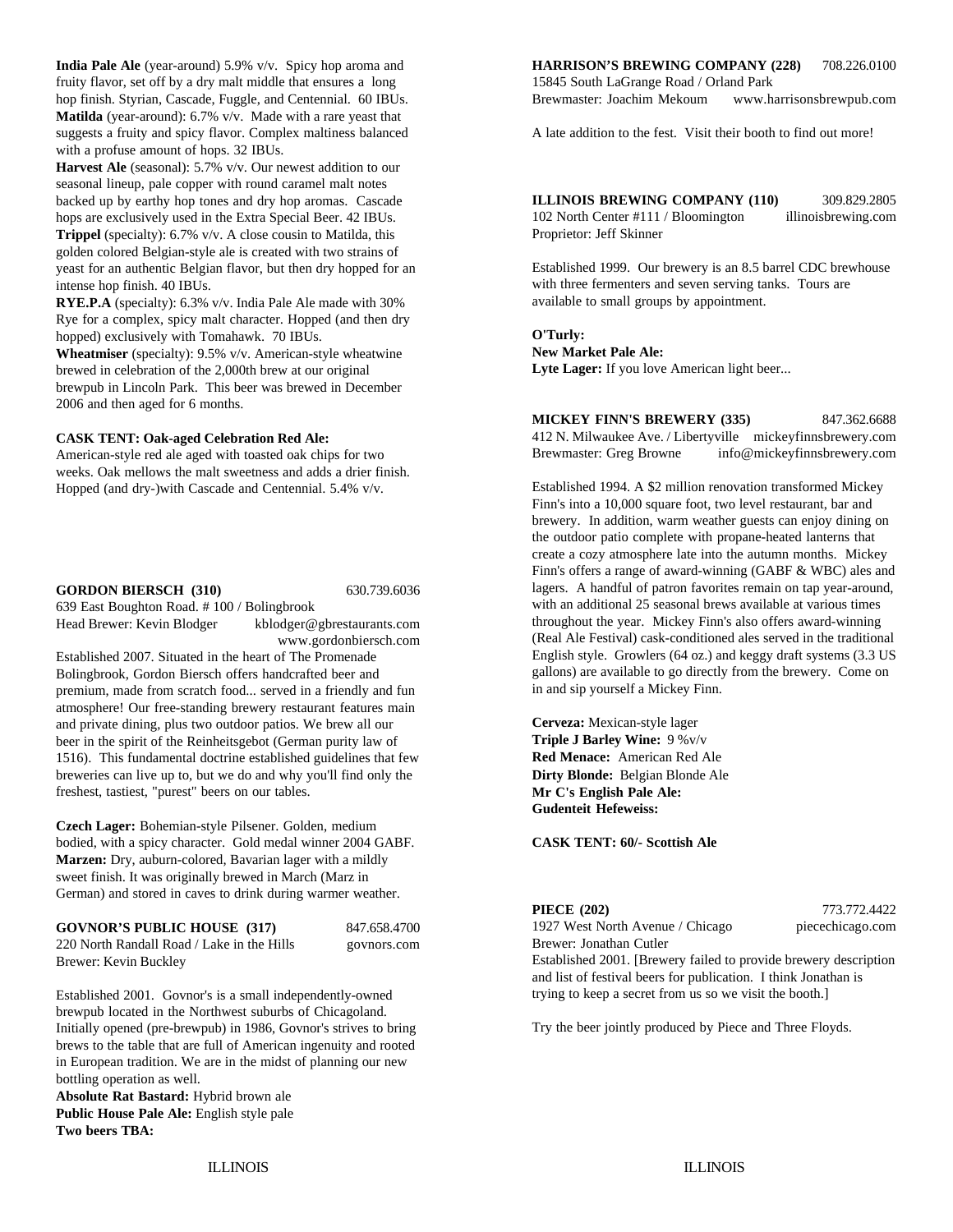**India Pale Ale** (year-around) 5.9% v/v. Spicy hop aroma and fruity flavor, set off by a dry malt middle that ensures a long hop finish. Styrian, Cascade, Fuggle, and Centennial. 60 IBUs.
**Matilda** (year-around): 6.7% v/v. Made with a rare yeast that suggests a fruity and spicy flavor. Complex maltiness balanced with a profuse amount of hops. 32 IBUs.
**Harvest Ale** (seasonal): 5.7% v/v. Our newest addition to our seasonal lineup, pale copper with round caramel malt notes backed up by earthy hop tones and dry hop aromas. Cascade hops are exclusively used in the Extra Special Beer. 42 IBUs.
**Trippel** (specialty): 6.7% v/v. A close cousin to Matilda, this golden colored Belgian-style ale is created with two strains of yeast for an authentic Belgian flavor, but then dry hopped for an intense hop finish. 40 IBUs.
**RYE.P.A** (specialty): 6.3% v/v. India Pale Ale made with 30% Rye for a complex, spicy malt character. Hopped (and then dry hopped) exclusively with Tomahawk. 70 IBUs.
**Wheatmiser** (specialty): 9.5% v/v. American-style wheatwine brewed in celebration of the 2,000th brew at our original brewpub in Lincoln Park. This beer was brewed in December 2006 and then aged for 6 months.

**CASK TENT: Oak-aged Celebration Red Ale:**
American-style red ale aged with toasted oak chips for two weeks. Oak mellows the malt sweetness and adds a drier finish. Hopped (and dry-)with Cascade and Centennial. 5.4% v/v.

**GORDON BIERSCH (310)** 630.739.6036
639 East Boughton Road. # 100 / Bolingbrook
Head Brewer: Kevin Blodger kblodger@gbrestaurants.com
www.gordonbiersch.com
Established 2007. Situated in the heart of The Promenade Bolingbrook, Gordon Biersch offers handcrafted beer and premium, made from scratch food... served in a friendly and fun atmosphere! Our free-standing brewery restaurant features main and private dining, plus two outdoor patios. We brew all our beer in the spirit of the Reinheitsgebot (German purity law of 1516). This fundamental doctrine established guidelines that few breweries can live up to, but we do and why you'll find only the freshest, tastiest, "purest" beers on our tables.

**Czech Lager:** Bohemian-style Pilsener. Golden, medium bodied, with a spicy character. Gold medal winner 2004 GABF.
**Marzen:** Dry, auburn-colored, Bavarian lager with a mildly sweet finish. It was originally brewed in March (Marz in German) and stored in caves to drink during warmer weather.

**GOVNOR'S PUBLIC HOUSE (317)** 847.658.4700
220 North Randall Road / Lake in the Hills govnors.com
Brewer: Kevin Buckley

Established 2001. Govnor's is a small independently-owned brewpub located in the Northwest suburbs of Chicagoland. Initially opened (pre-brewpub) in 1986, Govnor's strives to bring brews to the table that are full of American ingenuity and rooted in European tradition. We are in the midst of planning our new bottling operation as well.
**Absolute Rat Bastard:** Hybrid brown ale
**Public House Pale Ale:** English style pale
**Two beers TBA:**

**HARRISON'S BREWING COMPANY (228)** 708.226.0100
15845 South LaGrange Road / Orland Park
Brewmaster: Joachim Mekoum www.harrisonsbrewpub.com

A late addition to the fest. Visit their booth to find out more!

**ILLINOIS BREWING COMPANY (110)** 309.829.2805
102 North Center #111 / Bloomington illinoisbrewing.com
Proprietor: Jeff Skinner

Established 1999. Our brewery is an 8.5 barrel CDC brewhouse with three fermenters and seven serving tanks. Tours are available to small groups by appointment.

**O'Turly:**
**New Market Pale Ale:**
**Lyte Lager:** If you love American light beer...

**MICKEY FINN'S BREWERY (335)** 847.362.6688
412 N. Milwaukee Ave. / Libertyville mickeyfinnsbrewery.com
Brewmaster: Greg Browne info@mickeyfinnsbrewery.com

Established 1994. A $2 million renovation transformed Mickey Finn's into a 10,000 square foot, two level restaurant, bar and brewery. In addition, warm weather guests can enjoy dining on the outdoor patio complete with propane-heated lanterns that create a cozy atmosphere late into the autumn months. Mickey Finn's offers a range of award-winning (GABF & WBC) ales and lagers. A handful of patron favorites remain on tap year-around, with an additional 25 seasonal brews available at various times throughout the year. Mickey Finn's also offers award-winning (Real Ale Festival) cask-conditioned ales served in the traditional English style. Growlers (64 oz.) and keggy draft systems (3.3 US gallons) are available to go directly from the brewery. Come on in and sip yourself a Mickey Finn.

**Cerveza:** Mexican-style lager
**Triple J Barley Wine:** 9 %v/v
**Red Menace:** American Red Ale
**Dirty Blonde:** Belgian Blonde Ale
**Mr C's English Pale Ale:**
**Gudenteit Hefeweiss:**

**CASK TENT: 60/- Scottish Ale**

**PIECE (202)** 773.772.4422
1927 West North Avenue / Chicago piecechicago.com
Brewer: Jonathan Cutler
Established 2001. [Brewery failed to provide brewery description and list of festival beers for publication. I think Jonathan is trying to keep a secret from us so we visit the booth.]

Try the beer jointly produced by Piece and Three Floyds.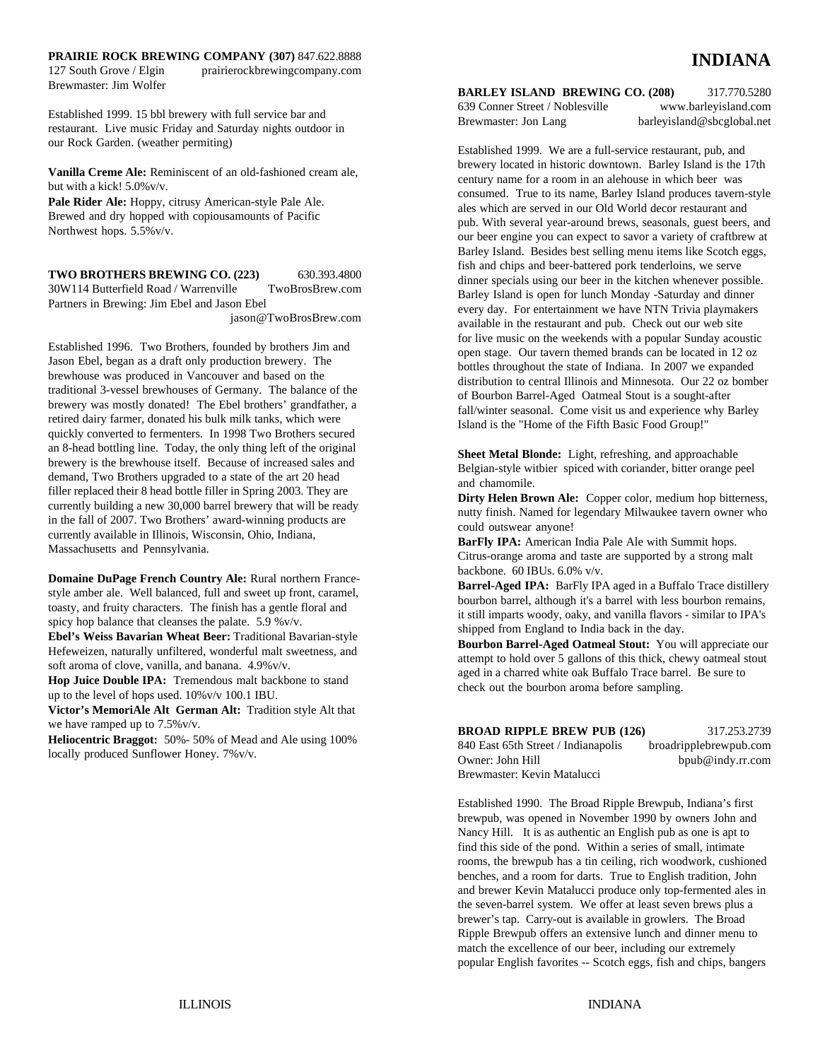**PRAIRIE ROCK BREWING COMPANY (307)** 847.622.8888
127 South Grove / Elgin prairierockbrewingcompany.com
Brewmaster: Jim Wolfer

Established 1999. 15 bbl brewery with full service bar and restaurant. Live music Friday and Saturday nights outdoor in our Rock Garden. (weather permiting)

**Vanilla Creme Ale:** Reminiscent of an old-fashioned cream ale, but with a kick! 5.0%v/v.
**Pale Rider Ale:** Hoppy, citrusy American-style Pale Ale. Brewed and dry hopped with copiousamounts of Pacific Northwest hops. 5.5%v/v.

**TWO BROTHERS BREWING CO. (223)** 630.393.4800
30W114 Butterfield Road / Warrenville TwoBrosBrew.com
Partners in Brewing: Jim Ebel and Jason Ebel
jason@TwoBrosBrew.com

Established 1996. Two Brothers, founded by brothers Jim and Jason Ebel, began as a draft only production brewery. The brewhouse was produced in Vancouver and based on the traditional 3-vessel brewhouses of Germany. The balance of the brewery was mostly donated! The Ebel brothers' grandfather, a retired dairy farmer, donated his bulk milk tanks, which were quickly converted to fermenters. In 1998 Two Brothers secured an 8-head bottling line. Today, the only thing left of the original brewery is the brewhouse itself. Because of increased sales and demand, Two Brothers upgraded to a state of the art 20 head filler replaced their 8 head bottle filler in Spring 2003. They are currently building a new 30,000 barrel brewery that will be ready in the fall of 2007. Two Brothers' award-winning products are currently available in Illinois, Wisconsin, Ohio, Indiana, Massachusetts and Pennsylvania.

**Domaine DuPage French Country Ale:** Rural northern France-style amber ale. Well balanced, full and sweet up front, caramel, toasty, and fruity characters. The finish has a gentle floral and spicy hop balance that cleanses the palate. 5.9 %v/v.
**Ebel's Weiss Bavarian Wheat Beer:** Traditional Bavarian-style Hefeweizen, naturally unfiltered, wonderful malt sweetness, and soft aroma of clove, vanilla, and banana. 4.9%v/v.
**Hop Juice Double IPA:** Tremendous malt backbone to stand up to the level of hops used. 10%v/v 100.1 IBU.
**Victor's MemoriAle Alt German Alt:** Tradition style Alt that we have ramped up to 7.5%v/v.
**Heliocentric Braggot:** 50%- 50% of Mead and Ale using 100% locally produced Sunflower Honey. 7%v/v.

# INDIANA

**BARLEY ISLAND BREWING CO. (208)** 317.770.5280
639 Conner Street / Noblesville www.barleyisland.com
Brewmaster: Jon Lang barleyisland@sbcglobal.net

Established 1999. We are a full-service restaurant, pub, and brewery located in historic downtown. Barley Island is the 17th century name for a room in an alehouse in which beer was consumed. True to its name, Barley Island produces tavern-style ales which are served in our Old World decor restaurant and pub. With several year-around brews, seasonals, guest beers, and our beer engine you can expect to savor a variety of craftbrew at Barley Island. Besides best selling menu items like Scotch eggs, fish and chips and beer-battered pork tenderloins, we serve dinner specials using our beer in the kitchen whenever possible. Barley Island is open for lunch Monday -Saturday and dinner every day. For entertainment we have NTN Trivia playmakers available in the restaurant and pub. Check out our web site for live music on the weekends with a popular Sunday acoustic open stage. Our tavern themed brands can be located in 12 oz bottles throughout the state of Indiana. In 2007 we expanded distribution to central Illinois and Minnesota. Our 22 oz bomber of Bourbon Barrel-Aged Oatmeal Stout is a sought-after fall/winter seasonal. Come visit us and experience why Barley Island is the "Home of the Fifth Basic Food Group!"

**Sheet Metal Blonde:** Light, refreshing, and approachable Belgian-style witbier spiced with coriander, bitter orange peel and chamomile.
**Dirty Helen Brown Ale:** Copper color, medium hop bitterness, nutty finish. Named for legendary Milwaukee tavern owner who could outswear anyone!
**BarFly IPA:** American India Pale Ale with Summit hops. Citrus-orange aroma and taste are supported by a strong malt backbone. 60 IBUs. 6.0% v/v.
**Barrel-Aged IPA:** BarFly IPA aged in a Buffalo Trace distillery bourbon barrel, although it's a barrel with less bourbon remains, it still imparts woody, oaky, and vanilla flavors - similar to IPA's shipped from England to India back in the day.
**Bourbon Barrel-Aged Oatmeal Stout:** You will appreciate our attempt to hold over 5 gallons of this thick, chewy oatmeal stout aged in a charred white oak Buffalo Trace barrel. Be sure to check out the bourbon aroma before sampling.

**BROAD RIPPLE BREW PUB (126)** 317.253.2739
840 East 65th Street / Indianapolis broadripplebrewpub.com
Owner: John Hill bpub@indy.rr.com
Brewmaster: Kevin Matalucci

Established 1990. The Broad Ripple Brewpub, Indiana's first brewpub, was opened in November 1990 by owners John and Nancy Hill. It is as authentic an English pub as one is apt to find this side of the pond. Within a series of small, intimate rooms, the brewpub has a tin ceiling, rich woodwork, cushioned benches, and a room for darts. True to English tradition, John and brewer Kevin Matalucci produce only top-fermented ales in the seven-barrel system. We offer at least seven brews plus a brewer's tap. Carry-out is available in growlers. The Broad Ripple Brewpub offers an extensive lunch and dinner menu to match the excellence of our beer, including our extremely popular English favorites -- Scotch eggs, fish and chips, bangers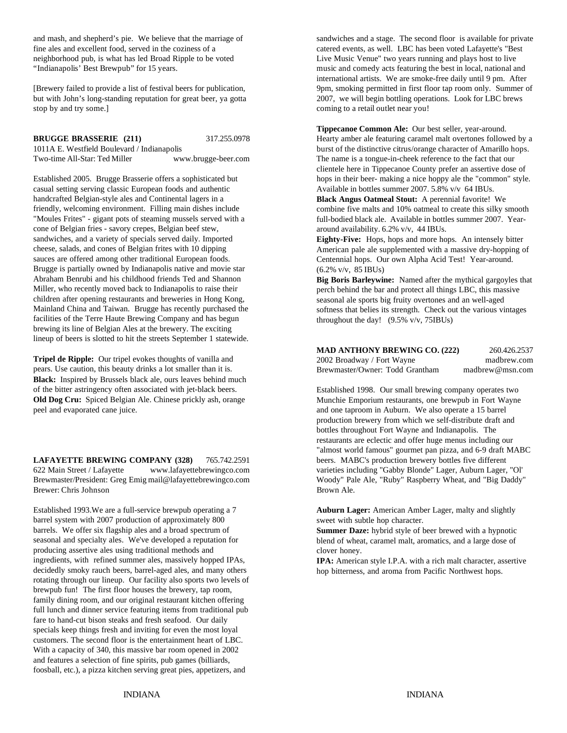and mash, and shepherd's pie. We believe that the marriage of fine ales and excellent food, served in the coziness of a neighborhood pub, is what has led Broad Ripple to be voted "Indianapolis' Best Brewpub" for 15 years.

[Brewery failed to provide a list of festival beers for publication, but with John's long-standing reputation for great beer, ya gotta stop by and try some.]

**BRUGGE BRASSERIE (211)** 317.255.0978
1011A E. Westfield Boulevard / Indianapolis
Two-time All-Star: Ted Miller www.brugge-beer.com

Established 2005. Brugge Brasserie offers a sophisticated but casual setting serving classic European foods and authentic handcrafted Belgian-style ales and Continental lagers in a friendly, welcoming environment. Filling main dishes include "Moules Frites" - gigant pots of steaming mussels served with a cone of Belgian fries - savory crepes, Belgian beef stew, sandwiches, and a variety of specials served daily. Imported cheese, salads, and cones of Belgian frites with 10 dipping sauces are offered among other traditional European foods. Brugge is partially owned by Indianapolis native and movie star Abraham Benrubi and his childhood friends Ted and Shannon Miller, who recently moved back to Indianapolis to raise their children after opening restaurants and breweries in Hong Kong, Mainland China and Taiwan. Brugge has recently purchased the facilities of the Terre Haute Brewing Company and has begun brewing its line of Belgian Ales at the brewery. The exciting lineup of beers is slotted to hit the streets September 1 statewide.

**Tripel de Ripple:** Our tripel evokes thoughts of vanilla and pears. Use caution, this beauty drinks a lot smaller than it is.
**Black:** Inspired by Brussels black ale, ours leaves behind much of the bitter astringency often associated with jet-black beers.
**Old Dog Cru:** Spiced Belgian Ale. Chinese prickly ash, orange peel and evaporated cane juice.

**LAFAYETTE BREWING COMPANY (328)** 765.742.2591
622 Main Street / Lafayette www.lafayettebrewingco.com
Brewmaster/President: Greg Emig mail@lafayettebrewingco.com
Brewer: Chris Johnson

Established 1993.We are a full-service brewpub operating a 7 barrel system with 2007 production of approximately 800 barrels. We offer six flagship ales and a broad spectrum of seasonal and specialty ales. We've developed a reputation for producing assertive ales using traditional methods and ingredients, with refined summer ales, massively hopped IPAs, decidedly smoky rauch beers, barrel-aged ales, and many others rotating through our lineup. Our facility also sports two levels of brewpub fun! The first floor houses the brewery, tap room, family dining room, and our original restaurant kitchen offering full lunch and dinner service featuring items from traditional pub fare to hand-cut bison steaks and fresh seafood. Our daily specials keep things fresh and inviting for even the most loyal customers. The second floor is the entertainment heart of LBC. With a capacity of 340, this massive bar room opened in 2002 and features a selection of fine spirits, pub games (billiards, foosball, etc.), a pizza kitchen serving great pies, appetizers, and sandwiches and a stage. The second floor is available for private catered events, as well. LBC has been voted Lafayette's "Best Live Music Venue" two years running and plays host to live music and comedy acts featuring the best in local, national and international artists. We are smoke-free daily until 9 pm. After 9pm, smoking permitted in first floor tap room only. Summer of 2007, we will begin bottling operations. Look for LBC brews coming to a retail outlet near you!

**Tippecanoe Common Ale:** Our best seller, year-around. Hearty amber ale featuring caramel malt overtones followed by a burst of the distinctive citrus/orange character of Amarillo hops. The name is a tongue-in-cheek reference to the fact that our clientele here in Tippecanoe County prefer an assertive dose of hops in their beer- making a nice hoppy ale the "common" style. Available in bottles summer 2007. 5.8% v/v 64 IBUs.
**Black Angus Oatmeal Stout:** A perennial favorite! We combine five malts and 10% oatmeal to create this silky smooth full-bodied black ale. Available in bottles summer 2007. Year-around availability. 6.2% v/v, 44 IBUs.
**Eighty-Five:** Hops, hops and more hops. An intensely bitter American pale ale supplemented with a massive dry-hopping of Centennial hops. Our own Alpha Acid Test! Year-around. (6.2% v/v, 85 IBUs)
**Big Boris Barleywine:** Named after the mythical gargoyles that perch behind the bar and protect all things LBC, this massive seasonal ale sports big fruity overtones and an well-aged softness that belies its strength. Check out the various vintages throughout the day! (9.5% v/v, 75IBUs)

**MAD ANTHONY BREWING CO. (222)** 260.426.2537
2002 Broadway / Fort Wayne madbrew.com
Brewmaster/Owner: Todd Grantham madbrew@msn.com

Established 1998. Our small brewing company operates two Munchie Emporium restaurants, one brewpub in Fort Wayne and one taproom in Auburn. We also operate a 15 barrel production brewery from which we self-distribute draft and bottles throughout Fort Wayne and Indianapolis. The restaurants are eclectic and offer huge menus including our "almost world famous" gourmet pan pizza, and 6-9 draft MABC beers. MABC's production brewery bottles five different varieties including "Gabby Blonde" Lager, Auburn Lager, "Ol' Woody" Pale Ale, "Ruby" Raspberry Wheat, and "Big Daddy" Brown Ale.

**Auburn Lager:** American Amber Lager, malty and slightly sweet with subtle hop character.
**Summer Daze:** hybrid style of beer brewed with a hypnotic blend of wheat, caramel malt, aromatics, and a large dose of clover honey.
**IPA:** American style I.P.A. with a rich malt character, assertive hop bitterness, and aroma from Pacific Northwest hops.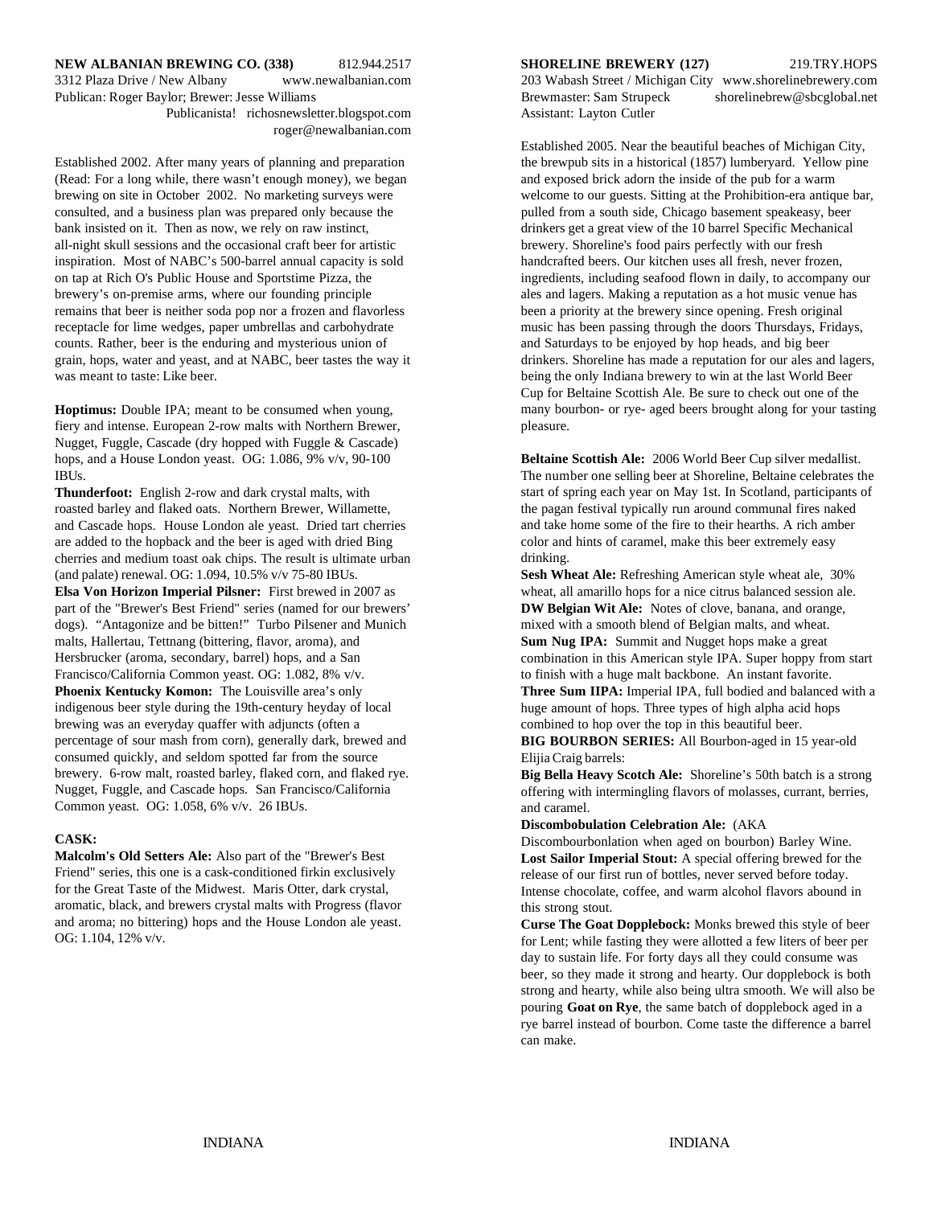**NEW ALBANIAN BREWING CO. (338)** 812.944.2517
3312 Plaza Drive / New Albany www.newalbanian.com
Publican: Roger Baylor; Brewer: Jesse Williams
Publicanista! richosnewsletter.blogspot.com
roger@newalbanian.com

Established 2002. After many years of planning and preparation (Read: For a long while, there wasn't enough money), we began brewing on site in October 2002. No marketing surveys were consulted, and a business plan was prepared only because the bank insisted on it. Then as now, we rely on raw instinct, all-night skull sessions and the occasional craft beer for artistic inspiration. Most of NABC's 500-barrel annual capacity is sold on tap at Rich O's Public House and Sportstime Pizza, the brewery's on-premise arms, where our founding principle remains that beer is neither soda pop nor a frozen and flavorless receptacle for lime wedges, paper umbrellas and carbohydrate counts. Rather, beer is the enduring and mysterious union of grain, hops, water and yeast, and at NABC, beer tastes the way it was meant to taste: Like beer.

**Hoptimus:** Double IPA; meant to be consumed when young, fiery and intense. European 2-row malts with Northern Brewer, Nugget, Fuggle, Cascade (dry hopped with Fuggle & Cascade) hops, and a House London yeast. OG: 1.086, 9% v/v, 90-100 IBUs.

**Thunderfoot:** English 2-row and dark crystal malts, with roasted barley and flaked oats. Northern Brewer, Willamette, and Cascade hops. House London ale yeast. Dried tart cherries are added to the hopback and the beer is aged with dried Bing cherries and medium toast oak chips. The result is ultimate urban (and palate) renewal. OG: 1.094, 10.5% v/v 75-80 IBUs.

**Elsa Von Horizon Imperial Pilsner:** First brewed in 2007 as part of the "Brewer's Best Friend" series (named for our brewers' dogs). "Antagonize and be bitten!" Turbo Pilsener and Munich malts, Hallertau, Tettnang (bittering, flavor, aroma), and Hersbrucker (aroma, secondary, barrel) hops, and a San Francisco/California Common yeast. OG: 1.082, 8% v/v.

**Phoenix Kentucky Komon:** The Louisville area's only indigenous beer style during the 19th-century heyday of local brewing was an everyday quaffer with adjuncts (often a percentage of sour mash from corn), generally dark, brewed and consumed quickly, and seldom spotted far from the source brewery. 6-row malt, roasted barley, flaked corn, and flaked rye. Nugget, Fuggle, and Cascade hops. San Francisco/California Common yeast. OG: 1.058, 6% v/v. 26 IBUs.

**CASK:**

**Malcolm's Old Setters Ale:** Also part of the "Brewer's Best Friend" series, this one is a cask-conditioned firkin exclusively for the Great Taste of the Midwest. Maris Otter, dark crystal, aromatic, black, and brewers crystal malts with Progress (flavor and aroma; no bittering) hops and the House London ale yeast. OG: 1.104, 12% v/v.

**SHORELINE BREWERY (127)** 219.TRY.HOPS
203 Wabash Street / Michigan City www.shorelinebrewery.com
Brewmaster: Sam Strupeck shorelinebrew@sbcglobal.net
Assistant: Layton Cutler

Established 2005. Near the beautiful beaches of Michigan City, the brewpub sits in a historical (1857) lumberyard. Yellow pine and exposed brick adorn the inside of the pub for a warm welcome to our guests. Sitting at the Prohibition-era antique bar, pulled from a south side, Chicago basement speakeasy, beer drinkers get a great view of the 10 barrel Specific Mechanical brewery. Shoreline's food pairs perfectly with our fresh handcrafted beers. Our kitchen uses all fresh, never frozen, ingredients, including seafood flown in daily, to accompany our ales and lagers. Making a reputation as a hot music venue has been a priority at the brewery since opening. Fresh original music has been passing through the doors Thursdays, Fridays, and Saturdays to be enjoyed by hop heads, and big beer drinkers. Shoreline has made a reputation for our ales and lagers, being the only Indiana brewery to win at the last World Beer Cup for Beltaine Scottish Ale. Be sure to check out one of the many bourbon- or rye- aged beers brought along for your tasting pleasure.

**Beltaine Scottish Ale:** 2006 World Beer Cup silver medallist. The number one selling beer at Shoreline, Beltaine celebrates the start of spring each year on May 1st. In Scotland, participants of the pagan festival typically run around communal fires naked and take home some of the fire to their hearths. A rich amber color and hints of caramel, make this beer extremely easy drinking.

**Sesh Wheat Ale:** Refreshing American style wheat ale, 30% wheat, all amarillo hops for a nice citrus balanced session ale.

**DW Belgian Wit Ale:** Notes of clove, banana, and orange, mixed with a smooth blend of Belgian malts, and wheat.

**Sum Nug IPA:** Summit and Nugget hops make a great combination in this American style IPA. Super hoppy from start to finish with a huge malt backbone. An instant favorite.

**Three Sum IIPA:** Imperial IPA, full bodied and balanced with a huge amount of hops. Three types of high alpha acid hops combined to hop over the top in this beautiful beer.

**BIG BOURBON SERIES:** All Bourbon-aged in 15 year-old Elijia Craig barrels:

**Big Bella Heavy Scotch Ale:** Shoreline's 50th batch is a strong offering with intermingling flavors of molasses, currant, berries, and caramel.

**Discombobulation Celebration Ale:** (AKA Discombourbonlation when aged on bourbon) Barley Wine.

**Lost Sailor Imperial Stout:** A special offering brewed for the release of our first run of bottles, never served before today. Intense chocolate, coffee, and warm alcohol flavors abound in this strong stout.

**Curse The Goat Dopplebock:** Monks brewed this style of beer for Lent; while fasting they were allotted a few liters of beer per day to sustain life. For forty days all they could consume was beer, so they made it strong and hearty. Our dopplebock is both strong and hearty, while also being ultra smooth. We will also be pouring **Goat on Rye**, the same batch of dopplebock aged in a rye barrel instead of bourbon. Come taste the difference a barrel can make.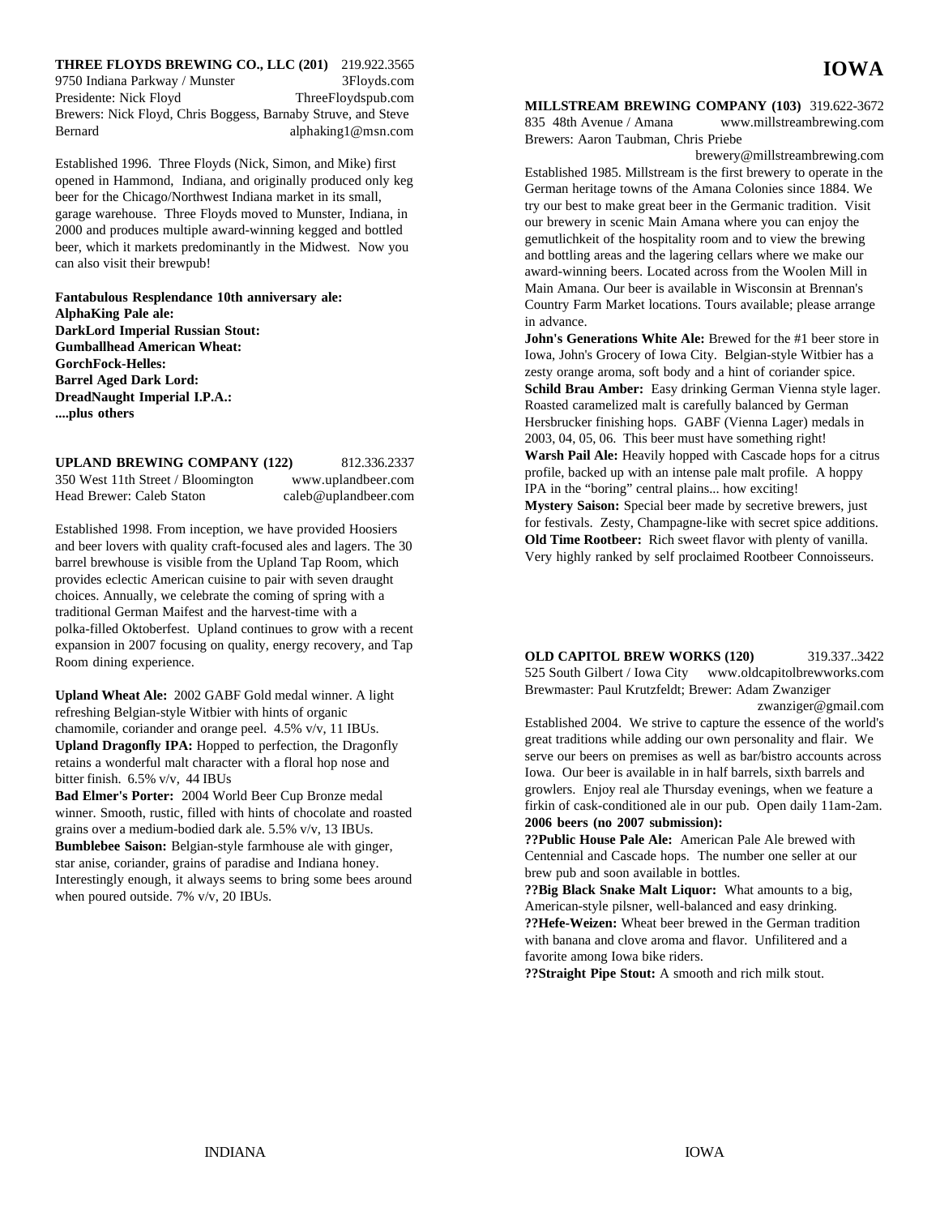**THREE FLOYDS BREWING CO., LLC (201)** 219.922.3565
9750 Indiana Parkway / Munster 3Floyds.com
Presidente: Nick Floyd ThreeFloydspub.com
Brewers: Nick Floyd, Chris Boggess, Barnaby Struve, and Steve Bernard alphaking1@msn.com

Established 1996. Three Floyds (Nick, Simon, and Mike) first opened in Hammond, Indiana, and originally produced only keg beer for the Chicago/Northwest Indiana market in its small, garage warehouse. Three Floyds moved to Munster, Indiana, in 2000 and produces multiple award-winning kegged and bottled beer, which it markets predominantly in the Midwest. Now you can also visit their brewpub!

**Fantabulous Resplendance 10th anniversary ale:**
**AlphaKing Pale ale:**
**DarkLord Imperial Russian Stout:**
**Gumballhead American Wheat:**
**GorchFock-Helles:**
**Barrel Aged Dark Lord:**
**DreadNaught Imperial I.P.A.:**
**....plus others**

**UPLAND BREWING COMPANY (122)** 812.336.2337
350 West 11th Street / Bloomington www.uplandbeer.com
Head Brewer: Caleb Staton caleb@uplandbeer.com

Established 1998. From inception, we have provided Hoosiers and beer lovers with quality craft-focused ales and lagers. The 30 barrel brewhouse is visible from the Upland Tap Room, which provides eclectic American cuisine to pair with seven draught choices. Annually, we celebrate the coming of spring with a traditional German Maifest and the harvest-time with a polka-filled Oktoberfest. Upland continues to grow with a recent expansion in 2007 focusing on quality, energy recovery, and Tap Room dining experience.

**Upland Wheat Ale:** 2002 GABF Gold medal winner. A light refreshing Belgian-style Witbier with hints of organic chamomile, coriander and orange peel. 4.5% v/v, 11 IBUs.
**Upland Dragonfly IPA:** Hopped to perfection, the Dragonfly retains a wonderful malt character with a floral hop nose and bitter finish. 6.5% v/v, 44 IBUs
**Bad Elmer's Porter:** 2004 World Beer Cup Bronze medal winner. Smooth, rustic, filled with hints of chocolate and roasted grains over a medium-bodied dark ale. 5.5% v/v, 13 IBUs.
**Bumblebee Saison:** Belgian-style farmhouse ale with ginger, star anise, coriander, grains of paradise and Indiana honey. Interestingly enough, it always seems to bring some bees around when poured outside. 7% v/v, 20 IBUs.

# IOWA

**MILLSTREAM BREWING COMPANY (103)** 319.622-3672
835 48th Avenue / Amana www.millstreambrewing.com
Brewers: Aaron Taubman, Chris Priebe
brewery@millstreambrewing.com

Established 1985. Millstream is the first brewery to operate in the German heritage towns of the Amana Colonies since 1884. We try our best to make great beer in the Germanic tradition. Visit our brewery in scenic Main Amana where you can enjoy the gemutlichkeit of the hospitality room and to view the brewing and bottling areas and the lagering cellars where we make our award-winning beers. Located across from the Woolen Mill in Main Amana. Our beer is available in Wisconsin at Brennan's Country Farm Market locations. Tours available; please arrange in advance.

**John's Generations White Ale:** Brewed for the #1 beer store in Iowa, John's Grocery of Iowa City. Belgian-style Witbier has a zesty orange aroma, soft body and a hint of coriander spice.
**Schild Brau Amber:** Easy drinking German Vienna style lager. Roasted caramelized malt is carefully balanced by German Hersbrucker finishing hops. GABF (Vienna Lager) medals in 2003, 04, 05, 06. This beer must have something right!
**Warsh Pail Ale:** Heavily hopped with Cascade hops for a citrus profile, backed up with an intense pale malt profile. A hoppy IPA in the "boring" central plains... how exciting!
**Mystery Saison:** Special beer made by secretive brewers, just for festivals. Zesty, Champagne-like with secret spice additions.
**Old Time Rootbeer:** Rich sweet flavor with plenty of vanilla. Very highly ranked by self proclaimed Rootbeer Connoisseurs.

**OLD CAPITOL BREW WORKS (120)** 319.337..3422
525 South Gilbert / Iowa City www.oldcapitolbrewworks.com
Brewmaster: Paul Krutzfeldt; Brewer: Adam Zwanziger
zwanziger@gmail.com

Established 2004. We strive to capture the essence of the world's great traditions while adding our own personality and flair. We serve our beers on premises as well as bar/bistro accounts across Iowa. Our beer is available in in half barrels, sixth barrels and growlers. Enjoy real ale Thursday evenings, when we feature a firkin of cask-conditioned ale in our pub. Open daily 11am-2am.

**2006 beers (no 2007 submission):**
**??Public House Pale Ale:** American Pale Ale brewed with Centennial and Cascade hops. The number one seller at our brew pub and soon available in bottles.
**??Big Black Snake Malt Liquor:** What amounts to a big, American-style pilsner, well-balanced and easy drinking.
**??Hefe-Weizen:** Wheat beer brewed in the German tradition with banana and clove aroma and flavor. Unfilitered and a favorite among Iowa bike riders.
**??Straight Pipe Stout:** A smooth and rich milk stout.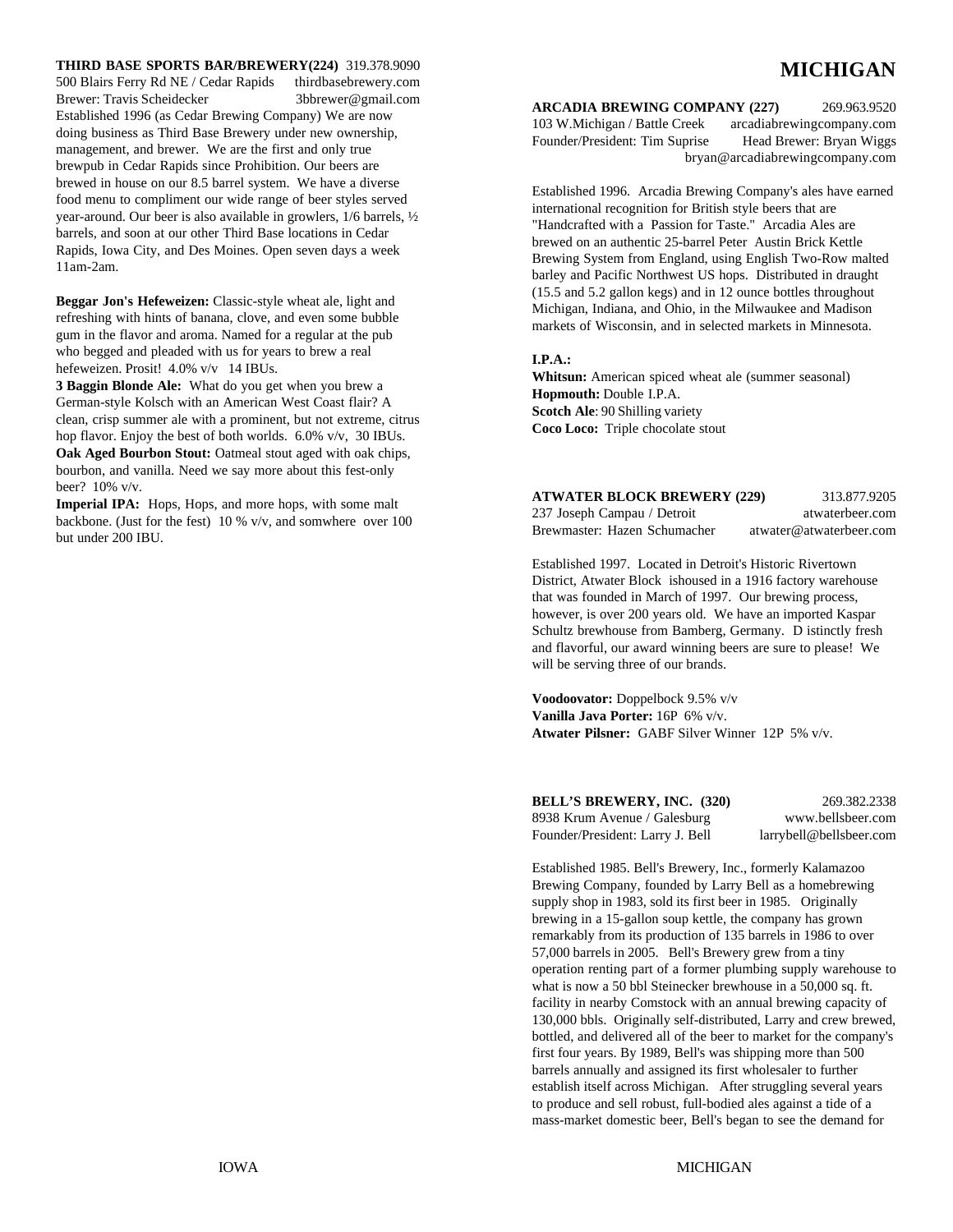**THIRD BASE SPORTS BAR/BREWERY(224)** 319.378.9090
500 Blairs Ferry Rd NE / Cedar Rapids thirdbasebrewery.com
Brewer: Travis Scheidecker 3bbrewer@gmail.com
Established 1996 (as Cedar Brewing Company) We are now doing business as Third Base Brewery under new ownership, management, and brewer. We are the first and only true brewpub in Cedar Rapids since Prohibition. Our beers are brewed in house on our 8.5 barrel system. We have a diverse food menu to compliment our wide range of beer styles served year-around. Our beer is also available in growlers, 1/6 barrels, ½ barrels, and soon at our other Third Base locations in Cedar Rapids, Iowa City, and Des Moines. Open seven days a week 11am-2am.

**Beggar Jon's Hefeweizen:** Classic-style wheat ale, light and refreshing with hints of banana, clove, and even some bubble gum in the flavor and aroma. Named for a regular at the pub who begged and pleaded with us for years to brew a real hefeweizen. Prosit! 4.0% v/v 14 IBUs.
**3 Baggin Blonde Ale:** What do you get when you brew a German-style Kolsch with an American West Coast flair? A clean, crisp summer ale with a prominent, but not extreme, citrus hop flavor. Enjoy the best of both worlds. 6.0% v/v, 30 IBUs.
**Oak Aged Bourbon Stout:** Oatmeal stout aged with oak chips, bourbon, and vanilla. Need we say more about this fest-only beer? 10% v/v.
**Imperial IPA:** Hops, Hops, and more hops, with some malt backbone. (Just for the fest) 10 % v/v, and somwhere over 100 but under 200 IBU.

# MICHIGAN

**ARCADIA BREWING COMPANY (227)** 269.963.9520
103 W.Michigan / Battle Creek arcadiabrewingcompany.com
Founder/President: Tim Suprise Head Brewer: Bryan Wiggs
bryan@arcadiabrewingcompany.com

Established 1996. Arcadia Brewing Company's ales have earned international recognition for British style beers that are "Handcrafted with a Passion for Taste." Arcadia Ales are brewed on an authentic 25-barrel Peter Austin Brick Kettle Brewing System from England, using English Two-Row malted barley and Pacific Northwest US hops. Distributed in draught (15.5 and 5.2 gallon kegs) and in 12 ounce bottles throughout Michigan, Indiana, and Ohio, in the Milwaukee and Madison markets of Wisconsin, and in selected markets in Minnesota.

**I.P.A.:**
**Whitsun:** American spiced wheat ale (summer seasonal)
**Hopmouth:** Double I.P.A.
**Scotch Ale**: 90 Shilling variety
**Coco Loco:** Triple chocolate stout

**ATWATER BLOCK BREWERY (229)** 313.877.9205
237 Joseph Campau / Detroit atwaterbeer.com
Brewmaster: Hazen Schumacher atwater@atwaterbeer.com

Established 1997. Located in Detroit's Historic Rivertown District, Atwater Block ishoused in a 1916 factory warehouse that was founded in March of 1997. Our brewing process, however, is over 200 years old. We have an imported Kaspar Schultz brewhouse from Bamberg, Germany. D istinctly fresh and flavorful, our award winning beers are sure to please! We will be serving three of our brands.

**Voodoovator:** Doppelbock 9.5% v/v
**Vanilla Java Porter:** 16P 6% v/v.
**Atwater Pilsner:** GABF Silver Winner 12P 5% v/v.

**BELL'S BREWERY, INC. (320)** 269.382.2338
8938 Krum Avenue / Galesburg www.bellsbeer.com
Founder/President: Larry J. Bell larrybell@bellsbeer.com

Established 1985. Bell's Brewery, Inc., formerly Kalamazoo Brewing Company, founded by Larry Bell as a homebrewing supply shop in 1983, sold its first beer in 1985. Originally brewing in a 15-gallon soup kettle, the company has grown remarkably from its production of 135 barrels in 1986 to over 57,000 barrels in 2005. Bell's Brewery grew from a tiny operation renting part of a former plumbing supply warehouse to what is now a 50 bbl Steinecker brewhouse in a 50,000 sq. ft. facility in nearby Comstock with an annual brewing capacity of 130,000 bbls. Originally self-distributed, Larry and crew brewed, bottled, and delivered all of the beer to market for the company's first four years. By 1989, Bell's was shipping more than 500 barrels annually and assigned its first wholesaler to further establish itself across Michigan. After struggling several years to produce and sell robust, full-bodied ales against a tide of a mass-market domestic beer, Bell's began to see the demand for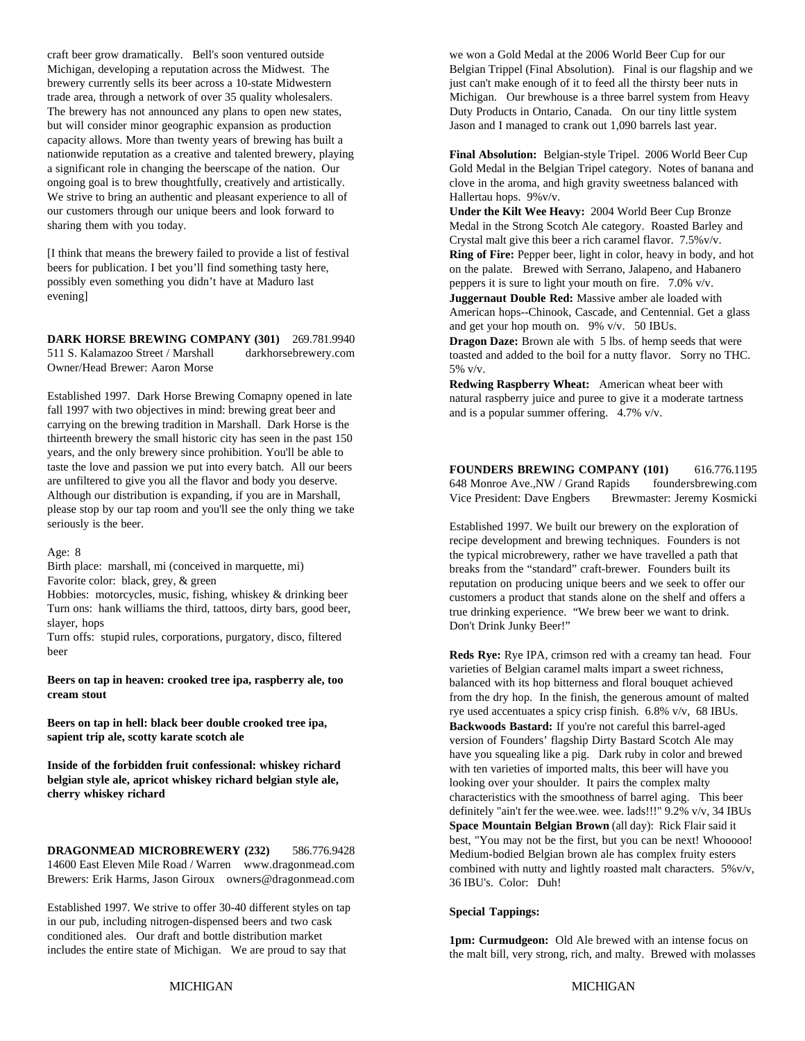craft beer grow dramatically. Bell's soon ventured outside Michigan, developing a reputation across the Midwest. The brewery currently sells its beer across a 10-state Midwestern trade area, through a network of over 35 quality wholesalers. The brewery has not announced any plans to open new states, but will consider minor geographic expansion as production capacity allows. More than twenty years of brewing has built a nationwide reputation as a creative and talented brewery, playing a significant role in changing the beerscape of the nation. Our ongoing goal is to brew thoughtfully, creatively and artistically. We strive to bring an authentic and pleasant experience to all of our customers through our unique beers and look forward to sharing them with you today.

[I think that means the brewery failed to provide a list of festival beers for publication. I bet you'll find something tasty here, possibly even something you didn't have at Maduro last evening]

**DARK HORSE BREWING COMPANY (301)** 269.781.9940
511 S. Kalamazoo Street / Marshall darkhorsebrewery.com
Owner/Head Brewer: Aaron Morse

Established 1997. Dark Horse Brewing Comapny opened in late fall 1997 with two objectives in mind: brewing great beer and carrying on the brewing tradition in Marshall. Dark Horse is the thirteenth brewery the small historic city has seen in the past 150 years, and the only brewery since prohibition. You'll be able to taste the love and passion we put into every batch. All our beers are unfiltered to give you all the flavor and body you deserve. Although our distribution is expanding, if you are in Marshall, please stop by our tap room and you'll see the only thing we take seriously is the beer.

Age: 8
Birth place: marshall, mi (conceived in marquette, mi)
Favorite color: black, grey, & green
Hobbies: motorcycles, music, fishing, whiskey & drinking beer
Turn ons: hank williams the third, tattoos, dirty bars, good beer, slayer, hops
Turn offs: stupid rules, corporations, purgatory, disco, filtered beer

**Beers on tap in heaven: crooked tree ipa, raspberry ale, too cream stout**

**Beers on tap in hell: black beer double crooked tree ipa, sapient trip ale, scotty karate scotch ale**

**Inside of the forbidden fruit confessional: whiskey richard belgian style ale, apricot whiskey richard belgian style ale, cherry whiskey richard**

**DRAGONMEAD MICROBREWERY (232)** 586.776.9428
14600 East Eleven Mile Road / Warren www.dragonmead.com
Brewers: Erik Harms, Jason Giroux owners@dragonmead.com

Established 1997. We strive to offer 30-40 different styles on tap in our pub, including nitrogen-dispensed beers and two cask conditioned ales. Our draft and bottle distribution market includes the entire state of Michigan. We are proud to say that we won a Gold Medal at the 2006 World Beer Cup for our Belgian Trippel (Final Absolution). Final is our flagship and we just can't make enough of it to feed all the thirsty beer nuts in Michigan. Our brewhouse is a three barrel system from Heavy Duty Products in Ontario, Canada. On our tiny little system Jason and I managed to crank out 1,090 barrels last year.

**Final Absolution:** Belgian-style Tripel. 2006 World Beer Cup Gold Medal in the Belgian Tripel category. Notes of banana and clove in the aroma, and high gravity sweetness balanced with Hallertau hops. 9%v/v.
**Under the Kilt Wee Heavy:** 2004 World Beer Cup Bronze Medal in the Strong Scotch Ale category. Roasted Barley and Crystal malt give this beer a rich caramel flavor. 7.5%v/v.
**Ring of Fire:** Pepper beer, light in color, heavy in body, and hot on the palate. Brewed with Serrano, Jalapeno, and Habanero peppers it is sure to light your mouth on fire. 7.0% v/v.
**Juggernaut Double Red:** Massive amber ale loaded with American hops--Chinook, Cascade, and Centennial. Get a glass and get your hop mouth on. 9% v/v. 50 IBUs.
**Dragon Daze:** Brown ale with 5 lbs. of hemp seeds that were toasted and added to the boil for a nutty flavor. Sorry no THC. 5% v/v.
**Redwing Raspberry Wheat:** American wheat beer with natural raspberry juice and puree to give it a moderate tartness and is a popular summer offering. 4.7% v/v.

**FOUNDERS BREWING COMPANY (101)** 616.776.1195
648 Monroe Ave.,NW / Grand Rapids foundersbrewing.com
Vice President: Dave Engbers Brewmaster: Jeremy Kosmicki

Established 1997. We built our brewery on the exploration of recipe development and brewing techniques. Founders is not the typical microbrewery, rather we have travelled a path that breaks from the "standard" craft-brewer. Founders built its reputation on producing unique beers and we seek to offer our customers a product that stands alone on the shelf and offers a true drinking experience. "We brew beer we want to drink. Don't Drink Junky Beer!"

**Reds Rye:** Rye IPA, crimson red with a creamy tan head. Four varieties of Belgian caramel malts impart a sweet richness, balanced with its hop bitterness and floral bouquet achieved from the dry hop. In the finish, the generous amount of malted rye used accentuates a spicy crisp finish. 6.8% v/v, 68 IBUs.
**Backwoods Bastard:** If you're not careful this barrel-aged version of Founders' flagship Dirty Bastard Scotch Ale may have you squealing like a pig. Dark ruby in color and brewed with ten varieties of imported malts, this beer will have you looking over your shoulder. It pairs the complex malty characteristics with the smoothness of barrel aging. This beer definitely "ain't fer the wee.wee. wee. lads!!!" 9.2% v/v, 34 IBUs
**Space Mountain Belgian Brown** (all day): Rick Flair said it best, "You may not be the first, but you can be next! Whooooo! Medium-bodied Belgian brown ale has complex fruity esters combined with nutty and lightly roasted malt characters. 5%v/v, 36 IBU's. Color: Duh!

**Special Tappings:**

**1pm: Curmudgeon:** Old Ale brewed with an intense focus on the malt bill, very strong, rich, and malty. Brewed with molasses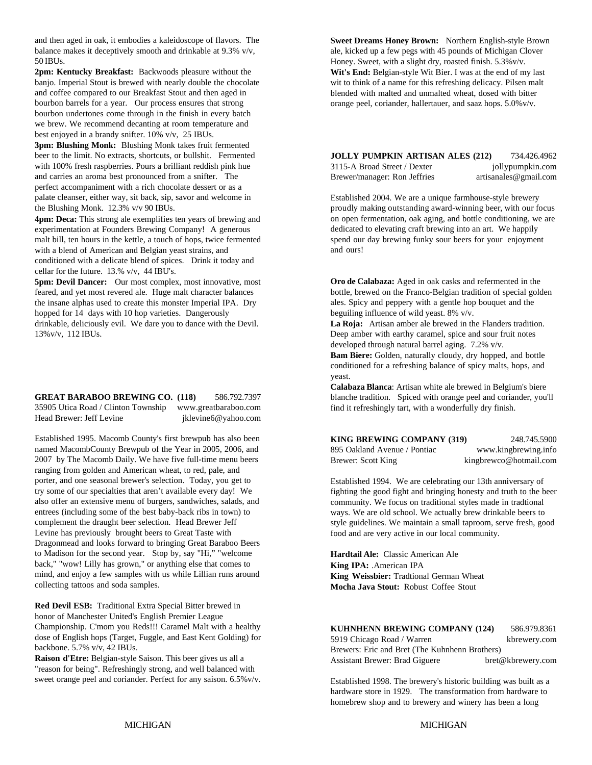and then aged in oak, it embodies a kaleidoscope of flavors. The balance makes it deceptively smooth and drinkable at 9.3% v/v, 50 IBUs.

**2pm: Kentucky Breakfast:** Backwoods pleasure without the banjo. Imperial Stout is brewed with nearly double the chocolate and coffee compared to our Breakfast Stout and then aged in bourbon barrels for a year. Our process ensures that strong bourbon undertones come through in the finish in every batch we brew. We recommend decanting at room temperature and best enjoyed in a brandy snifter. 10% v/v, 25 IBUs.

**3pm: Blushing Monk:** Blushing Monk takes fruit fermented beer to the limit. No extracts, shortcuts, or bullshit. Fermented with 100% fresh raspberries. Pours a brilliant reddish pink hue and carries an aroma best pronounced from a snifter. The perfect accompaniment with a rich chocolate dessert or as a palate cleanser, either way, sit back, sip, savor and welcome in the Blushing Monk. 12.3% v/v 90 IBUs.

**4pm: Deca:** This strong ale exemplifies ten years of brewing and experimentation at Founders Brewing Company! A generous malt bill, ten hours in the kettle, a touch of hops, twice fermented with a blend of American and Belgian yeast strains, and conditioned with a delicate blend of spices. Drink it today and cellar for the future. 13.% v/v, 44 IBU's.

**5pm: Devil Dancer:** Our most complex, most innovative, most feared, and yet most revered ale. Huge malt character balances the insane alphas used to create this monster Imperial IPA. Dry hopped for 14 days with 10 hop varieties. Dangerously drinkable, deliciously evil. We dare you to dance with the Devil. 13%v/v, 112 IBUs.

**GREAT BARABOO BREWING CO. (118)** 586.792.7397
35905 Utica Road / Clinton Township www.greatbaraboo.com
Head Brewer: Jeff Levine jklevine6@yahoo.com

Established 1995. Macomb County's first brewpub has also been named MacombCounty Brewpub of the Year in 2005, 2006, and 2007 by The Macomb Daily. We have five full-time menu beers ranging from golden and American wheat, to red, pale, and porter, and one seasonal brewer's selection. Today, you get to try some of our specialties that aren't available every day! We also offer an extensive menu of burgers, sandwiches, salads, and entrees (including some of the best baby-back ribs in town) to complement the draught beer selection. Head Brewer Jeff Levine has previously brought beers to Great Taste with Dragonmead and looks forward to bringing Great Baraboo Beers to Madison for the second year. Stop by, say "Hi," "welcome back," "wow! Lilly has grown," or anything else that comes to mind, and enjoy a few samples with us while Lillian runs around collecting tattoos and soda samples.

**Red Devil ESB:** Traditional Extra Special Bitter brewed in honor of Manchester United's English Premier League Championship. C'mom you Reds!!! Caramel Malt with a healthy dose of English hops (Target, Fuggle, and East Kent Golding) for backbone. 5.7% v/v, 42 IBUs.

**Raison d'Etre:** Belgian-style Saison. This beer gives us all a "reason for being". Refreshingly strong, and well balanced with sweet orange peel and coriander. Perfect for any saison. 6.5%v/v.

**Sweet Dreams Honey Brown:** Northern English-style Brown ale, kicked up a few pegs with 45 pounds of Michigan Clover Honey. Sweet, with a slight dry, roasted finish. 5.3%v/v.

**Wit's End:** Belgian-style Wit Bier. I was at the end of my last wit to think of a name for this refreshing delicacy. Pilsen malt blended with malted and unmalted wheat, dosed with bitter orange peel, coriander, hallertauer, and saaz hops. 5.0%v/v.

**JOLLY PUMPKIN ARTISAN ALES (212)** 734.426.4962
3115-A Broad Street / Dexter jollypumpkin.com
Brewer/manager: Ron Jeffries artisanales@gmail.com

Established 2004. We are a unique farmhouse-style brewery proudly making outstanding award-winning beer, with our focus on open fermentation, oak aging, and bottle conditioning, we are dedicated to elevating craft brewing into an art. We happily spend our day brewing funky sour beers for your enjoyment and ours!

**Oro de Calabaza:** Aged in oak casks and refermented in the bottle, brewed on the Franco-Belgian tradition of special golden ales. Spicy and peppery with a gentle hop bouquet and the beguiling influence of wild yeast. 8% v/v.

**La Roja:** Artisan amber ale brewed in the Flanders tradition. Deep amber with earthy caramel, spice and sour fruit notes developed through natural barrel aging. 7.2% v/v.

**Bam Biere:** Golden, naturally cloudy, dry hopped, and bottle conditioned for a refreshing balance of spicy malts, hops, and yeast.

**Calabaza Blanca**: Artisan white ale brewed in Belgium's biere blanche tradition. Spiced with orange peel and coriander, you'll find it refreshingly tart, with a wonderfully dry finish.

**KING BREWING COMPANY (319)** 248.745.5900
895 Oakland Avenue / Pontiac www.kingbrewing.info
Brewer: Scott King kingbrewco@hotmail.com

Established 1994. We are celebrating our 13th anniversary of fighting the good fight and bringing honesty and truth to the beer community. We focus on traditional styles made in tradtional ways. We are old school. We actually brew drinkable beers to style guidelines. We maintain a small taproom, serve fresh, good food and are very active in our local community.

**Hardtail Ale:** Classic American Ale
**King IPA:** .American IPA
**King Weissbier:** Tradtional German Wheat
**Mocha Java Stout:** Robust Coffee Stout

**KUHNHENN BREWING COMPANY (124)** 586.979.8361
5919 Chicago Road / Warren kbrewery.com
Brewers: Eric and Bret (The Kuhnhenn Brothers)
Assistant Brewer: Brad Giguere bret@kbrewery.com

Established 1998. The brewery's historic building was built as a hardware store in 1929. The transformation from hardware to homebrew shop and to brewery and winery has been a long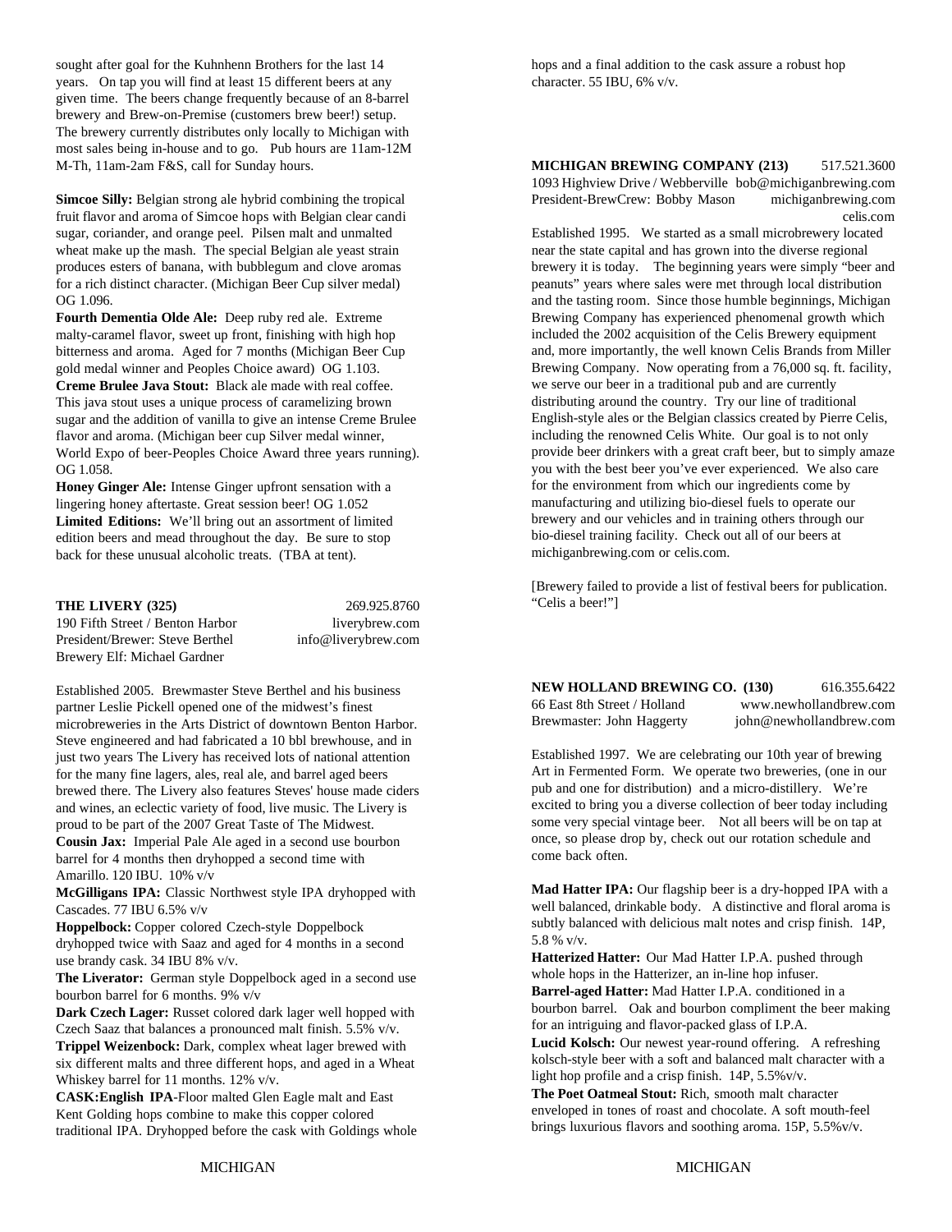sought after goal for the Kuhnhenn Brothers for the last 14 years. On tap you will find at least 15 different beers at any given time. The beers change frequently because of an 8-barrel brewery and Brew-on-Premise (customers brew beer!) setup. The brewery currently distributes only locally to Michigan with most sales being in-house and to go. Pub hours are 11am-12M M-Th, 11am-2am F&S, call for Sunday hours.

**Simcoe Silly:** Belgian strong ale hybrid combining the tropical fruit flavor and aroma of Simcoe hops with Belgian clear candi sugar, coriander, and orange peel. Pilsen malt and unmalted wheat make up the mash. The special Belgian ale yeast strain produces esters of banana, with bubblegum and clove aromas for a rich distinct character. (Michigan Beer Cup silver medal) OG 1.096.

**Fourth Dementia Olde Ale:** Deep ruby red ale. Extreme malty-caramel flavor, sweet up front, finishing with high hop bitterness and aroma. Aged for 7 months (Michigan Beer Cup gold medal winner and Peoples Choice award) OG 1.103.

**Creme Brulee Java Stout:** Black ale made with real coffee. This java stout uses a unique process of caramelizing brown sugar and the addition of vanilla to give an intense Creme Brulee flavor and aroma. (Michigan beer cup Silver medal winner, World Expo of beer-Peoples Choice Award three years running). OG 1.058.

**Honey Ginger Ale:** Intense Ginger upfront sensation with a lingering honey aftertaste. Great session beer! OG 1.052

**Limited Editions:** We'll bring out an assortment of limited edition beers and mead throughout the day. Be sure to stop back for these unusual alcoholic treats. (TBA at tent).

**THE LIVERY (325)** 269.925.8760
190 Fifth Street / Benton Harbor liverybrew.com
President/Brewer: Steve Berthel info@liverybrew.com
Brewery Elf: Michael Gardner

Established 2005. Brewmaster Steve Berthel and his business partner Leslie Pickell opened one of the midwest's finest microbreweries in the Arts District of downtown Benton Harbor. Steve engineered and had fabricated a 10 bbl brewhouse, and in just two years The Livery has received lots of national attention for the many fine lagers, ales, real ale, and barrel aged beers brewed there. The Livery also features Steves' house made ciders and wines, an eclectic variety of food, live music. The Livery is proud to be part of the 2007 Great Taste of The Midwest.

**Cousin Jax:** Imperial Pale Ale aged in a second use bourbon barrel for 4 months then dryhopped a second time with Amarillo. 120 IBU. 10% v/v

**McGilligans IPA:** Classic Northwest style IPA dryhopped with Cascades. 77 IBU 6.5% v/v

**Hoppelbock:** Copper colored Czech-style Doppelbock dryhopped twice with Saaz and aged for 4 months in a second use brandy cask. 34 IBU 8% v/v.

**The Liverator:** German style Doppelbock aged in a second use bourbon barrel for 6 months. 9% v/v

**Dark Czech Lager:** Russet colored dark lager well hopped with Czech Saaz that balances a pronounced malt finish. 5.5% v/v.

**Trippel Weizenbock:** Dark, complex wheat lager brewed with six different malts and three different hops, and aged in a Wheat Whiskey barrel for 11 months. 12% v/v.

**CASK:English IPA**-Floor malted Glen Eagle malt and East Kent Golding hops combine to make this copper colored traditional IPA. Dryhopped before the cask with Goldings whole hops and a final addition to the cask assure a robust hop character. 55 IBU, 6% v/v.

**MICHIGAN BREWING COMPANY (213)** 517.521.3600
1093 Highview Drive / Webberville bob@michiganbrewing.com
President-BrewCrew: Bobby Mason michiganbrewing.com
celis.com

Established 1995. We started as a small microbrewery located near the state capital and has grown into the diverse regional brewery it is today. The beginning years were simply "beer and peanuts" years where sales were met through local distribution and the tasting room. Since those humble beginnings, Michigan Brewing Company has experienced phenomenal growth which included the 2002 acquisition of the Celis Brewery equipment and, more importantly, the well known Celis Brands from Miller Brewing Company. Now operating from a 76,000 sq. ft. facility, we serve our beer in a traditional pub and are currently distributing around the country. Try our line of traditional English-style ales or the Belgian classics created by Pierre Celis, including the renowned Celis White. Our goal is to not only provide beer drinkers with a great craft beer, but to simply amaze you with the best beer you've ever experienced. We also care for the environment from which our ingredients come by manufacturing and utilizing bio-diesel fuels to operate our brewery and our vehicles and in training others through our bio-diesel training facility. Check out all of our beers at michiganbrewing.com or celis.com.

[Brewery failed to provide a list of festival beers for publication. "Celis a beer!"]

**NEW HOLLAND BREWING CO. (130)** 616.355.6422
66 East 8th Street / Holland www.newhollandbrew.com
Brewmaster: John Haggerty john@newhollandbrew.com

Established 1997. We are celebrating our 10th year of brewing Art in Fermented Form. We operate two breweries, (one in our pub and one for distribution) and a micro-distillery. We're excited to bring you a diverse collection of beer today including some very special vintage beer. Not all beers will be on tap at once, so please drop by, check out our rotation schedule and come back often.

**Mad Hatter IPA:** Our flagship beer is a dry-hopped IPA with a well balanced, drinkable body. A distinctive and floral aroma is subtly balanced with delicious malt notes and crisp finish. 14P, 5.8 % v/v.

**Hatterized Hatter:** Our Mad Hatter I.P.A. pushed through whole hops in the Hatterizer, an in-line hop infuser.

**Barrel-aged Hatter:** Mad Hatter I.P.A. conditioned in a bourbon barrel. Oak and bourbon compliment the beer making for an intriguing and flavor-packed glass of I.P.A.

**Lucid Kolsch:** Our newest year-round offering. A refreshing kolsch-style beer with a soft and balanced malt character with a light hop profile and a crisp finish. 14P, 5.5%v/v.

**The Poet Oatmeal Stout:** Rich, smooth malt character enveloped in tones of roast and chocolate. A soft mouth-feel brings luxurious flavors and soothing aroma. 15P, 5.5%v/v.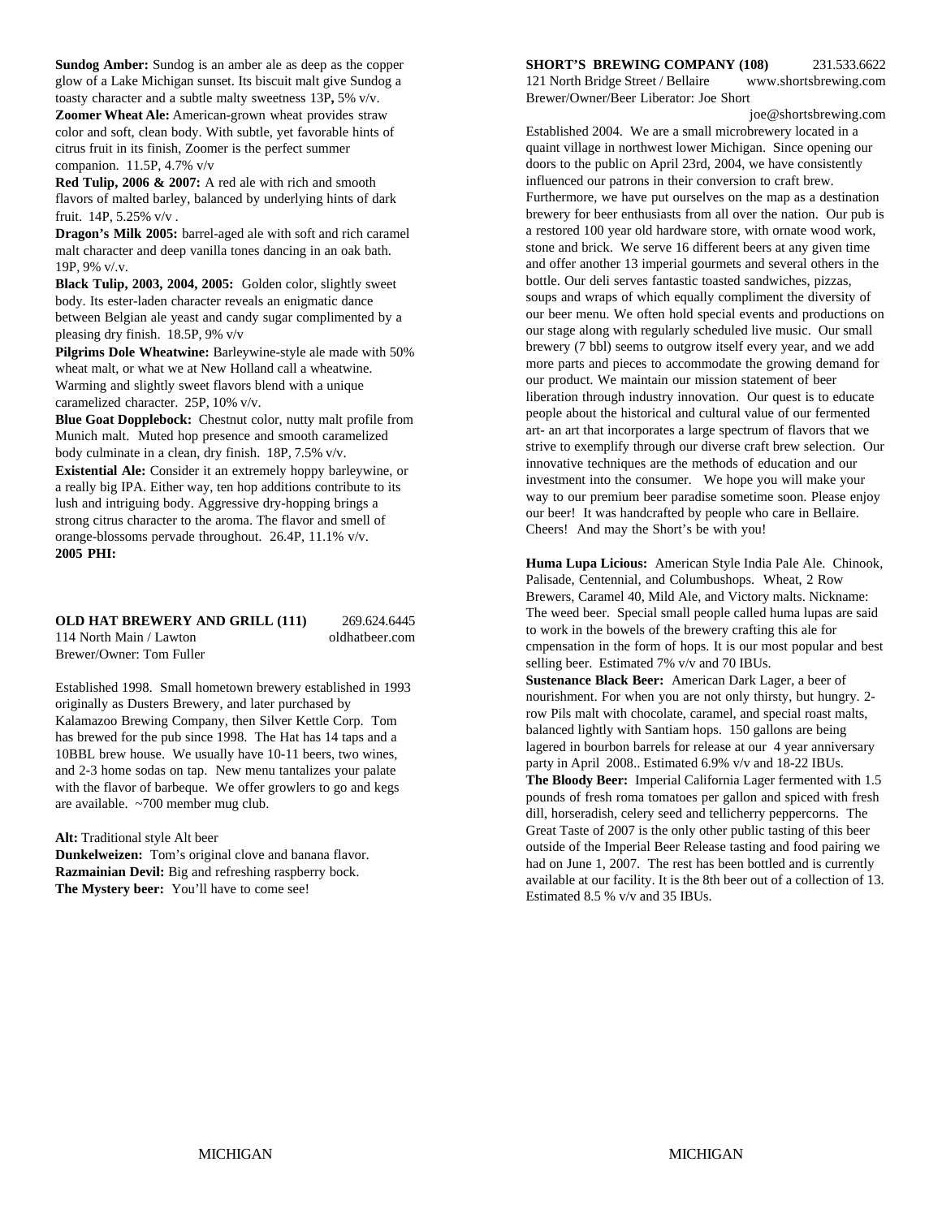**Sundog Amber:** Sundog is an amber ale as deep as the copper glow of a Lake Michigan sunset. Its biscuit malt give Sundog a toasty character and a subtle malty sweetness 13P**,** 5% v/v.

**Zoomer Wheat Ale:** American-grown wheat provides straw color and soft, clean body. With subtle, yet favorable hints of citrus fruit in its finish, Zoomer is the perfect summer companion. 11.5P, 4.7% v/v

**Red Tulip, 2006 & 2007:** A red ale with rich and smooth flavors of malted barley, balanced by underlying hints of dark fruit. 14P, 5.25% v/v .

**Dragon's Milk 2005:** barrel-aged ale with soft and rich caramel malt character and deep vanilla tones dancing in an oak bath. 19P, 9% v/.v.

**Black Tulip, 2003, 2004, 2005:** Golden color, slightly sweet body. Its ester-laden character reveals an enigmatic dance between Belgian ale yeast and candy sugar complimented by a pleasing dry finish. 18.5P, 9% v/v

**Pilgrims Dole Wheatwine:** Barleywine-style ale made with 50% wheat malt, or what we at New Holland call a wheatwine. Warming and slightly sweet flavors blend with a unique caramelized character. 25P, 10% v/v.

**Blue Goat Dopplebock:** Chestnut color, nutty malt profile from Munich malt. Muted hop presence and smooth caramelized body culminate in a clean, dry finish. 18P, 7.5% v/v.

**Existential Ale:** Consider it an extremely hoppy barleywine, or a really big IPA. Either way, ten hop additions contribute to its lush and intriguing body. Aggressive dry-hopping brings a strong citrus character to the aroma. The flavor and smell of orange-blossoms pervade throughout. 26.4P, 11.1% v/v.

**2005 PHI:**

**OLD HAT BREWERY AND GRILL (111)** 269.624.6445
114 North Main / Lawton oldhatbeer.com
Brewer/Owner: Tom Fuller

Established 1998. Small hometown brewery established in 1993 originally as Dusters Brewery, and later purchased by Kalamazoo Brewing Company, then Silver Kettle Corp. Tom has brewed for the pub since 1998. The Hat has 14 taps and a 10BBL brew house. We usually have 10-11 beers, two wines, and 2-3 home sodas on tap. New menu tantalizes your palate with the flavor of barbeque. We offer growlers to go and kegs are available. ~700 member mug club.

**Alt:** Traditional style Alt beer
**Dunkelweizen:** Tom's original clove and banana flavor.
**Razmainian Devil:** Big and refreshing raspberry bock.
**The Mystery beer:** You'll have to come see!

**SHORT'S BREWING COMPANY (108)** 231.533.6622
121 North Bridge Street / Bellaire www.shortsbrewing.com
Brewer/Owner/Beer Liberator: Joe Short
joe@shortsbrewing.com

Established 2004. We are a small microbrewery located in a quaint village in northwest lower Michigan. Since opening our doors to the public on April 23rd, 2004, we have consistently influenced our patrons in their conversion to craft brew. Furthermore, we have put ourselves on the map as a destination brewery for beer enthusiasts from all over the nation. Our pub is a restored 100 year old hardware store, with ornate wood work, stone and brick. We serve 16 different beers at any given time and offer another 13 imperial gourmets and several others in the bottle. Our deli serves fantastic toasted sandwiches, pizzas, soups and wraps of which equally compliment the diversity of our beer menu. We often hold special events and productions on our stage along with regularly scheduled live music. Our small brewery (7 bbl) seems to outgrow itself every year, and we add more parts and pieces to accommodate the growing demand for our product. We maintain our mission statement of beer liberation through industry innovation. Our quest is to educate people about the historical and cultural value of our fermented art- an art that incorporates a large spectrum of flavors that we strive to exemplify through our diverse craft brew selection. Our innovative techniques are the methods of education and our investment into the consumer. We hope you will make your way to our premium beer paradise sometime soon. Please enjoy our beer! It was handcrafted by people who care in Bellaire. Cheers! And may the Short's be with you!

**Huma Lupa Licious:** American Style India Pale Ale. Chinook, Palisade, Centennial, and Columbushops. Wheat, 2 Row Brewers, Caramel 40, Mild Ale, and Victory malts. Nickname: The weed beer. Special small people called huma lupas are said to work in the bowels of the brewery crafting this ale for cmpensation in the form of hops. It is our most popular and best selling beer. Estimated 7% v/v and 70 IBUs.

**Sustenance Black Beer:** American Dark Lager, a beer of nourishment. For when you are not only thirsty, but hungry. 2-row Pils malt with chocolate, caramel, and special roast malts, balanced lightly with Santiam hops. 150 gallons are being lagered in bourbon barrels for release at our 4 year anniversary party in April 2008.. Estimated 6.9% v/v and 18-22 IBUs.

**The Bloody Beer:** Imperial California Lager fermented with 1.5 pounds of fresh roma tomatoes per gallon and spiced with fresh dill, horseradish, celery seed and tellicherry peppercorns. The Great Taste of 2007 is the only other public tasting of this beer outside of the Imperial Beer Release tasting and food pairing we had on June 1, 2007. The rest has been bottled and is currently available at our facility. It is the 8th beer out of a collection of 13. Estimated 8.5 % v/v and 35 IBUs.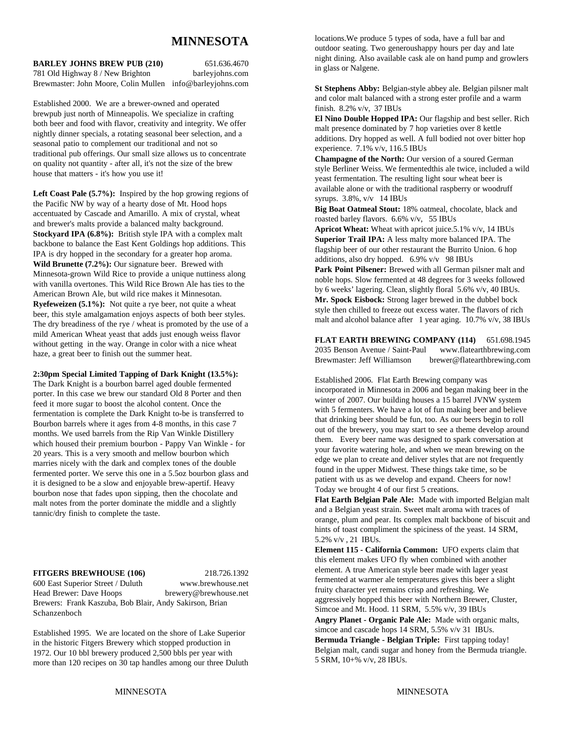# MINNESOTA

**BARLEY JOHNS BREW PUB (210)** 651.636.4670
781 Old Highway 8 / New Brighton barleyjohns.com
Brewmaster: John Moore, Colin Mullen info@barleyjohns.com

Established 2000. We are a brewer-owned and operated brewpub just north of Minneapolis. We specialize in crafting both beer and food with flavor, creativity and integrity. We offer nightly dinner specials, a rotating seasonal beer selection, and a seasonal patio to complement our traditional and not so traditional pub offerings. Our small size allows us to concentrate on quality not quantity - after all, it's not the size of the brew house that matters - it's how you use it!

**Left Coast Pale (5.7%):** Inspired by the hop growing regions of the Pacific NW by way of a hearty dose of Mt. Hood hops accentuated by Cascade and Amarillo. A mix of crystal, wheat and brewer's malts provide a balanced malty background.
**Stockyard IPA (6.8%):** British style IPA with a complex malt backbone to balance the East Kent Goldings hop additions. This IPA is dry hopped in the secondary for a greater hop aroma.
**Wild Brunette (7.2%):** Our signature beer. Brewed with Minnesota-grown Wild Rice to provide a unique nuttiness along with vanilla overtones. This Wild Rice Brown Ale has ties to the American Brown Ale, but wild rice makes it Minnesotan.
**Ryefeweizen (5.1%):** Not quite a rye beer, not quite a wheat beer, this style amalgamation enjoys aspects of both beer styles. The dry breadiness of the rye / wheat is promoted by the use of a mild American Wheat yeast that adds just enough weiss flavor without getting in the way. Orange in color with a nice wheat haze, a great beer to finish out the summer heat.

**2:30pm Special Limited Tapping of Dark Knight (13.5%):** The Dark Knight is a bourbon barrel aged double fermented porter. In this case we brew our standard Old 8 Porter and then feed it more sugar to boost the alcohol content. Once the fermentation is complete the Dark Knight to-be is transferred to Bourbon barrels where it ages from 4-8 months, in this case 7 months. We used barrels from the Rip Van Winkle Distillery which housed their premium bourbon - Pappy Van Winkle - for 20 years. This is a very smooth and mellow bourbon which marries nicely with the dark and complex tones of the double fermented porter. We serve this one in a 5.5oz bourbon glass and it is designed to be a slow and enjoyable brew-apertif. Heavy bourbon nose that fades upon sipping, then the chocolate and malt notes from the porter dominate the middle and a slightly tannic/dry finish to complete the taste.

**FITGERS BREWHOUSE (106)** 218.726.1392
600 East Superior Street / Duluth www.brewhouse.net
Head Brewer: Dave Hoops brewery@brewhouse.net
Brewers: Frank Kaszuba, Bob Blair, Andy Sakirson, Brian Schanzenboch

Established 1995. We are located on the shore of Lake Superior in the historic Fitgers Brewery which stopped production in 1972. Our 10 bbl brewery produced 2,500 bbls per year with more than 120 recipes on 30 tap handles among our three Duluth locations.We produce 5 types of soda, have a full bar and outdoor seating. Two generoushappy hours per day and late night dining. Also available cask ale on hand pump and growlers in glass or Nalgene.

**St Stephens Abby:** Belgian-style abbey ale. Belgian pilsner malt and color malt balanced with a strong ester profile and a warm finish. 8.2% v/v, 37 IBUs
**El Nino Double Hopped IPA:** Our flagship and best seller. Rich malt presence dominated by 7 hop varieties over 8 kettle additions. Dry hopped as well. A full bodied not over bitter hop experience. 7.1% v/v, 116.5 IBUs
**Champagne of the North:** Our version of a soured German style Berliner Weiss. We fermentedthis ale twice, included a wild yeast fermentation. The resulting light sour wheat beer is available alone or with the traditional raspberry or woodruff syrups. 3.8%, v/v 14 IBUs
**Big Boat Oatmeal Stout:** 18% oatmeal, chocolate, black and roasted barley flavors. 6.6% v/v, 55 IBUs
**Apricot Wheat:** Wheat with apricot juice.5.1% v/v, 14 IBUs
**Superior Trail IPA:** A less malty more balanced IPA. The flagship beer of our other restaurant the Burrito Union. 6 hop additions, also dry hopped. 6.9% v/v 98 IBUs
**Park Point Pilsener:** Brewed with all German pilsner malt and noble hops. Slow fermented at 48 degrees for 3 weeks followed by 6 weeks' lagering. Clean, slightly floral 5.6% v/v, 40 IBUs.
**Mr. Spock Eisbock:** Strong lager brewed in the dubbel bock style then chilled to freeze out excess water. The flavors of rich malt and alcohol balance after 1 year aging. 10.7% v/v, 38 IBUs

**FLAT EARTH BREWING COMPANY (114)** 651.698.1945
2035 Benson Avenue / Saint-Paul www.flatearthbrewing.com
Brewmaster: Jeff Williamson brewer@flatearthbrewing.com

Established 2006. Flat Earth Brewing company was incorporated in Minnesota in 2006 and began making beer in the winter of 2007. Our building houses a 15 barrel JVNW system with 5 fermenters. We have a lot of fun making beer and believe that drinking beer should be fun, too. As our beers begin to roll out of the brewery, you may start to see a theme develop around them. Every beer name was designed to spark conversation at your favorite watering hole, and when we mean brewing on the edge we plan to create and deliver styles that are not frequently found in the upper Midwest. These things take time, so be patient with us as we develop and expand. Cheers for now! Today we brought 4 of our first 5 creations.
**Flat Earth Belgian Pale Ale:** Made with imported Belgian malt and a Belgian yeast strain. Sweet malt aroma with traces of orange, plum and pear. Its complex malt backbone of biscuit and hints of toast compliment the spiciness of the yeast. 14 SRM, 5.2% v/v , 21 IBUs.
**Element 115 - California Common:** UFO experts claim that this element makes UFO fly when combined with another element. A true American style beer made with lager yeast fermented at warmer ale temperatures gives this beer a slight fruity character yet remains crisp and refreshing. We aggressively hopped this beer with Northern Brewer, Cluster, Simcoe and Mt. Hood. 11 SRM, 5.5% v/v, 39 IBUs
**Angry Planet - Organic Pale Ale:** Made with organic malts, simcoe and cascade hops 14 SRM, 5.5% v/v 31 IBUs.
**Bermuda Triangle - Belgian Triple:** First tapping today! Belgian malt, candi sugar and honey from the Bermuda triangle. 5 SRM, 10+% v/v, 28 IBUs.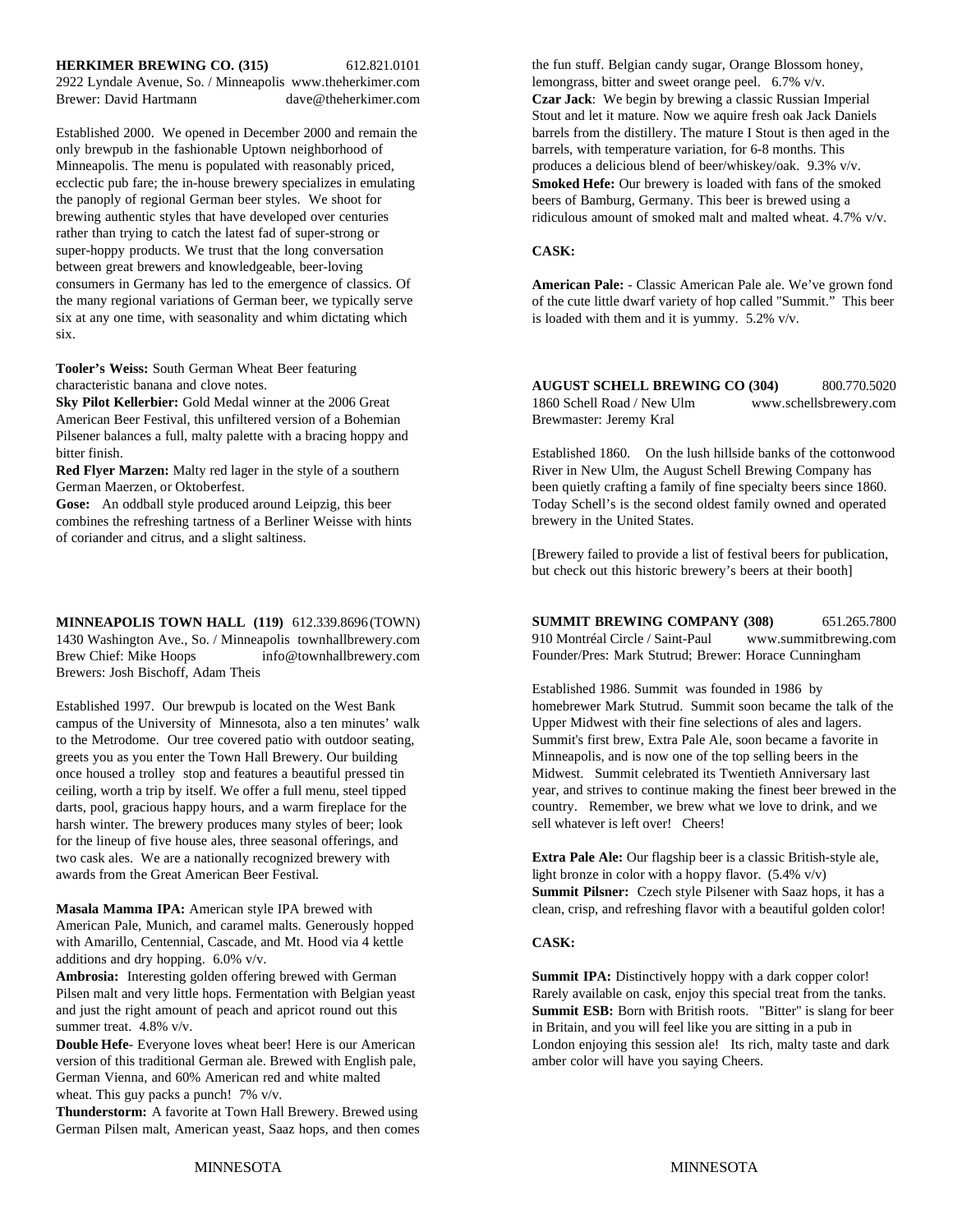**HERKIMER BREWING CO. (315)** 612.821.0101
2922 Lyndale Avenue, So. / Minneapolis www.theherkimer.com
Brewer: David Hartmann dave@theherkimer.com

Established 2000. We opened in December 2000 and remain the only brewpub in the fashionable Uptown neighborhood of Minneapolis. The menu is populated with reasonably priced, ecclectic pub fare; the in-house brewery specializes in emulating the panoply of regional German beer styles. We shoot for brewing authentic styles that have developed over centuries rather than trying to catch the latest fad of super-strong or super-hoppy products. We trust that the long conversation between great brewers and knowledgeable, beer-loving consumers in Germany has led to the emergence of classics. Of the many regional variations of German beer, we typically serve six at any one time, with seasonality and whim dictating which six.

**Tooler's Weiss:** South German Wheat Beer featuring characteristic banana and clove notes.
**Sky Pilot Kellerbier:** Gold Medal winner at the 2006 Great American Beer Festival, this unfiltered version of a Bohemian Pilsener balances a full, malty palette with a bracing hoppy and bitter finish.
**Red Flyer Marzen:** Malty red lager in the style of a southern German Maerzen, or Oktoberfest.
**Gose:** An oddball style produced around Leipzig, this beer combines the refreshing tartness of a Berliner Weisse with hints of coriander and citrus, and a slight saltiness.

**MINNEAPOLIS TOWN HALL (119)** 612.339.8696 (TOWN)
1430 Washington Ave., So. / Minneapolis townhallbrewery.com
Brew Chief: Mike Hoops info@townhallbrewery.com
Brewers: Josh Bischoff, Adam Theis

Established 1997. Our brewpub is located on the West Bank campus of the University of Minnesota, also a ten minutes' walk to the Metrodome. Our tree covered patio with outdoor seating, greets you as you enter the Town Hall Brewery. Our building once housed a trolley stop and features a beautiful pressed tin ceiling, worth a trip by itself. We offer a full menu, steel tipped darts, pool, gracious happy hours, and a warm fireplace for the harsh winter. The brewery produces many styles of beer; look for the lineup of five house ales, three seasonal offerings, and two cask ales. We are a nationally recognized brewery with awards from the Great American Beer Festival.

**Masala Mamma IPA:** American style IPA brewed with American Pale, Munich, and caramel malts. Generously hopped with Amarillo, Centennial, Cascade, and Mt. Hood via 4 kettle additions and dry hopping. 6.0% v/v.
**Ambrosia:** Interesting golden offering brewed with German Pilsen malt and very little hops. Fermentation with Belgian yeast and just the right amount of peach and apricot round out this summer treat. 4.8% v/v.
**Double Hefe**- Everyone loves wheat beer! Here is our American version of this traditional German ale. Brewed with English pale, German Vienna, and 60% American red and white malted wheat. This guy packs a punch! 7% v/v.
**Thunderstorm:** A favorite at Town Hall Brewery. Brewed using German Pilsen malt, American yeast, Saaz hops, and then comes the fun stuff. Belgian candy sugar, Orange Blossom honey, lemongrass, bitter and sweet orange peel. 6.7% v/v.
**Czar Jack**: We begin by brewing a classic Russian Imperial Stout and let it mature. Now we aquire fresh oak Jack Daniels barrels from the distillery. The mature I Stout is then aged in the barrels, with temperature variation, for 6-8 months. This produces a delicious blend of beer/whiskey/oak. 9.3% v/v.
**Smoked Hefe:** Our brewery is loaded with fans of the smoked beers of Bamburg, Germany. This beer is brewed using a ridiculous amount of smoked malt and malted wheat. 4.7% v/v.

**CASK:**

**American Pale:** - Classic American Pale ale. We've grown fond of the cute little dwarf variety of hop called "Summit." This beer is loaded with them and it is yummy. 5.2% v/v.

**AUGUST SCHELL BREWING CO (304)** 800.770.5020
1860 Schell Road / New Ulm www.schellsbrewery.com
Brewmaster: Jeremy Kral

Established 1860. On the lush hillside banks of the cottonwood River in New Ulm, the August Schell Brewing Company has been quietly crafting a family of fine specialty beers since 1860. Today Schell's is the second oldest family owned and operated brewery in the United States.

[Brewery failed to provide a list of festival beers for publication, but check out this historic brewery's beers at their booth]

**SUMMIT BREWING COMPANY (308)** 651.265.7800
910 Montréal Circle / Saint-Paul www.summitbrewing.com
Founder/Pres: Mark Stutrud; Brewer: Horace Cunningham

Established 1986. Summit was founded in 1986 by homebrewer Mark Stutrud. Summit soon became the talk of the Upper Midwest with their fine selections of ales and lagers. Summit's first brew, Extra Pale Ale, soon became a favorite in Minneapolis, and is now one of the top selling beers in the Midwest. Summit celebrated its Twentieth Anniversary last year, and strives to continue making the finest beer brewed in the country. Remember, we brew what we love to drink, and we sell whatever is left over! Cheers!

**Extra Pale Ale:** Our flagship beer is a classic British-style ale, light bronze in color with a hoppy flavor. (5.4% v/v)
**Summit Pilsner:** Czech style Pilsener with Saaz hops, it has a clean, crisp, and refreshing flavor with a beautiful golden color!

**CASK:**

**Summit IPA:** Distinctively hoppy with a dark copper color! Rarely available on cask, enjoy this special treat from the tanks.
**Summit ESB:** Born with British roots. "Bitter" is slang for beer in Britain, and you will feel like you are sitting in a pub in London enjoying this session ale! Its rich, malty taste and dark amber color will have you saying Cheers.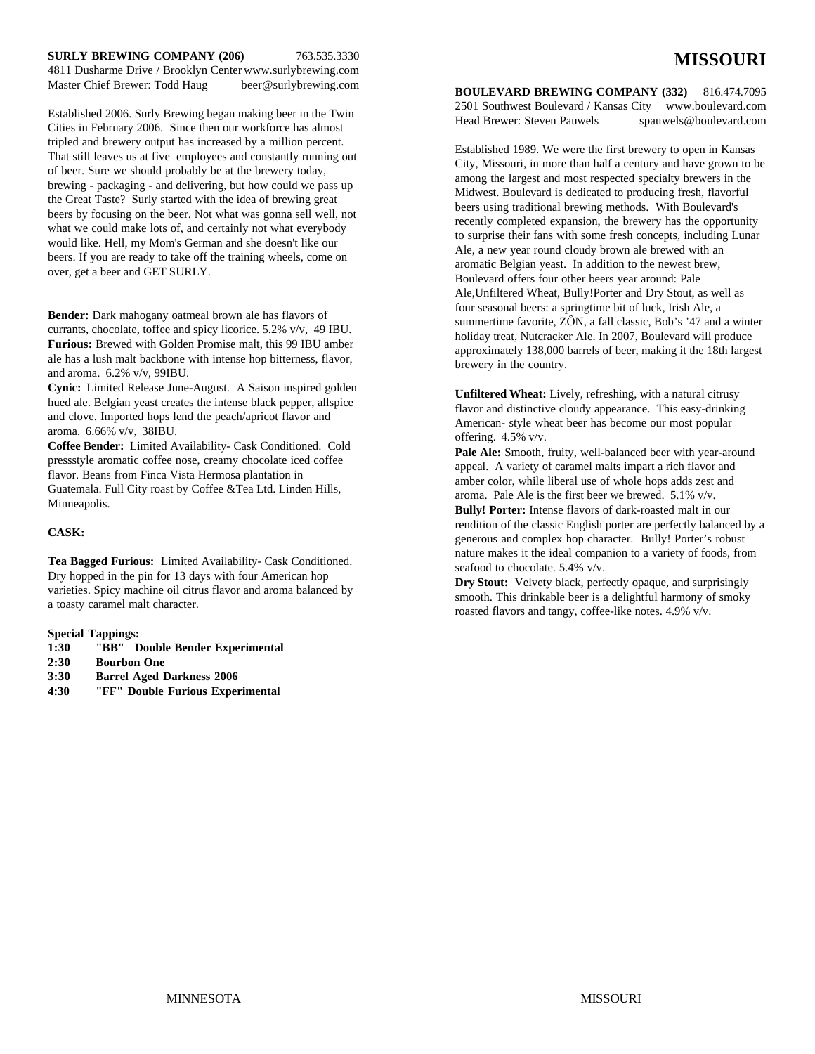**SURLY BREWING COMPANY (206)** 763.535.3330
4811 Dusharme Drive / Brooklyn Center www.surlybrewing.com
Master Chief Brewer: Todd Haug beer@surlybrewing.com

Established 2006. Surly Brewing began making beer in the Twin Cities in February 2006. Since then our workforce has almost tripled and brewery output has increased by a million percent. That still leaves us at five employees and constantly running out of beer. Sure we should probably be at the brewery today, brewing - packaging - and delivering, but how could we pass up the Great Taste? Surly started with the idea of brewing great beers by focusing on the beer. Not what was gonna sell well, not what we could make lots of, and certainly not what everybody would like. Hell, my Mom's German and she doesn't like our beers. If you are ready to take off the training wheels, come on over, get a beer and GET SURLY.

**Bender:** Dark mahogany oatmeal brown ale has flavors of currants, chocolate, toffee and spicy licorice. 5.2% v/v, 49 IBU.
**Furious:** Brewed with Golden Promise malt, this 99 IBU amber ale has a lush malt backbone with intense hop bitterness, flavor, and aroma. 6.2% v/v, 99IBU.
**Cynic:** Limited Release June-August. A Saison inspired golden hued ale. Belgian yeast creates the intense black pepper, allspice and clove. Imported hops lend the peach/apricot flavor and aroma. 6.66% v/v, 38IBU.
**Coffee Bender:** Limited Availability- Cask Conditioned. Cold pressstyle aromatic coffee nose, creamy chocolate iced coffee flavor. Beans from Finca Vista Hermosa plantation in Guatemala. Full City roast by Coffee &Tea Ltd. Linden Hills, Minneapolis.

**CASK:**

**Tea Bagged Furious:** Limited Availability- Cask Conditioned. Dry hopped in the pin for 13 days with four American hop varieties. Spicy machine oil citrus flavor and aroma balanced by a toasty caramel malt character.

**Special Tappings:**
**1:30 "BB" Double Bender Experimental**
**2:30 Bourbon One**
**3:30 Barrel Aged Darkness 2006**
**4:30 "FF" Double Furious Experimental**

# MISSOURI

**BOULEVARD BREWING COMPANY (332)** 816.474.7095
2501 Southwest Boulevard / Kansas City www.boulevard.com
Head Brewer: Steven Pauwels spauwels@boulevard.com

Established 1989. We were the first brewery to open in Kansas City, Missouri, in more than half a century and have grown to be among the largest and most respected specialty brewers in the Midwest. Boulevard is dedicated to producing fresh, flavorful beers using traditional brewing methods. With Boulevard's recently completed expansion, the brewery has the opportunity to surprise their fans with some fresh concepts, including Lunar Ale, a new year round cloudy brown ale brewed with an aromatic Belgian yeast. In addition to the newest brew, Boulevard offers four other beers year around: Pale Ale,Unfiltered Wheat, Bully!Porter and Dry Stout, as well as four seasonal beers: a springtime bit of luck, Irish Ale, a summertime favorite, ZÔN, a fall classic, Bob's '47 and a winter holiday treat, Nutcracker Ale. In 2007, Boulevard will produce approximately 138,000 barrels of beer, making it the 18th largest brewery in the country.

**Unfiltered Wheat:** Lively, refreshing, with a natural citrusy flavor and distinctive cloudy appearance. This easy-drinking American- style wheat beer has become our most popular offering. 4.5% v/v.
**Pale Ale:** Smooth, fruity, well-balanced beer with year-around appeal. A variety of caramel malts impart a rich flavor and amber color, while liberal use of whole hops adds zest and aroma. Pale Ale is the first beer we brewed. 5.1% v/v.
**Bully! Porter:** Intense flavors of dark-roasted malt in our rendition of the classic English porter are perfectly balanced by a generous and complex hop character. Bully! Porter's robust nature makes it the ideal companion to a variety of foods, from seafood to chocolate. 5.4% v/v.
**Dry Stout:** Velvety black, perfectly opaque, and surprisingly smooth. This drinkable beer is a delightful harmony of smoky roasted flavors and tangy, coffee-like notes. 4.9% v/v.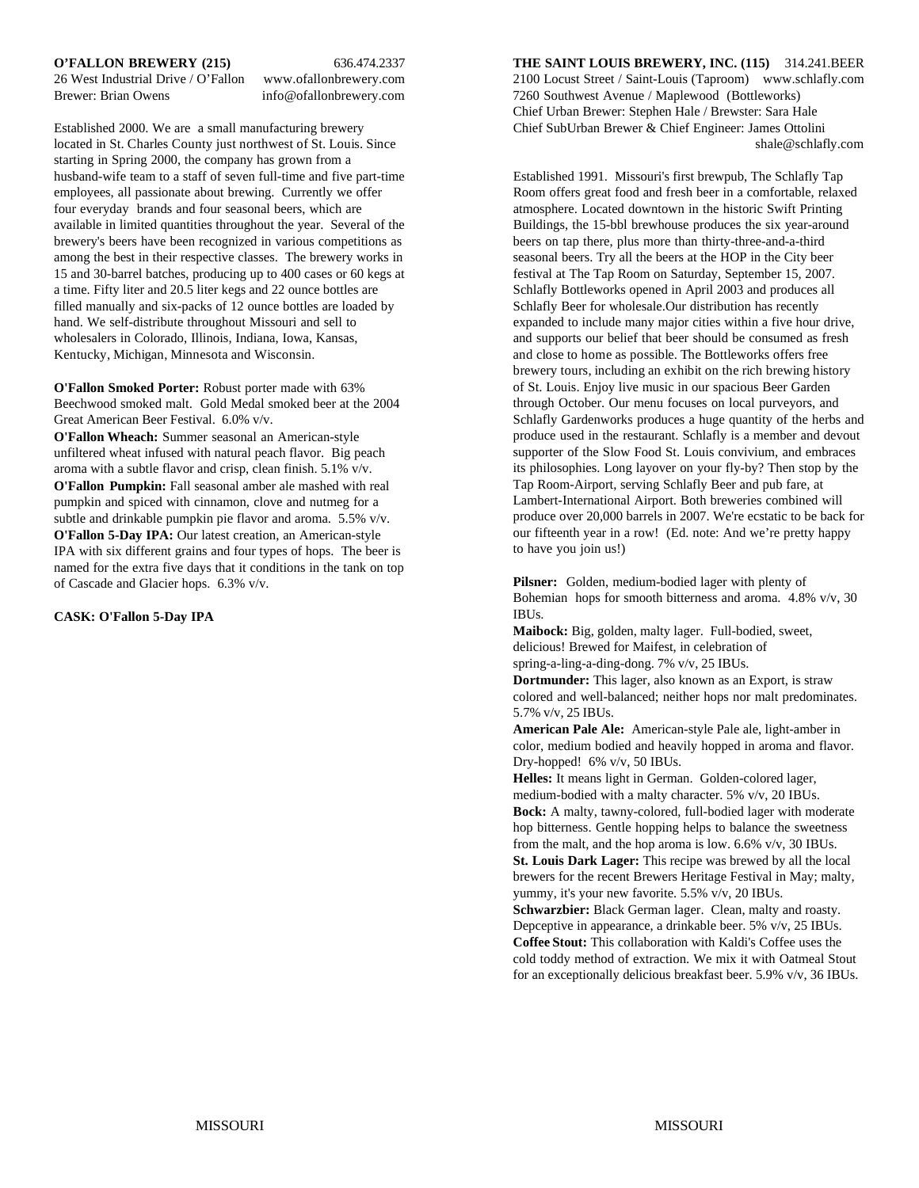**O'FALLON BREWERY (215)** 636.474.2337
26 West Industrial Drive / O'Fallon www.ofallonbrewery.com
Brewer: Brian Owens info@ofallonbrewery.com

Established 2000. We are a small manufacturing brewery located in St. Charles County just northwest of St. Louis. Since starting in Spring 2000, the company has grown from a husband-wife team to a staff of seven full-time and five part-time employees, all passionate about brewing. Currently we offer four everyday brands and four seasonal beers, which are available in limited quantities throughout the year. Several of the brewery's beers have been recognized in various competitions as among the best in their respective classes. The brewery works in 15 and 30-barrel batches, producing up to 400 cases or 60 kegs at a time. Fifty liter and 20.5 liter kegs and 22 ounce bottles are filled manually and six-packs of 12 ounce bottles are loaded by hand. We self-distribute throughout Missouri and sell to wholesalers in Colorado, Illinois, Iowa, Kansas, Kentucky, Michigan, Minnesota and Wisconsin.

**O'Fallon Smoked Porter:** Robust porter made with 63% Beechwood smoked malt. Gold Medal smoked beer at the 2004 Great American Beer Festival. 6.0% v/v.
**O'Fallon Wheach:** Summer seasonal an American-style unfiltered wheat infused with natural peach flavor. Big peach aroma with a subtle flavor and crisp, clean finish. 5.1% v/v.
**O'Fallon Pumpkin:** Fall seasonal amber ale mashed with real pumpkin and spiced with cinnamon, clove and nutmeg for a subtle and drinkable pumpkin pie flavor and aroma. 5.5% v/v.
**O'Fallon 5-Day IPA:** Our latest creation, an American-style IPA with six different grains and four types of hops. The beer is named for the extra five days that it conditions in the tank on top of Cascade and Glacier hops. 6.3% v/v.

**CASK: O'Fallon 5-Day IPA**

**THE SAINT LOUIS BREWERY, INC. (115)** 314.241.BEER
2100 Locust Street / Saint-Louis (Taproom) www.schlafly.com
7260 Southwest Avenue / Maplewood (Bottleworks)
Chief Urban Brewer: Stephen Hale / Brewster: Sara Hale
Chief SubUrban Brewer & Chief Engineer: James Ottolini
shale@schlafly.com

Established 1991. Missouri's first brewpub, The Schlafly Tap Room offers great food and fresh beer in a comfortable, relaxed atmosphere. Located downtown in the historic Swift Printing Buildings, the 15-bbl brewhouse produces the six year-around beers on tap there, plus more than thirty-three-and-a-third seasonal beers. Try all the beers at the HOP in the City beer festival at The Tap Room on Saturday, September 15, 2007. Schlafly Bottleworks opened in April 2003 and produces all Schlafly Beer for wholesale.Our distribution has recently expanded to include many major cities within a five hour drive, and supports our belief that beer should be consumed as fresh and close to home as possible. The Bottleworks offers free brewery tours, including an exhibit on the rich brewing history of St. Louis. Enjoy live music in our spacious Beer Garden through October. Our menu focuses on local purveyors, and Schlafly Gardenworks produces a huge quantity of the herbs and produce used in the restaurant. Schlafly is a member and devout supporter of the Slow Food St. Louis convivium, and embraces its philosophies. Long layover on your fly-by? Then stop by the Tap Room-Airport, serving Schlafly Beer and pub fare, at Lambert-International Airport. Both breweries combined will produce over 20,000 barrels in 2007. We're ecstatic to be back for our fifteenth year in a row! (Ed. note: And we're pretty happy to have you join us!)

**Pilsner:** Golden, medium-bodied lager with plenty of Bohemian hops for smooth bitterness and aroma. 4.8% v/v, 30 IBUs.
**Maibock:** Big, golden, malty lager. Full-bodied, sweet, delicious! Brewed for Maifest, in celebration of spring-a-ling-a-ding-dong. 7% v/v, 25 IBUs.
**Dortmunder:** This lager, also known as an Export, is straw colored and well-balanced; neither hops nor malt predominates. 5.7% v/v, 25 IBUs.
**American Pale Ale:** American-style Pale ale, light-amber in color, medium bodied and heavily hopped in aroma and flavor. Dry-hopped! 6% v/v, 50 IBUs.
**Helles:** It means light in German. Golden-colored lager, medium-bodied with a malty character. 5% v/v, 20 IBUs.
**Bock:** A malty, tawny-colored, full-bodied lager with moderate hop bitterness. Gentle hopping helps to balance the sweetness from the malt, and the hop aroma is low. 6.6% v/v, 30 IBUs.
**St. Louis Dark Lager:** This recipe was brewed by all the local brewers for the recent Brewers Heritage Festival in May; malty, yummy, it's your new favorite. 5.5% v/v, 20 IBUs.
**Schwarzbier:** Black German lager. Clean, malty and roasty. Depceptive in appearance, a drinkable beer. 5% v/v, 25 IBUs.
**Coffee Stout:** This collaboration with Kaldi's Coffee uses the cold toddy method of extraction. We mix it with Oatmeal Stout for an exceptionally delicious breakfast beer. 5.9% v/v, 36 IBUs.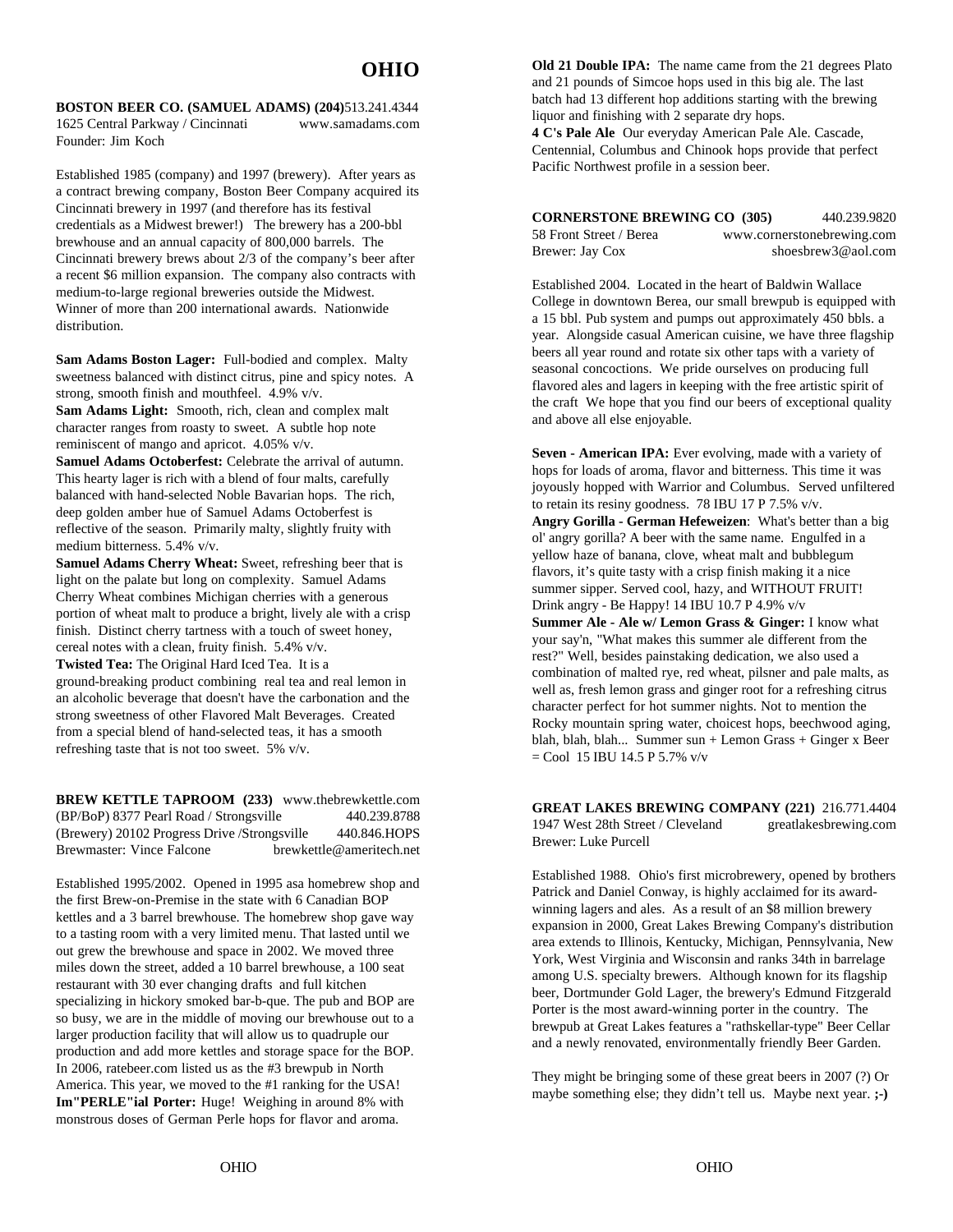# OHIO

**BOSTON BEER CO. (SAMUEL ADAMS) (204)**513.241.4344
1625 Central Parkway / Cincinnati www.samadams.com
Founder: Jim Koch

Established 1985 (company) and 1997 (brewery). After years as a contract brewing company, Boston Beer Company acquired its Cincinnati brewery in 1997 (and therefore has its festival credentials as a Midwest brewer!) The brewery has a 200-bbl brewhouse and an annual capacity of 800,000 barrels. The Cincinnati brewery brews about 2/3 of the company's beer after a recent $6 million expansion. The company also contracts with medium-to-large regional breweries outside the Midwest. Winner of more than 200 international awards. Nationwide distribution.

**Sam Adams Boston Lager:** Full-bodied and complex. Malty sweetness balanced with distinct citrus, pine and spicy notes. A strong, smooth finish and mouthfeel. 4.9% v/v.
**Sam Adams Light:** Smooth, rich, clean and complex malt character ranges from roasty to sweet. A subtle hop note reminiscent of mango and apricot. 4.05% v/v.
**Samuel Adams Octoberfest:** Celebrate the arrival of autumn. This hearty lager is rich with a blend of four malts, carefully balanced with hand-selected Noble Bavarian hops. The rich, deep golden amber hue of Samuel Adams Octoberfest is reflective of the season. Primarily malty, slightly fruity with medium bitterness. 5.4% v/v.
**Samuel Adams Cherry Wheat:** Sweet, refreshing beer that is light on the palate but long on complexity. Samuel Adams Cherry Wheat combines Michigan cherries with a generous portion of wheat malt to produce a bright, lively ale with a crisp finish. Distinct cherry tartness with a touch of sweet honey, cereal notes with a clean, fruity finish. 5.4% v/v.
**Twisted Tea:** The Original Hard Iced Tea. It is a ground-breaking product combining real tea and real lemon in an alcoholic beverage that doesn't have the carbonation and the strong sweetness of other Flavored Malt Beverages. Created from a special blend of hand-selected teas, it has a smooth refreshing taste that is not too sweet. 5% v/v.

**BREW KETTLE TAPROOM (233)** www.thebrewkettle.com
(BP/BoP) 8377 Pearl Road / Strongsville 440.239.8788
(Brewery) 20102 Progress Drive /Strongsville 440.846.HOPS
Brewmaster: Vince Falcone brewkettle@ameritech.net

Established 1995/2002. Opened in 1995 asa homebrew shop and the first Brew-on-Premise in the state with 6 Canadian BOP kettles and a 3 barrel brewhouse. The homebrew shop gave way to a tasting room with a very limited menu. That lasted until we out grew the brewhouse and space in 2002. We moved three miles down the street, added a 10 barrel brewhouse, a 100 seat restaurant with 30 ever changing drafts and full kitchen specializing in hickory smoked bar-b-que. The pub and BOP are so busy, we are in the middle of moving our brewhouse out to a larger production facility that will allow us to quadruple our production and add more kettles and storage space for the BOP. In 2006, ratebeer.com listed us as the #3 brewpub in North America. This year, we moved to the #1 ranking for the USA!
**Im"PERLE"ial Porter:** Huge! Weighing in around 8% with monstrous doses of German Perle hops for flavor and aroma.
**Old 21 Double IPA:** The name came from the 21 degrees Plato and 21 pounds of Simcoe hops used in this big ale. The last batch had 13 different hop additions starting with the brewing liquor and finishing with 2 separate dry hops.
**4 C's Pale Ale** Our everyday American Pale Ale. Cascade, Centennial, Columbus and Chinook hops provide that perfect Pacific Northwest profile in a session beer.

**CORNERSTONE BREWING CO (305)** 440.239.9820
58 Front Street / Berea www.cornerstonebrewing.com
Brewer: Jay Cox shoesbrew3@aol.com

Established 2004. Located in the heart of Baldwin Wallace College in downtown Berea, our small brewpub is equipped with a 15 bbl. Pub system and pumps out approximately 450 bbls. a year. Alongside casual American cuisine, we have three flagship beers all year round and rotate six other taps with a variety of seasonal concoctions. We pride ourselves on producing full flavored ales and lagers in keeping with the free artistic spirit of the craft We hope that you find our beers of exceptional quality and above all else enjoyable.

**Seven - American IPA:** Ever evolving, made with a variety of hops for loads of aroma, flavor and bitterness. This time it was joyously hopped with Warrior and Columbus. Served unfiltered to retain its resiny goodness. 78 IBU 17 P 7.5% v/v.
**Angry Gorilla - German Hefeweizen**: What's better than a big ol' angry gorilla? A beer with the same name. Engulfed in a yellow haze of banana, clove, wheat malt and bubblegum flavors, it's quite tasty with a crisp finish making it a nice summer sipper. Served cool, hazy, and WITHOUT FRUIT! Drink angry - Be Happy! 14 IBU 10.7 P 4.9% v/v
**Summer Ale - Ale w/ Lemon Grass & Ginger:** I know what your say'n, "What makes this summer ale different from the rest?" Well, besides painstaking dedication, we also used a combination of malted rye, red wheat, pilsner and pale malts, as well as, fresh lemon grass and ginger root for a refreshing citrus character perfect for hot summer nights. Not to mention the Rocky mountain spring water, choicest hops, beechwood aging, blah, blah, blah... Summer sun + Lemon Grass + Ginger x Beer = Cool 15 IBU 14.5 P 5.7% v/v

**GREAT LAKES BREWING COMPANY (221)** 216.771.4404
1947 West 28th Street / Cleveland greatlakesbrewing.com
Brewer: Luke Purcell

Established 1988. Ohio's first microbrewery, opened by brothers Patrick and Daniel Conway, is highly acclaimed for its award-winning lagers and ales. As a result of an $8 million brewery expansion in 2000, Great Lakes Brewing Company's distribution area extends to Illinois, Kentucky, Michigan, Pennsylvania, New York, West Virginia and Wisconsin and ranks 34th in barrelage among U.S. specialty brewers. Although known for its flagship beer, Dortmunder Gold Lager, the brewery's Edmund Fitzgerald Porter is the most award-winning porter in the country. The brewpub at Great Lakes features a "rathskellar-type" Beer Cellar and a newly renovated, environmentally friendly Beer Garden.

They might be bringing some of these great beers in 2007 (?) Or maybe something else; they didn't tell us. Maybe next year. **;-)**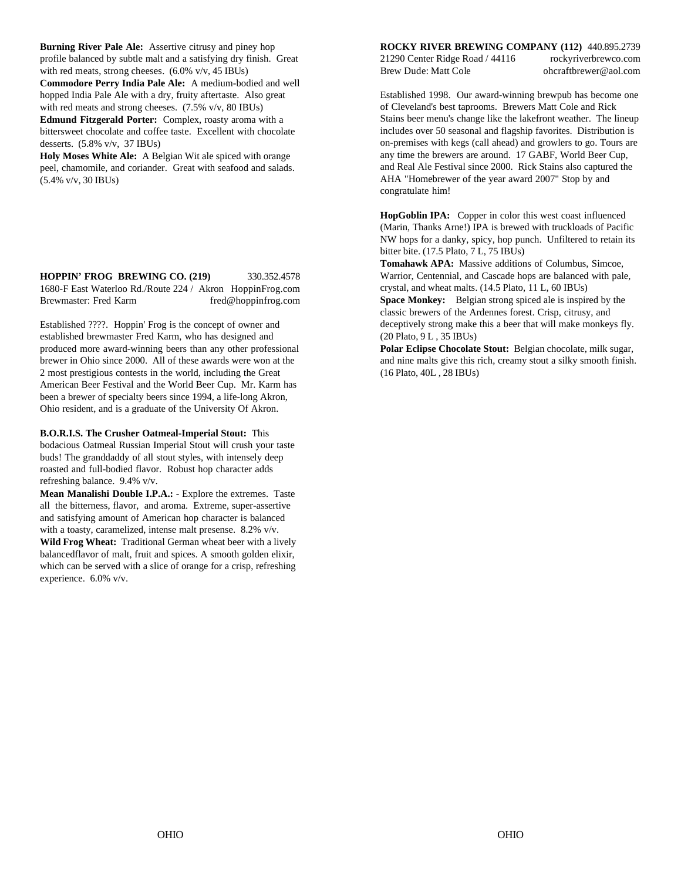**Burning River Pale Ale:** Assertive citrusy and piney hop profile balanced by subtle malt and a satisfying dry finish. Great with red meats, strong cheeses. (6.0% v/v, 45 IBUs)
**Commodore Perry India Pale Ale:** A medium-bodied and well hopped India Pale Ale with a dry, fruity aftertaste. Also great with red meats and strong cheeses. (7.5% v/v, 80 IBUs)
**Edmund Fitzgerald Porter:** Complex, roasty aroma with a bittersweet chocolate and coffee taste. Excellent with chocolate desserts. (5.8% v/v, 37 IBUs)
**Holy Moses White Ale:** A Belgian Wit ale spiced with orange peel, chamomile, and coriander. Great with seafood and salads. (5.4% v/v, 30 IBUs)

**HOPPIN' FROG BREWING CO. (219)** 330.352.4578
1680-F East Waterloo Rd./Route 224 / Akron HoppinFrog.com
Brewmaster: Fred Karm fred@hoppinfrog.com

Established ????. Hoppin' Frog is the concept of owner and established brewmaster Fred Karm, who has designed and produced more award-winning beers than any other professional brewer in Ohio since 2000. All of these awards were won at the 2 most prestigious contests in the world, including the Great American Beer Festival and the World Beer Cup. Mr. Karm has been a brewer of specialty beers since 1994, a life-long Akron, Ohio resident, and is a graduate of the University Of Akron.

**B.O.R.I.S. The Crusher Oatmeal-Imperial Stout:** This bodacious Oatmeal Russian Imperial Stout will crush your taste buds! The granddaddy of all stout styles, with intensely deep roasted and full-bodied flavor. Robust hop character adds refreshing balance. 9.4% v/v.
**Mean Manalishi Double I.P.A.:** - Explore the extremes. Taste all the bitterness, flavor, and aroma. Extreme, super-assertive and satisfying amount of American hop character is balanced with a toasty, caramelized, intense malt presense. 8.2% v/v.
**Wild Frog Wheat:** Traditional German wheat beer with a lively balancedflavor of malt, fruit and spices. A smooth golden elixir, which can be served with a slice of orange for a crisp, refreshing experience. 6.0% v/v.

**ROCKY RIVER BREWING COMPANY (112)** 440.895.2739
21290 Center Ridge Road / 44116 rockyriverbrewco.com
Brew Dude: Matt Cole ohcraftbrewer@aol.com

Established 1998. Our award-winning brewpub has become one of Cleveland's best taprooms. Brewers Matt Cole and Rick Stains beer menu's change like the lakefront weather. The lineup includes over 50 seasonal and flagship favorites. Distribution is on-premises with kegs (call ahead) and growlers to go. Tours are any time the brewers are around. 17 GABF, World Beer Cup, and Real Ale Festival since 2000. Rick Stains also captured the AHA "Homebrewer of the year award 2007" Stop by and congratulate him!

**HopGoblin IPA:** Copper in color this west coast influenced (Marin, Thanks Arne!) IPA is brewed with truckloads of Pacific NW hops for a danky, spicy, hop punch. Unfiltered to retain its bitter bite. (17.5 Plato, 7 L, 75 IBUs)
**Tomahawk APA:** Massive additions of Columbus, Simcoe, Warrior, Centennial, and Cascade hops are balanced with pale, crystal, and wheat malts. (14.5 Plato, 11 L, 60 IBUs)
**Space Monkey:** Belgian strong spiced ale is inspired by the classic brewers of the Ardennes forest. Crisp, citrusy, and deceptively strong make this a beer that will make monkeys fly. (20 Plato, 9 L , 35 IBUs)
**Polar Eclipse Chocolate Stout:** Belgian chocolate, milk sugar, and nine malts give this rich, creamy stout a silky smooth finish. (16 Plato, 40L , 28 IBUs)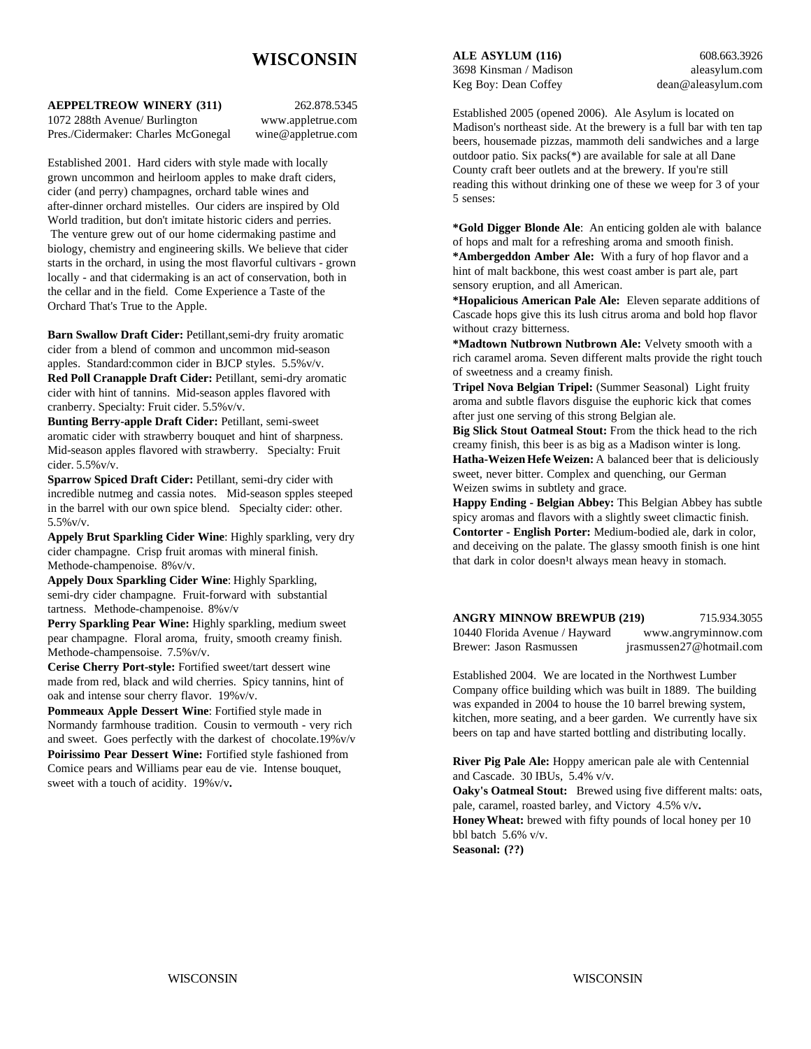# WISCONSIN

**AEPPELTREOW WINERY (311)** 262.878.5345
1072 288th Avenue/ Burlington www.appletrue.com
Pres./Cidermaker: Charles McGonegal wine@appletrue.com

Established 2001. Hard ciders with style made with locally grown uncommon and heirloom apples to make draft ciders, cider (and perry) champagnes, orchard table wines and after-dinner orchard mistelles. Our ciders are inspired by Old World tradition, but don't imitate historic ciders and perries. The venture grew out of our home cidermaking pastime and biology, chemistry and engineering skills. We believe that cider starts in the orchard, in using the most flavorful cultivars - grown locally - and that cidermaking is an act of conservation, both in the cellar and in the field. Come Experience a Taste of the Orchard That's True to the Apple.

**Barn Swallow Draft Cider:** Petillant,semi-dry fruity aromatic cider from a blend of common and uncommon mid-season apples. Standard:common cider in BJCP styles. 5.5%v/v.
**Red Poll Cranapple Draft Cider:** Petillant, semi-dry aromatic cider with hint of tannins. Mid-season apples flavored with cranberry. Specialty: Fruit cider. 5.5%v/v.
**Bunting Berry-apple Draft Cider:** Petillant, semi-sweet aromatic cider with strawberry bouquet and hint of sharpness. Mid-season apples flavored with strawberry. Specialty: Fruit cider. 5.5%v/v.
**Sparrow Spiced Draft Cider:** Petillant, semi-dry cider with incredible nutmeg and cassia notes. Mid-season spples steeped in the barrel with our own spice blend. Specialty cider: other. 5.5%v/v.
**Appely Brut Sparkling Cider Wine**: Highly sparkling, very dry cider champagne. Crisp fruit aromas with mineral finish. Methode-champenoise. 8%v/v.
**Appely Doux Sparkling Cider Wine**: Highly Sparkling, semi-dry cider champagne. Fruit-forward with substantial tartness. Methode-champenoise. 8%v/v
**Perry Sparkling Pear Wine:** Highly sparkling, medium sweet pear champagne. Floral aroma, fruity, smooth creamy finish. Methode-champensoise. 7.5%v/v.
**Cerise Cherry Port-style:** Fortified sweet/tart dessert wine made from red, black and wild cherries. Spicy tannins, hint of oak and intense sour cherry flavor. 19%v/v.
**Pommeaux Apple Dessert Wine**: Fortified style made in Normandy farmhouse tradition. Cousin to vermouth - very rich and sweet. Goes perfectly with the darkest of chocolate.19%v/v
**Poirissimo Pear Dessert Wine:** Fortified style fashioned from Comice pears and Williams pear eau de vie. Intense bouquet, sweet with a touch of acidity. 19%v/v**.**

**ALE ASYLUM (116)** 608.663.3926
3698 Kinsman / Madison aleasylum.com
Keg Boy: Dean Coffey dean@aleasylum.com

Established 2005 (opened 2006). Ale Asylum is located on Madison's northeast side. At the brewery is a full bar with ten tap beers, housemade pizzas, mammoth deli sandwiches and a large outdoor patio. Six packs(*) are available for sale at all Dane County craft beer outlets and at the brewery. If you're still reading this without drinking one of these we weep for 3 of your 5 senses:

**\*Gold Digger Blonde Ale**: An enticing golden ale with balance of hops and malt for a refreshing aroma and smooth finish.
**\*Ambergeddon Amber Ale:** With a fury of hop flavor and a hint of malt backbone, this west coast amber is part ale, part sensory eruption, and all American.
**\*Hopalicious American Pale Ale:** Eleven separate additions of Cascade hops give this its lush citrus aroma and bold hop flavor without crazy bitterness.
**\*Madtown Nutbrown Nutbrown Ale:** Velvety smooth with a rich caramel aroma. Seven different malts provide the right touch of sweetness and a creamy finish.
**Tripel Nova Belgian Tripel:** (Summer Seasonal) Light fruity aroma and subtle flavors disguise the euphoric kick that comes after just one serving of this strong Belgian ale.
**Big Slick Stout Oatmeal Stout:** From the thick head to the rich creamy finish, this beer is as big as a Madison winter is long.
**Hatha-Weizen Hefe Weizen:** A balanced beer that is deliciously sweet, never bitter. Complex and quenching, our German Weizen swims in subtlety and grace.
**Happy Ending - Belgian Abbey:** This Belgian Abbey has subtle spicy aromas and flavors with a slightly sweet climactic finish.
**Contorter - English Porter:** Medium-bodied ale, dark in color, and deceiving on the palate. The glassy smooth finish is one hint that dark in color doesn¹t always mean heavy in stomach.

**ANGRY MINNOW BREWPUB (219)** 715.934.3055
10440 Florida Avenue / Hayward www.angryminnow.com
Brewer: Jason Rasmussen jrasmussen27@hotmail.com

Established 2004. We are located in the Northwest Lumber Company office building which was built in 1889. The building was expanded in 2004 to house the 10 barrel brewing system, kitchen, more seating, and a beer garden. We currently have six beers on tap and have started bottling and distributing locally.

**River Pig Pale Ale:** Hoppy american pale ale with Centennial and Cascade. 30 IBUs, 5.4% v/v.
**Oaky's Oatmeal Stout:** Brewed using five different malts: oats, pale, caramel, roasted barley, and Victory 4.5% v/v**.**
**Honey Wheat:** brewed with fifty pounds of local honey per 10 bbl batch 5.6% v/v.
**Seasonal: (??)**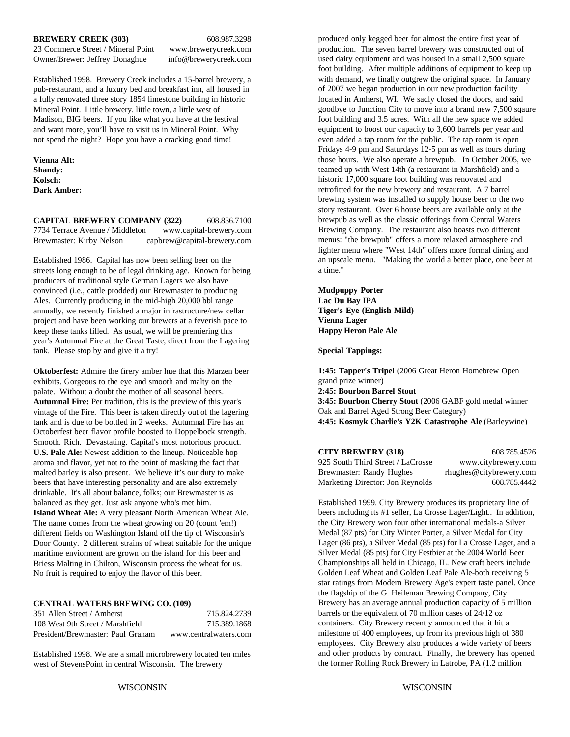**BREWERY CREEK (303)** 608.987.3298
23 Commerce Street / Mineral Point www.brewerycreek.com
Owner/Brewer: Jeffrey Donaghue info@brewerycreek.com

Established 1998. Brewery Creek includes a 15-barrel brewery, a pub-restaurant, and a luxury bed and breakfast inn, all housed in a fully renovated three story 1854 limestone building in historic Mineral Point. Little brewery, little town, a little west of Madison, BIG beers. If you like what you have at the festival and want more, you'll have to visit us in Mineral Point. Why not spend the night? Hope you have a cracking good time!

**Vienna Alt:**
**Shandy:**
**Kolsch:**
**Dark Amber:**

**CAPITAL BREWERY COMPANY (322)** 608.836.7100
7734 Terrace Avenue / Middleton www.capital-brewery.com
Brewmaster: Kirby Nelson capbrew@capital-brewery.com

Established 1986. Capital has now been selling beer on the streets long enough to be of legal drinking age. Known for being producers of traditional style German Lagers we also have convinced (i.e., cattle prodded) our Brewmaster to producing Ales. Currently producing in the mid-high 20,000 bbl range annually, we recently finished a major infrastructure/new cellar project and have been working our brewers at a feverish pace to keep these tanks filled. As usual, we will be premiering this year's Autumnal Fire at the Great Taste, direct from the Lagering tank. Please stop by and give it a try!

**Oktoberfest:** Admire the firery amber hue that this Marzen beer exhibits. Gorgeous to the eye and smooth and malty on the palate. Without a doubt the mother of all seasonal beers.
**Autumnal Fire:** Per tradition, this is the preview of this year's vintage of the Fire. This beer is taken directly out of the lagering tank and is due to be bottled in 2 weeks. Autumnal Fire has an Octoberfest beer flavor profile boosted to Doppelbock strength. Smooth. Rich. Devastating. Capital's most notorious product.
**U.S. Pale Ale:** Newest addition to the lineup. Noticeable hop aroma and flavor, yet not to the point of masking the fact that malted barley is also present. We believe it's our duty to make beers that have interesting personality and are also extremely drinkable. It's all about balance, folks; our Brewmaster is as balanced as they get. Just ask anyone who's met him.
**Island Wheat Ale:** A very pleasant North American Wheat Ale. The name comes from the wheat growing on 20 (count 'em!) different fields on Washington Island off the tip of Wisconsin's Door County. 2 different strains of wheat suitable for the unique maritime enviorment are grown on the island for this beer and Briess Malting in Chilton, Wisconsin process the wheat for us. No fruit is required to enjoy the flavor of this beer.

**CENTRAL WATERS BREWING CO. (109)**
351 Allen Street / Amherst 715.824.2739
108 West 9th Street / Marshfield 715.389.1868
President/Brewmaster: Paul Graham www.centralwaters.com

Established 1998. We are a small microbrewery located ten miles west of StevensPoint in central Wisconsin. The brewery produced only kegged beer for almost the entire first year of production. The seven barrel brewery was constructed out of used dairy equipment and was housed in a small 2,500 square foot building. After multiple additions of equipment to keep up with demand, we finally outgrew the original space. In January of 2007 we began production in our new production facility located in Amherst, WI. We sadly closed the doors, and said goodbye to Junction City to move into a brand new 7,500 sqaure foot building and 3.5 acres. With all the new space we added equipment to boost our capacity to 3,600 barrels per year and even added a tap room for the public. The tap room is open Fridays 4-9 pm and Saturdays 12-5 pm as well as tours during those hours. We also operate a brewpub. In October 2005, we teamed up with West 14th (a restaurant in Marshfield) and a historic 17,000 square foot building was renovated and retrofitted for the new brewery and restaurant. A 7 barrel brewing system was installed to supply house beer to the two story restaurant. Over 6 house beers are available only at the brewpub as well as the classic offerings from Central Waters Brewing Company. The restaurant also boasts two different menus: "the brewpub" offers a more relaxed atmosphere and lighter menu where "West 14th" offers more formal dining and an upscale menu. "Making the world a better place, one beer at a time."

**Mudpuppy Porter**
**Lac Du Bay IPA**
**Tiger's Eye (English Mild)**
**Vienna Lager**
**Happy Heron Pale Ale**

**Special Tappings:**

**1:45: Tapper's Tripel** (2006 Great Heron Homebrew Open grand prize winner)
**2:45: Bourbon Barrel Stout**
**3:45: Bourbon Cherry Stout** (2006 GABF gold medal winner Oak and Barrel Aged Strong Beer Category)
**4:45: Kosmyk Charlie's Y2K Catastrophe Ale** (Barleywine)

**CITY BREWERY (318)** 608.785.4526
925 South Third Street / LaCrosse www.citybrewery.com
Brewmaster: Randy Hughes rhughes@citybrewery.com
Marketing Director: Jon Reynolds 608.785.4442

Established 1999. City Brewery produces its proprietary line of beers including its #1 seller, La Crosse Lager/Light.. In addition, the City Brewery won four other international medals-a Silver Medal (87 pts) for City Winter Porter, a Silver Medal for City Lager (86 pts), a Silver Medal (85 pts) for La Crosse Lager, and a Silver Medal (85 pts) for City Festbier at the 2004 World Beer Championships all held in Chicago, IL. New craft beers include Golden Leaf Wheat and Golden Leaf Pale Ale-both receiving 5 star ratings from Modern Brewery Age's expert taste panel. Once the flagship of the G. Heileman Brewing Company, City Brewery has an average annual production capacity of 5 million barrels or the equivalent of 70 million cases of 24/12 oz containers. City Brewery recently announced that it hit a milestone of 400 employees, up from its previous high of 380 employees. City Brewery also produces a wide variety of beers and other products by contract. Finally, the brewery has opened the former Rolling Rock Brewery in Latrobe, PA (1.2 million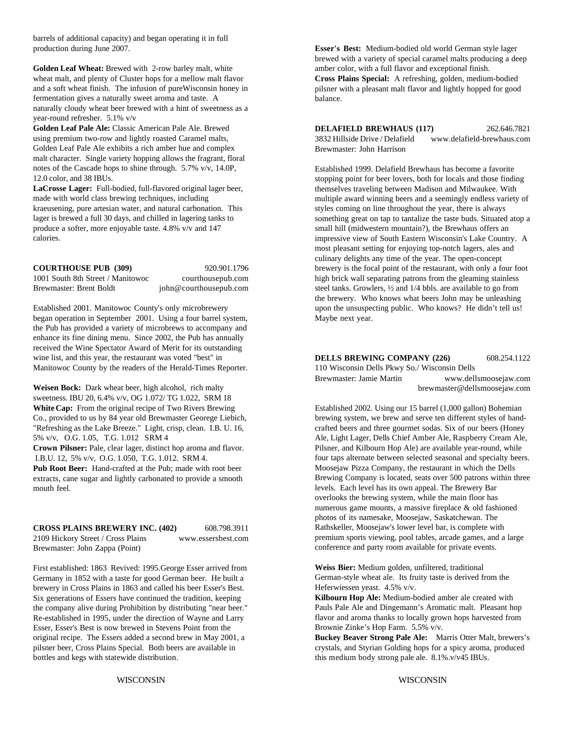barrels of additional capacity) and began operating it in full production during June 2007.

**Golden Leaf Wheat:** Brewed with 2-row barley malt, white wheat malt, and plenty of Cluster hops for a mellow malt flavor and a soft wheat finish. The infusion of pureWisconsin honey in fermentation gives a naturally sweet aroma and taste. A naturally cloudy wheat beer brewed with a hint of sweetness as a year-round refresher. 5.1% v/v

**Golden Leaf Pale Ale:** Classic American Pale Ale. Brewed using premium two-row and lightly roasted Caramel malts, Golden Leaf Pale Ale exhibits a rich amber hue and complex malt character. Single variety hopping allows the fragrant, floral notes of the Cascade hops to shine through. 5.7% v/v, 14.0P, 12.0 color, and 38 IBUs.

**LaCrosse Lager:** Full-bodied, full-flavored original lager beer, made with world class brewing techniques, including kraeusening, pure artesian water, and natural carbonation. This lager is brewed a full 30 days, and chilled in lagering tanks to produce a softer, more enjoyable taste. 4.8% v/v and 147 calories.

**COURTHOUSE PUB (309)** 920.901.1796
1001 South 8th Street / Manitowoc courthousepub.com
Brewmaster: Brent Boldt john@courthousepub.com

Established 2001. Manitowoc County's only microbrewery began operation in September 2001. Using a four barrel system, the Pub has provided a variety of microbrews to accompany and enhance its fine dining menu. Since 2002, the Pub has annually received the Wine Spectator Award of Merit for its outstanding wine list, and this year, the restaurant was voted "best" in Manitowoc County by the readers of the Herald-Times Reporter.

**Weisen Bock:** Dark wheat beer, high alcohol, rich malty sweetness. IBU 20, 6.4% v/v, OG 1.072/ TG 1.022, SRM 18

**White Cap:** From the original recipe of Two Rivers Brewing Co., provided to us by 84 year old Brewmaster Georege Liebich, "Refreshing as the Lake Breeze." Light, crisp, clean. I.B. U. 16, 5% v/v, O.G. 1.05, T.G. 1.012 SRM 4

**Crown Pilsner:** Pale, clear lager, distinct hop aroma and flavor. I.B.U. 12, 5% v/v, O.G. 1.050, T.G. 1.012. SRM 4.

**Pub Root Beer:** Hand-crafted at the Pub; made with root beer extracts, cane sugar and lightly carbonated to provide a smooth mouth feel.

**CROSS PLAINS BREWERY INC. (402)** 608.798.3911
2109 Hickory Street / Cross Plains www.essersbest.com
Brewmaster: John Zappa (Point)

First established: 1863 Revived: 1995.George Esser arrived from Germany in 1852 with a taste for good German beer. He built a brewery in Cross Plains in 1863 and called his beer Esser's Best. Six generations of Essers have continued the tradition, keeping the company alive during Prohibition by distributing "near beer." Re-established in 1995, under the direction of Wayne and Larry Esser, Esser's Best is now brewed in Stevens Point from the original recipe. The Essers added a second brew in May 2001, a pilsner beer, Cross Plains Special. Both beers are available in bottles and kegs with statewide distribution.

**Esser's Best:** Medium-bodied old world German style lager brewed with a variety of special caramel malts producing a deep amber color, with a full flavor and exceptional finish.

**Cross Plains Special:** A refreshing, golden, medium-bodied pilsner with a pleasant malt flavor and lightly hopped for good balance.

**DELAFIELD BREWHAUS (117)** 262.646.7821
3832 Hillside Drive / Delafield www.delafield-brewhaus.com
Brewmaster: John Harrison

Established 1999. Delafield Brewhaus has become a favorite stopping point for beer lovers, both for locals and those finding themselves traveling between Madison and Milwaukee. With multiple award winning beers and a seemingly endless variety of styles coming on line throughout the year, there is always something great on tap to tantalize the taste buds. Situated atop a small hill (midwestern mountain?), the Brewhaus offers an impressive view of South Eastern Wisconsin's Lake Country. A most pleasant setting for enjoying top-notch lagers, ales and culinary delights any time of the year. The open-concept brewery is the focal point of the restaurant, with only a four foot high brick wall separating patrons from the gleaming stainless steel tanks. Growlers, ½ and 1/4 bbls. are available to go from the brewery. Who knows what beers John may be unleashing upon the unsuspecting public. Who knows? He didn't tell us! Maybe next year.

**DELLS BREWING COMPANY (226)** 608.254.1122
110 Wisconsin Dells Pkwy So./ Wisconsin Dells
Brewmaster: Jamie Martin www.dellsmoosejaw.com
brewmaster@dellsmoosejaw.com

Established 2002. Using our 15 barrel (1,000 gallon) Bohemian brewing system, we brew and serve ten different styles of hand-crafted beers and three gourmet sodas. Six of our beers (Honey Ale, Light Lager, Dells Chief Amber Ale, Raspberry Cream Ale, Pilsner, and Kilbourn Hop Ale) are available year-round, while four taps alternate between selected seasonal and specialty beers. Moosejaw Pizza Company, the restaurant in which the Dells Brewing Company is located, seats over 500 patrons within three levels. Each level has its own appeal. The Brewery Bar overlooks the brewing system, while the main floor has numerous game mounts, a massive fireplace & old fashioned photos of its namesake, Moosejaw, Saskatchewan. The Rathskeller, Moosejaw's lower level bar, is complete with premium sports viewing, pool tables, arcade games, and a large conference and party room available for private events.

**Weiss Bier:** Medium golden, unfiltered, traditional German-style wheat ale. Its fruity taste is derived from the Heferwiessen yeast. 4.5% v/v.

**Kilbourn Hop Ale:** Medium-bodied amber ale created with Pauls Pale Ale and Dingemann's Aromatic malt. Pleasant hop flavor and aroma thanks to locally grown hops harvested from Brownie Zinke's Hop Farm. 5.5% v/v.

**Buckey Beaver Strong Pale Ale:** Marris Otter Malt, brewers's crystals, and Styrian Golding hops for a spicy aroma, produced this medium body strong pale ale. 8.1%.v/v45 IBUs.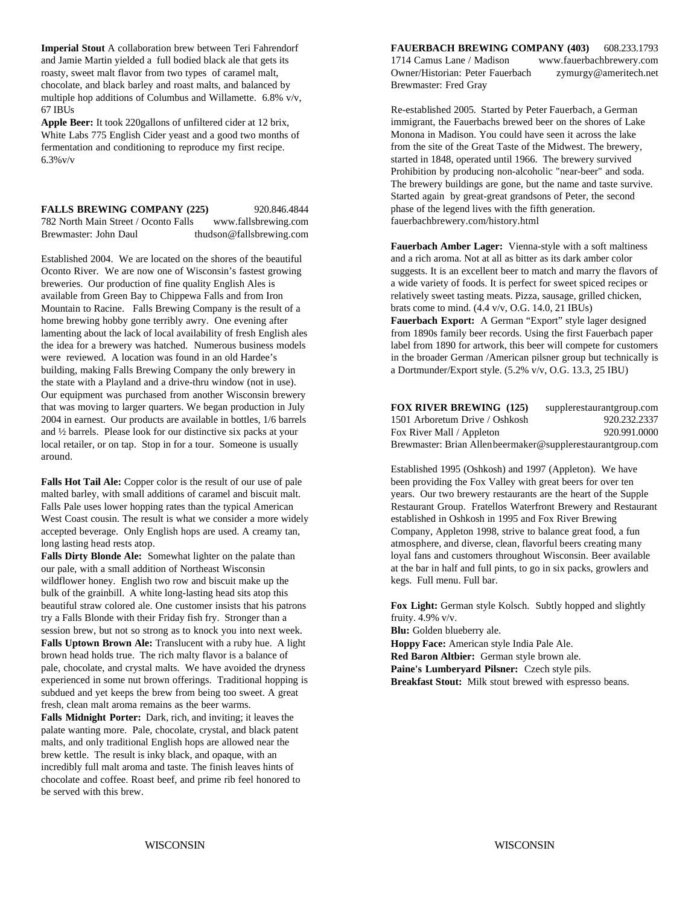**Imperial Stout** A collaboration brew between Teri Fahrendorf and Jamie Martin yielded a full bodied black ale that gets its roasty, sweet malt flavor from two types of caramel malt, chocolate, and black barley and roast malts, and balanced by multiple hop additions of Columbus and Willamette. 6.8% v/v, 67 IBUs

**Apple Beer:** It took 220gallons of unfiltered cider at 12 brix, White Labs 775 English Cider yeast and a good two months of fermentation and conditioning to reproduce my first recipe. 6.3%v/v

**FALLS BREWING COMPANY (225)** 920.846.4844
782 North Main Street / Oconto Falls www.fallsbrewing.com
Brewmaster: John Daul thudson@fallsbrewing.com

Established 2004. We are located on the shores of the beautiful Oconto River. We are now one of Wisconsin's fastest growing breweries. Our production of fine quality English Ales is available from Green Bay to Chippewa Falls and from Iron Mountain to Racine. Falls Brewing Company is the result of a home brewing hobby gone terribly awry. One evening after lamenting about the lack of local availability of fresh English ales the idea for a brewery was hatched. Numerous business models were reviewed. A location was found in an old Hardee's building, making Falls Brewing Company the only brewery in the state with a Playland and a drive-thru window (not in use). Our equipment was purchased from another Wisconsin brewery that was moving to larger quarters. We began production in July 2004 in earnest. Our products are available in bottles, 1/6 barrels and ½ barrels. Please look for our distinctive six packs at your local retailer, or on tap. Stop in for a tour. Someone is usually around.

**Falls Hot Tail Ale:** Copper color is the result of our use of pale malted barley, with small additions of caramel and biscuit malt. Falls Pale uses lower hopping rates than the typical American West Coast cousin. The result is what we consider a more widely accepted beverage. Only English hops are used. A creamy tan, long lasting head rests atop.

**Falls Dirty Blonde Ale:** Somewhat lighter on the palate than our pale, with a small addition of Northeast Wisconsin wildflower honey. English two row and biscuit make up the bulk of the grainbill. A white long-lasting head sits atop this beautiful straw colored ale. One customer insists that his patrons try a Falls Blonde with their Friday fish fry. Stronger than a session brew, but not so strong as to knock you into next week.

**Falls Uptown Brown Ale:** Translucent with a ruby hue. A light brown head holds true. The rich malty flavor is a balance of pale, chocolate, and crystal malts. We have avoided the dryness experienced in some nut brown offerings. Traditional hopping is subdued and yet keeps the brew from being too sweet. A great fresh, clean malt aroma remains as the beer warms.

**Falls Midnight Porter:** Dark, rich, and inviting; it leaves the palate wanting more. Pale, chocolate, crystal, and black patent malts, and only traditional English hops are allowed near the brew kettle. The result is inky black, and opaque, with an incredibly full malt aroma and taste. The finish leaves hints of chocolate and coffee. Roast beef, and prime rib feel honored to be served with this brew.

**FAUERBACH BREWING COMPANY (403)** 608.233.1793
1714 Camus Lane / Madison www.fauerbachbrewery.com
Owner/Historian: Peter Fauerbach zymurgy@ameritech.net
Brewmaster: Fred Gray

Re-established 2005. Started by Peter Fauerbach, a German immigrant, the Fauerbachs brewed beer on the shores of Lake Monona in Madison. You could have seen it across the lake from the site of the Great Taste of the Midwest. The brewery, started in 1848, operated until 1966. The brewery survived Prohibition by producing non-alcoholic "near-beer" and soda. The brewery buildings are gone, but the name and taste survive. Started again by great-great grandsons of Peter, the second phase of the legend lives with the fifth generation. fauerbachbrewery.com/history.html

**Fauerbach Amber Lager:** Vienna-style with a soft maltiness and a rich aroma. Not at all as bitter as its dark amber color suggests. It is an excellent beer to match and marry the flavors of a wide variety of foods. It is perfect for sweet spiced recipes or relatively sweet tasting meats. Pizza, sausage, grilled chicken, brats come to mind. (4.4 v/v, O.G. 14.0, 21 IBUs)

**Fauerbach Export:** A German "Export" style lager designed from 1890s family beer records. Using the first Fauerbach paper label from 1890 for artwork, this beer will compete for customers in the broader German /American pilsner group but technically is a Dortmunder/Export style. (5.2% v/v, O.G. 13.3, 25 IBU)

**FOX RIVER BREWING (125)** supplerestaurantgroup.com
1501 Arboretum Drive / Oshkosh 920.232.2337
Fox River Mall / Appleton 920.991.0000
Brewmaster: Brian Allenbeermaker@supplerestaurantgroup.com

Established 1995 (Oshkosh) and 1997 (Appleton). We have been providing the Fox Valley with great beers for over ten years. Our two brewery restaurants are the heart of the Supple Restaurant Group. Fratellos Waterfront Brewery and Restaurant established in Oshkosh in 1995 and Fox River Brewing Company, Appleton 1998, strive to balance great food, a fun atmosphere, and diverse, clean, flavorful beers creating many loyal fans and customers throughout Wisconsin. Beer available at the bar in half and full pints, to go in six packs, growlers and kegs. Full menu. Full bar.

**Fox Light:** German style Kolsch. Subtly hopped and slightly fruity. 4.9% v/v.
**Blu:** Golden blueberry ale.
**Hoppy Face:** American style India Pale Ale.
**Red Baron Altbier:** German style brown ale.
**Paine's Lumberyard Pilsner:** Czech style pils.
**Breakfast Stout:** Milk stout brewed with espresso beans.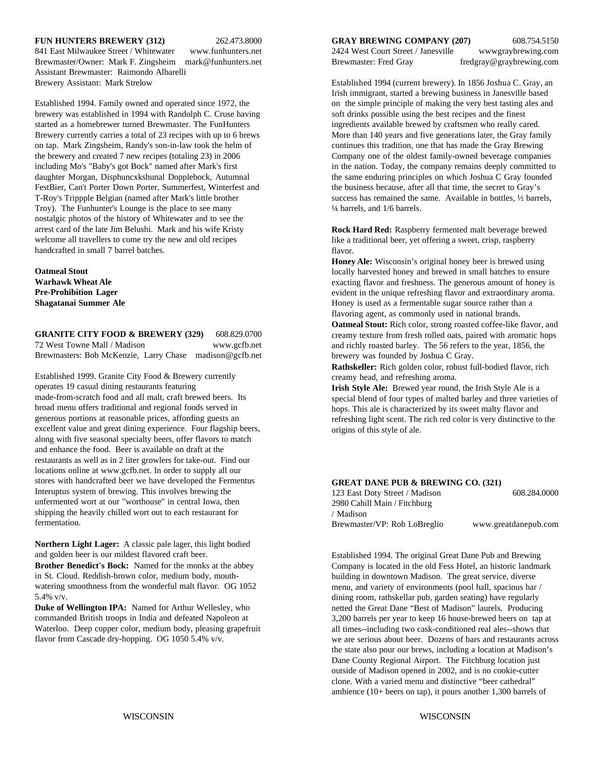**FUN HUNTERS BREWERY (312)** 262.473.8000
841 East Milwaukee Street / Whitewater www.funhunters.net
Brewmaster/Owner: Mark F. Zingsheim mark@funhunters.net
Assistant Brewmaster: Raimondo Albarelli
Brewery Assistant: Mark Strelow

Established 1994. Family owned and operated since 1972, the brewery was established in 1994 with Randolph C. Cruse having started as a homebrewer turned Brewmaster. The FunHunters Brewery currently carries a total of 23 recipes with up to 6 brews on tap. Mark Zingsheim, Randy's son-in-law took the helm of the brewery and created 7 new recipes (totaling 23) in 2006 including Mo's "Baby's got Bock" named after Mark's first daughter Morgan, Disphuncxkshunal Dopplebock, Autumnal FestBier, Can't Porter Down Porter, Summerfest, Winterfest and T-Roy's Trippple Belgian (named after Mark's little brother Troy). The Funhunter's Lounge is the place to see many nostalgic photos of the history of Whitewater and to see the arrest card of the late Jim Belushi. Mark and his wife Kristy welcome all travellers to come try the new and old recipes handcrafted in small 7 barrel batches.

**Oatmeal Stout**
**Warhawk Wheat Ale**
**Pre-Prohibition Lager**
**Shagatanai Summer Ale**

**GRANITE CITY FOOD & BREWERY (329)** 608.829.0700
72 West Towne Mall / Madison www.gcfb.net
Brewmasters: Bob McKenzie, Larry Chase madison@gcfb.net

Established 1999. Granite City Food & Brewery currently operates 19 casual dining restaurants featuring made-from-scratch food and all malt, craft brewed beers. Its broad menu offers traditional and regional foods served in generous portions at reasonable prices, affording guests an excellent value and great dining experience. Four flagship beers, along with five seasonal specialty beers, offer flavors to match and enhance the food. Beer is available on draft at the restaurants as well as in 2 liter growlers for take-out. Find our locations online at www.gcfb.net. In order to supply all our stores with handcrafted beer we have developed the Fermentus Interuptus system of brewing. This involves brewing the unfermented wort at our "worthouse" in central Iowa, then shipping the heavily chilled wort out to each restaurant for fermentation.

**Northern Light Lager:** A classic pale lager, this light bodied and golden beer is our mildest flavored craft beer.
**Brother Benedict's Bock:** Named for the monks at the abbey in St. Cloud. Reddish-brown color, medium body, mouth-watering smoothness from the wonderful malt flavor. OG 1052 5.4% v/v.
**Duke of Wellington IPA:** Named for Arthur Wellesley, who commanded British troops in India and defeated Napoleon at Waterloo. Deep copper color, medium body, pleasing grapefruit flavor from Cascade dry-hopping. OG 1050 5.4% v/v.

**GRAY BREWING COMPANY (207)** 608.754.5150
2424 West Court Street / Janesville wwwgraybrewing.com
Brewmaster: Fred Gray fredgray@graybrewing.com

Established 1994 (current brewery). In 1856 Joshua C. Gray, an Irish immigrant, started a brewing business in Janesville based on the simple principle of making the very best tasting ales and soft drinks possible using the best recipes and the finest ingredients available brewed by craftsmen who really cared. More than 140 years and five generations later, the Gray family continues this tradition, one that has made the Gray Brewing Company one of the oldest family-owned beverage companies in the nation. Today, the company remains deeply committed to the same enduring principles on which Joshua C Gray founded the business because, after all that time, the secret to Gray's success has remained the same. Available in bottles, ½ barrels, ¼ barrels, and 1/6 barrels.

**Rock Hard Red:** Raspberry fermented malt beverage brewed like a traditional beer, yet offering a sweet, crisp, raspberry flavor.
**Honey Ale:** Wisconsin's original honey beer is brewed using locally harvested honey and brewed in small batches to ensure exacting flavor and freshness. The generous amount of honey is evident in the unique refreshing flavor and extraordinary aroma. Honey is used as a fermentable sugar source rather than a flavoring agent, as commonly used in national brands.
**Oatmeal Stout:** Rich color, strong roasted coffee-like flavor, and creamy texture from fresh rolled oats, paired with aromatic hops and richly roasted barley. The 56 refers to the year, 1856, the brewery was founded by Joshua C Gray.
**Rathskeller:** Rich golden color, robust full-bodied flavor, rich creamy head, and refreshing aroma.
**Irish Style Ale:** Brewed year round, the Irish Style Ale is a special blend of four types of malted barley and three varieties of hops. This ale is characterized by its sweet malty flavor and refreshing light scent. The rich red color is very distinctive to the origins of this style of ale.

**GREAT DANE PUB & BREWING CO. (321)**
123 East Doty Street / Madison 608.284.0000
2980 Cahill Main / Fitchburg / Madison
Brewmaster/VP: Rob LoBreglio www.greatdanepub.com

Established 1994. The original Great Dane Pub and Brewing Company is located in the old Fess Hotel, an historic landmark building in downtown Madison. The great service, diverse menu, and variety of environments (pool hall, spacious bar / dining room, rathskellar pub, garden seating) have regularly netted the Great Dane "Best of Madison" laurels. Producing 3,200 barrels per year to keep 16 house-brewed beers on tap at all times--including two cask-conditioned real ales--shows that we are serious about beer. Dozens of bars and restaurants across the state also pour our brews, including a location at Madison's Dane County Regional Airport. The Fitchburg location just outside of Madison opened in 2002, and is no cookie-cutter clone. With a varied menu and distinctive "beer cathedral" ambience (10+ beers on tap), it pours another 1,300 barrels of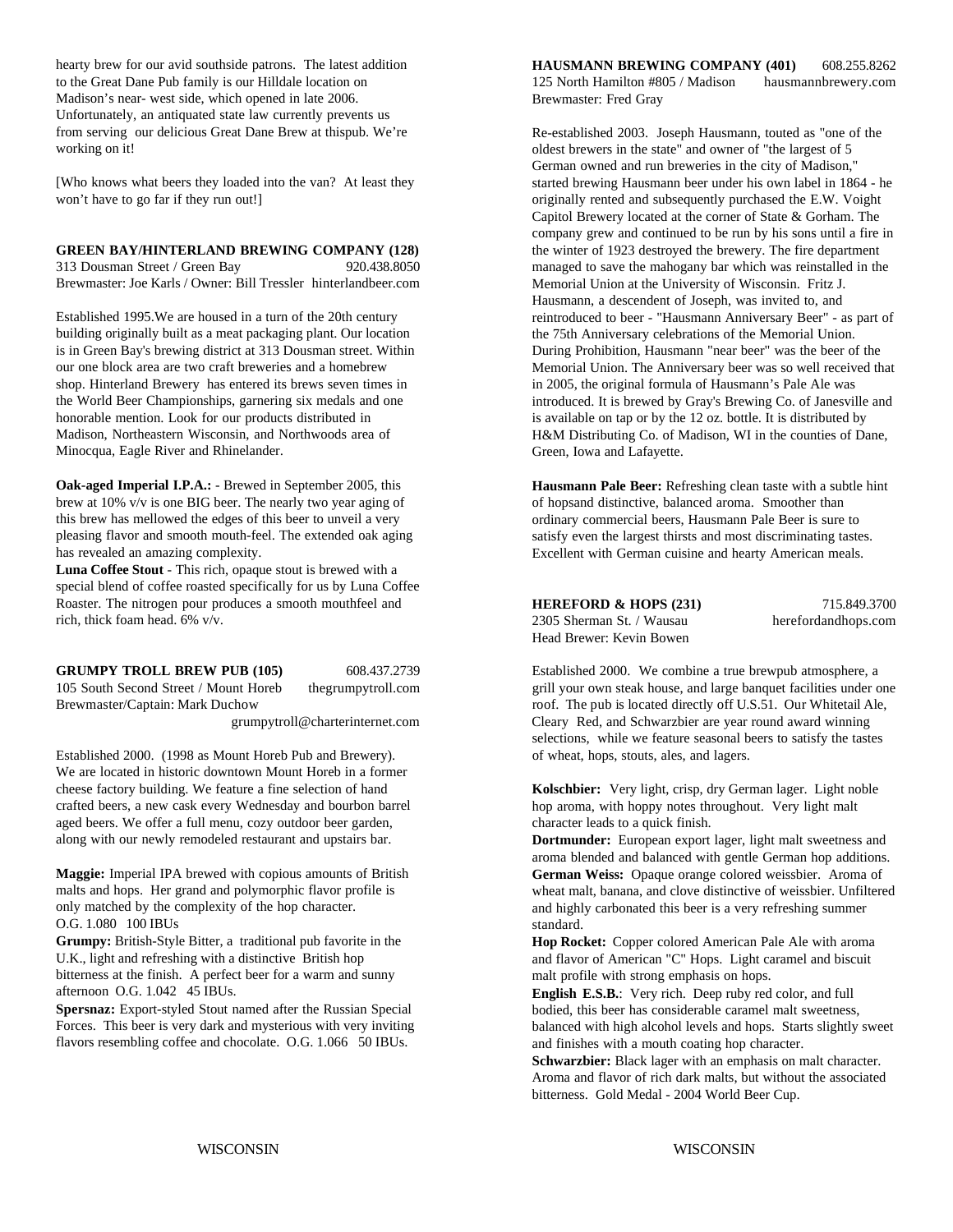hearty brew for our avid southside patrons. The latest addition to the Great Dane Pub family is our Hilldale location on Madison's near- west side, which opened in late 2006. Unfortunately, an antiquated state law currently prevents us from serving our delicious Great Dane Brew at thispub. We're working on it!

[Who knows what beers they loaded into the van? At least they won't have to go far if they run out!]

**GREEN BAY/HINTERLAND BREWING COMPANY (128)**
313 Dousman Street / Green Bay 920.438.8050
Brewmaster: Joe Karls / Owner: Bill Tressler hinterlandbeer.com

Established 1995.We are housed in a turn of the 20th century building originally built as a meat packaging plant. Our location is in Green Bay's brewing district at 313 Dousman street. Within our one block area are two craft breweries and a homebrew shop. Hinterland Brewery has entered its brews seven times in the World Beer Championships, garnering six medals and one honorable mention. Look for our products distributed in Madison, Northeastern Wisconsin, and Northwoods area of Minocqua, Eagle River and Rhinelander.

**Oak-aged Imperial I.P.A.:** - Brewed in September 2005, this brew at 10% v/v is one BIG beer. The nearly two year aging of this brew has mellowed the edges of this beer to unveil a very pleasing flavor and smooth mouth-feel. The extended oak aging has revealed an amazing complexity.
**Luna Coffee Stout** - This rich, opaque stout is brewed with a special blend of coffee roasted specifically for us by Luna Coffee Roaster. The nitrogen pour produces a smooth mouthfeel and rich, thick foam head. 6% v/v.

**GRUMPY TROLL BREW PUB (105)** 608.437.2739
105 South Second Street / Mount Horeb thegrumpytroll.com
Brewmaster/Captain: Mark Duchow
grumpytroll@charterinternet.com

Established 2000. (1998 as Mount Horeb Pub and Brewery). We are located in historic downtown Mount Horeb in a former cheese factory building. We feature a fine selection of hand crafted beers, a new cask every Wednesday and bourbon barrel aged beers. We offer a full menu, cozy outdoor beer garden, along with our newly remodeled restaurant and upstairs bar.

**Maggie:** Imperial IPA brewed with copious amounts of British malts and hops. Her grand and polymorphic flavor profile is only matched by the complexity of the hop character. O.G. 1.080 100 IBUs
**Grumpy:** British-Style Bitter, a traditional pub favorite in the U.K., light and refreshing with a distinctive British hop bitterness at the finish. A perfect beer for a warm and sunny afternoon O.G. 1.042 45 IBUs.
**Spersnaz:** Export-styled Stout named after the Russian Special Forces. This beer is very dark and mysterious with very inviting flavors resembling coffee and chocolate. O.G. 1.066 50 IBUs.

**HAUSMANN BREWING COMPANY (401)** 608.255.8262
125 North Hamilton #805 / Madison hausmannbrewery.com
Brewmaster: Fred Gray

Re-established 2003. Joseph Hausmann, touted as "one of the oldest brewers in the state" and owner of "the largest of 5 German owned and run breweries in the city of Madison," started brewing Hausmann beer under his own label in 1864 - he originally rented and subsequently purchased the E.W. Voight Capitol Brewery located at the corner of State & Gorham. The company grew and continued to be run by his sons until a fire in the winter of 1923 destroyed the brewery. The fire department managed to save the mahogany bar which was reinstalled in the Memorial Union at the University of Wisconsin. Fritz J. Hausmann, a descendent of Joseph, was invited to, and reintroduced to beer - "Hausmann Anniversary Beer" - as part of the 75th Anniversary celebrations of the Memorial Union. During Prohibition, Hausmann "near beer" was the beer of the Memorial Union. The Anniversary beer was so well received that in 2005, the original formula of Hausmann's Pale Ale was introduced. It is brewed by Gray's Brewing Co. of Janesville and is available on tap or by the 12 oz. bottle. It is distributed by H&M Distributing Co. of Madison, WI in the counties of Dane, Green, Iowa and Lafayette.

**Hausmann Pale Beer:** Refreshing clean taste with a subtle hint of hopsand distinctive, balanced aroma. Smoother than ordinary commercial beers, Hausmann Pale Beer is sure to satisfy even the largest thirsts and most discriminating tastes. Excellent with German cuisine and hearty American meals.

**HEREFORD & HOPS (231)** 715.849.3700
2305 Sherman St. / Wausau herefordandhops.com
Head Brewer: Kevin Bowen

Established 2000. We combine a true brewpub atmosphere, a grill your own steak house, and large banquet facilities under one roof. The pub is located directly off U.S.51. Our Whitetail Ale, Cleary Red, and Schwarzbier are year round award winning selections, while we feature seasonal beers to satisfy the tastes of wheat, hops, stouts, ales, and lagers.

**Kolschbier:** Very light, crisp, dry German lager. Light noble hop aroma, with hoppy notes throughout. Very light malt character leads to a quick finish.
**Dortmunder:** European export lager, light malt sweetness and aroma blended and balanced with gentle German hop additions.
**German Weiss:** Opaque orange colored weissbier. Aroma of wheat malt, banana, and clove distinctive of weissbier. Unfiltered and highly carbonated this beer is a very refreshing summer standard.
**Hop Rocket:** Copper colored American Pale Ale with aroma and flavor of American "C" Hops. Light caramel and biscuit malt profile with strong emphasis on hops.
**English E.S.B.**: Very rich. Deep ruby red color, and full bodied, this beer has considerable caramel malt sweetness, balanced with high alcohol levels and hops. Starts slightly sweet and finishes with a mouth coating hop character.
**Schwarzbier:** Black lager with an emphasis on malt character. Aroma and flavor of rich dark malts, but without the associated bitterness. Gold Medal - 2004 World Beer Cup.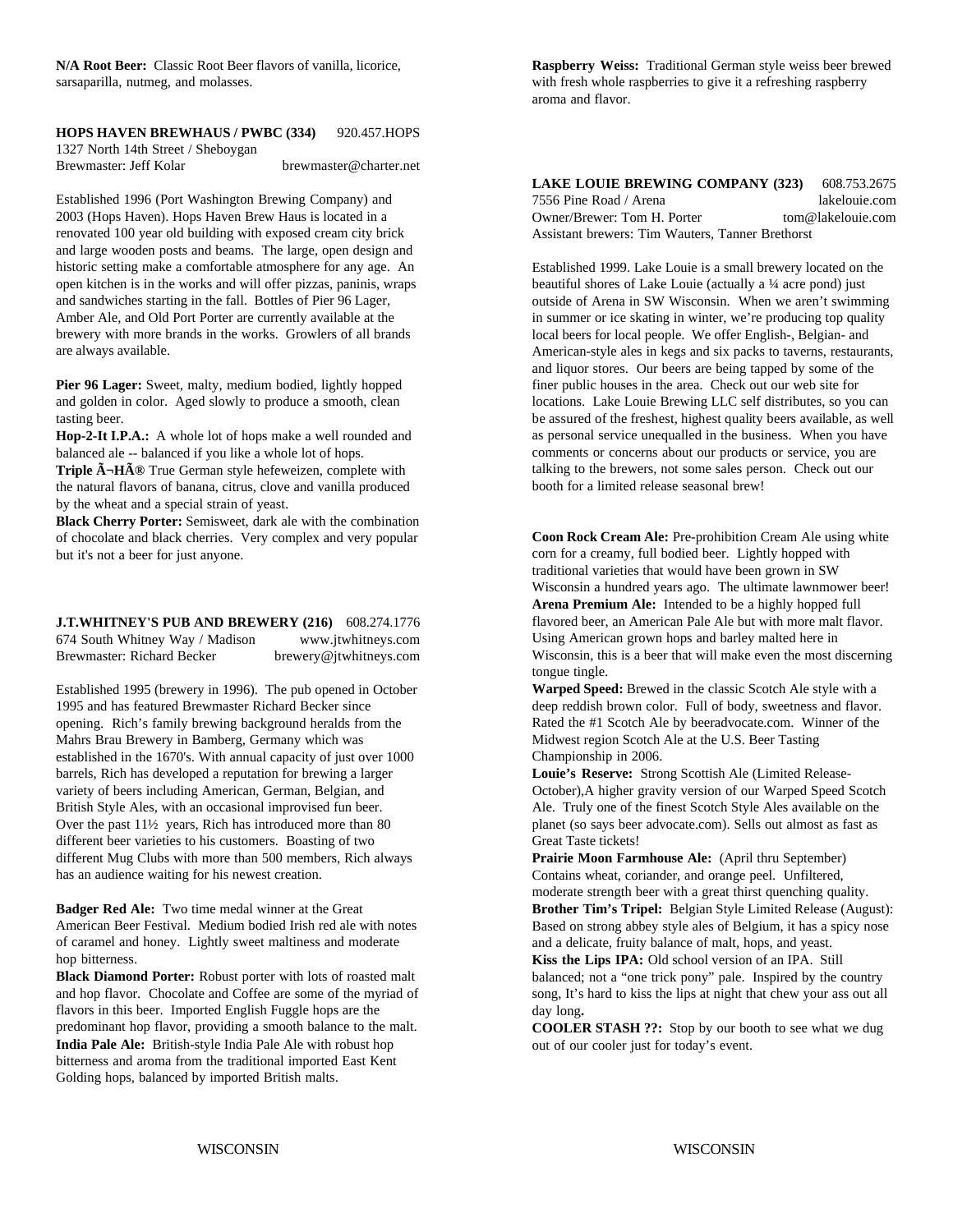**N/A Root Beer:** Classic Root Beer flavors of vanilla, licorice, sarsaparilla, nutmeg, and molasses.

**HOPS HAVEN BREWHAUS / PWBC (334)** 920.457.HOPS
1327 North 14th Street / Sheboygan
Brewmaster: Jeff Kolar brewmaster@charter.net

Established 1996 (Port Washington Brewing Company) and 2003 (Hops Haven). Hops Haven Brew Haus is located in a renovated 100 year old building with exposed cream city brick and large wooden posts and beams. The large, open design and historic setting make a comfortable atmosphere for any age. An open kitchen is in the works and will offer pizzas, paninis, wraps and sandwiches starting in the fall. Bottles of Pier 96 Lager, Amber Ale, and Old Port Porter are currently available at the brewery with more brands in the works. Growlers of all brands are always available.

**Pier 96 Lager:** Sweet, malty, medium bodied, lightly hopped and golden in color. Aged slowly to produce a smooth, clean tasting beer.
**Hop-2-It I.P.A.:** A whole lot of hops make a well rounded and balanced ale -- balanced if you like a whole lot of hops.
**Triple Ã¬HÃ®** True German style hefeweizen, complete with the natural flavors of banana, citrus, clove and vanilla produced by the wheat and a special strain of yeast.
**Black Cherry Porter:** Semisweet, dark ale with the combination of chocolate and black cherries. Very complex and very popular but it's not a beer for just anyone.

**J.T.WHITNEY'S PUB AND BREWERY (216)** 608.274.1776
674 South Whitney Way / Madison www.jtwhitneys.com
Brewmaster: Richard Becker brewery@jtwhitneys.com

Established 1995 (brewery in 1996). The pub opened in October 1995 and has featured Brewmaster Richard Becker since opening. Rich's family brewing background heralds from the Mahrs Brau Brewery in Bamberg, Germany which was established in the 1670's. With annual capacity of just over 1000 barrels, Rich has developed a reputation for brewing a larger variety of beers including American, German, Belgian, and British Style Ales, with an occasional improvised fun beer. Over the past 11½ years, Rich has introduced more than 80 different beer varieties to his customers. Boasting of two different Mug Clubs with more than 500 members, Rich always has an audience waiting for his newest creation.

**Badger Red Ale:** Two time medal winner at the Great American Beer Festival. Medium bodied Irish red ale with notes of caramel and honey. Lightly sweet maltiness and moderate hop bitterness.
**Black Diamond Porter:** Robust porter with lots of roasted malt and hop flavor. Chocolate and Coffee are some of the myriad of flavors in this beer. Imported English Fuggle hops are the predominant hop flavor, providing a smooth balance to the malt.
**India Pale Ale:** British-style India Pale Ale with robust hop bitterness and aroma from the traditional imported East Kent Golding hops, balanced by imported British malts.

**Raspberry Weiss:** Traditional German style weiss beer brewed with fresh whole raspberries to give it a refreshing raspberry aroma and flavor.

**LAKE LOUIE BREWING COMPANY (323)** 608.753.2675
7556 Pine Road / Arena lakelouie.com
Owner/Brewer: Tom H. Porter tom@lakelouie.com
Assistant brewers: Tim Wauters, Tanner Brethorst

Established 1999. Lake Louie is a small brewery located on the beautiful shores of Lake Louie (actually a ¼ acre pond) just outside of Arena in SW Wisconsin. When we aren't swimming in summer or ice skating in winter, we're producing top quality local beers for local people. We offer English-, Belgian- and American-style ales in kegs and six packs to taverns, restaurants, and liquor stores. Our beers are being tapped by some of the finer public houses in the area. Check out our web site for locations. Lake Louie Brewing LLC self distributes, so you can be assured of the freshest, highest quality beers available, as well as personal service unequalled in the business. When you have comments or concerns about our products or service, you are talking to the brewers, not some sales person. Check out our booth for a limited release seasonal brew!

**Coon Rock Cream Ale:** Pre-prohibition Cream Ale using white corn for a creamy, full bodied beer. Lightly hopped with traditional varieties that would have been grown in SW Wisconsin a hundred years ago. The ultimate lawnmower beer!
**Arena Premium Ale:** Intended to be a highly hopped full flavored beer, an American Pale Ale but with more malt flavor. Using American grown hops and barley malted here in Wisconsin, this is a beer that will make even the most discerning tongue tingle.
**Warped Speed:** Brewed in the classic Scotch Ale style with a deep reddish brown color. Full of body, sweetness and flavor. Rated the #1 Scotch Ale by beeradvocate.com. Winner of the Midwest region Scotch Ale at the U.S. Beer Tasting Championship in 2006.
**Louie's Reserve:** Strong Scottish Ale (Limited Release-October),A higher gravity version of our Warped Speed Scotch Ale. Truly one of the finest Scotch Style Ales available on the planet (so says beer advocate.com). Sells out almost as fast as Great Taste tickets!
**Prairie Moon Farmhouse Ale:** (April thru September) Contains wheat, coriander, and orange peel. Unfiltered, moderate strength beer with a great thirst quenching quality.
**Brother Tim's Tripel:** Belgian Style Limited Release (August): Based on strong abbey style ales of Belgium, it has a spicy nose and a delicate, fruity balance of malt, hops, and yeast.
**Kiss the Lips IPA:** Old school version of an IPA. Still balanced; not a "one trick pony" pale. Inspired by the country song, It's hard to kiss the lips at night that chew your ass out all day long.
**COOLER STASH ??:** Stop by our booth to see what we dug out of our cooler just for today's event.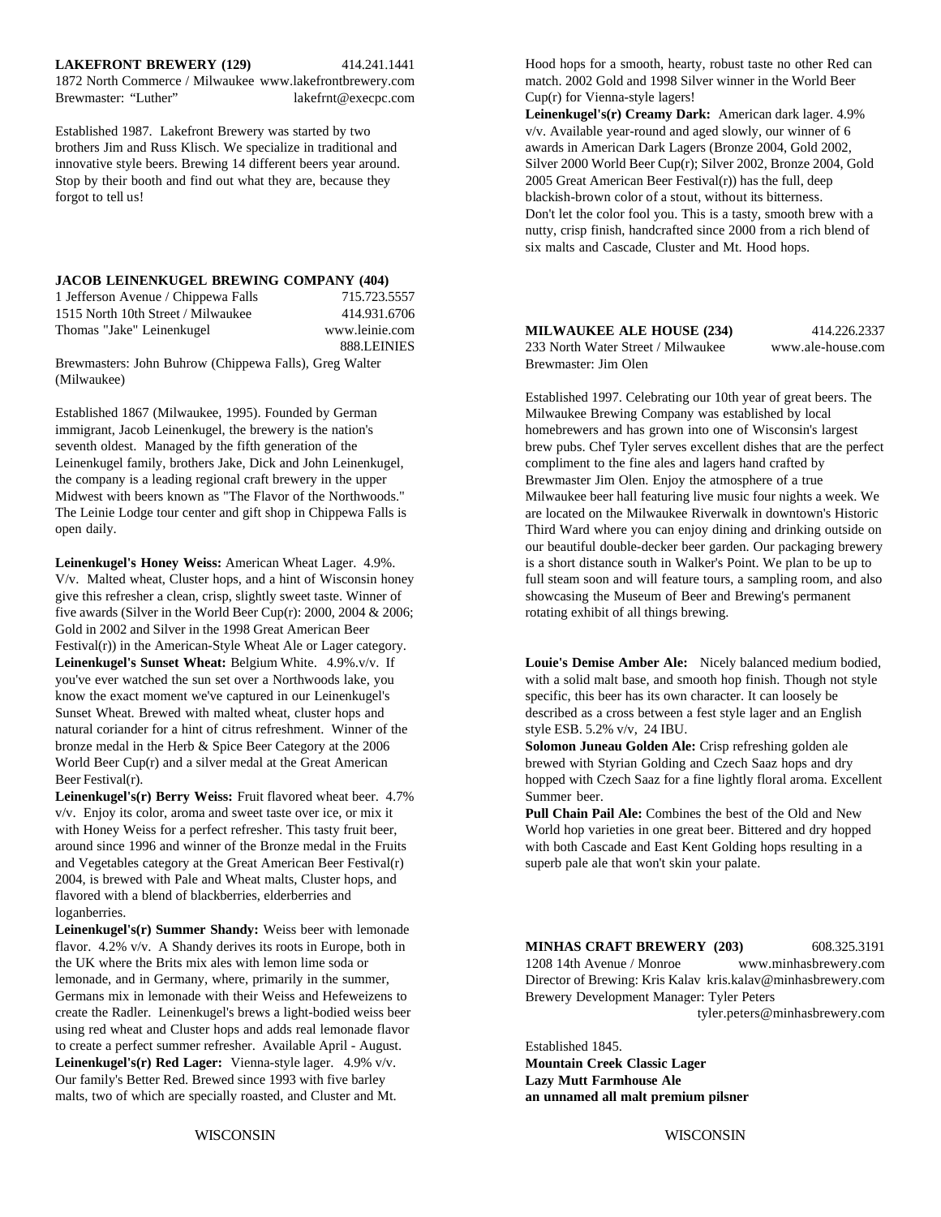**LAKEFRONT BREWERY (129)** 414.241.1441
1872 North Commerce / Milwaukee www.lakefrontbrewery.com
Brewmaster: "Luther" lakefrnt@execpc.com

Established 1987. Lakefront Brewery was started by two brothers Jim and Russ Klisch. We specialize in traditional and innovative style beers. Brewing 14 different beers year around. Stop by their booth and find out what they are, because they forgot to tell us!

**JACOB LEINENKUGEL BREWING COMPANY (404)**
1 Jefferson Avenue / Chippewa Falls 715.723.5557
1515 North 10th Street / Milwaukee 414.931.6706
Thomas "Jake" Leinenkugel www.leinie.com
888.LEINIES
Brewmasters: John Buhrow (Chippewa Falls), Greg Walter (Milwaukee)

Established 1867 (Milwaukee, 1995). Founded by German immigrant, Jacob Leinenkugel, the brewery is the nation's seventh oldest. Managed by the fifth generation of the Leinenkugel family, brothers Jake, Dick and John Leinenkugel, the company is a leading regional craft brewery in the upper Midwest with beers known as "The Flavor of the Northwoods." The Leinie Lodge tour center and gift shop in Chippewa Falls is open daily.

**Leinenkugel's Honey Weiss:** American Wheat Lager. 4.9%. V/v. Malted wheat, Cluster hops, and a hint of Wisconsin honey give this refresher a clean, crisp, slightly sweet taste. Winner of five awards (Silver in the World Beer Cup(r): 2000, 2004 & 2006; Gold in 2002 and Silver in the 1998 Great American Beer Festival(r)) in the American-Style Wheat Ale or Lager category.
**Leinenkugel's Sunset Wheat:** Belgium White. 4.9%.v/v. If you've ever watched the sun set over a Northwoods lake, you know the exact moment we've captured in our Leinenkugel's Sunset Wheat. Brewed with malted wheat, cluster hops and natural coriander for a hint of citrus refreshment. Winner of the bronze medal in the Herb & Spice Beer Category at the 2006 World Beer Cup(r) and a silver medal at the Great American Beer Festival(r).
**Leinenkugel's(r) Berry Weiss:** Fruit flavored wheat beer. 4.7% v/v. Enjoy its color, aroma and sweet taste over ice, or mix it with Honey Weiss for a perfect refresher. This tasty fruit beer, around since 1996 and winner of the Bronze medal in the Fruits and Vegetables category at the Great American Beer Festival(r) 2004, is brewed with Pale and Wheat malts, Cluster hops, and flavored with a blend of blackberries, elderberries and loganberries.
**Leinenkugel's(r) Summer Shandy:** Weiss beer with lemonade flavor. 4.2% v/v. A Shandy derives its roots in Europe, both in the UK where the Brits mix ales with lemon lime soda or lemonade, and in Germany, where, primarily in the summer, Germans mix in lemonade with their Weiss and Hefeweizens to create the Radler. Leinenkugel's brews a light-bodied weiss beer using red wheat and Cluster hops and adds real lemonade flavor to create a perfect summer refresher. Available April - August.
**Leinenkugel's(r) Red Lager:** Vienna-style lager. 4.9% v/v. Our family's Better Red. Brewed since 1993 with five barley malts, two of which are specially roasted, and Cluster and Mt. Hood hops for a smooth, hearty, robust taste no other Red can match. 2002 Gold and 1998 Silver winner in the World Beer Cup(r) for Vienna-style lagers!
**Leinenkugel's(r) Creamy Dark:** American dark lager. 4.9% v/v. Available year-round and aged slowly, our winner of 6 awards in American Dark Lagers (Bronze 2004, Gold 2002, Silver 2000 World Beer Cup(r); Silver 2002, Bronze 2004, Gold 2005 Great American Beer Festival(r)) has the full, deep blackish-brown color of a stout, without its bitterness. Don't let the color fool you. This is a tasty, smooth brew with a nutty, crisp finish, handcrafted since 2000 from a rich blend of six malts and Cascade, Cluster and Mt. Hood hops.

**MILWAUKEE ALE HOUSE (234)** 414.226.2337
233 North Water Street / Milwaukee www.ale-house.com
Brewmaster: Jim Olen

Established 1997. Celebrating our 10th year of great beers. The Milwaukee Brewing Company was established by local homebrewers and has grown into one of Wisconsin's largest brew pubs. Chef Tyler serves excellent dishes that are the perfect compliment to the fine ales and lagers hand crafted by Brewmaster Jim Olen. Enjoy the atmosphere of a true Milwaukee beer hall featuring live music four nights a week. We are located on the Milwaukee Riverwalk in downtown's Historic Third Ward where you can enjoy dining and drinking outside on our beautiful double-decker beer garden. Our packaging brewery is a short distance south in Walker's Point. We plan to be up to full steam soon and will feature tours, a sampling room, and also showcasing the Museum of Beer and Brewing's permanent rotating exhibit of all things brewing.

**Louie's Demise Amber Ale:** Nicely balanced medium bodied, with a solid malt base, and smooth hop finish. Though not style specific, this beer has its own character. It can loosely be described as a cross between a fest style lager and an English style ESB. 5.2% v/v, 24 IBU.
**Solomon Juneau Golden Ale:** Crisp refreshing golden ale brewed with Styrian Golding and Czech Saaz hops and dry hopped with Czech Saaz for a fine lightly floral aroma. Excellent Summer beer.
**Pull Chain Pail Ale:** Combines the best of the Old and New World hop varieties in one great beer. Bittered and dry hopped with both Cascade and East Kent Golding hops resulting in a superb pale ale that won't skin your palate.

**MINHAS CRAFT BREWERY (203)** 608.325.3191
1208 14th Avenue / Monroe www.minhasbrewery.com
Director of Brewing: Kris Kalav kris.kalav@minhasbrewery.com
Brewery Development Manager: Tyler Peters
tyler.peters@minhasbrewery.com

Established 1845.
**Mountain Creek Classic Lager**
**Lazy Mutt Farmhouse Ale**
**an unnamed all malt premium pilsner**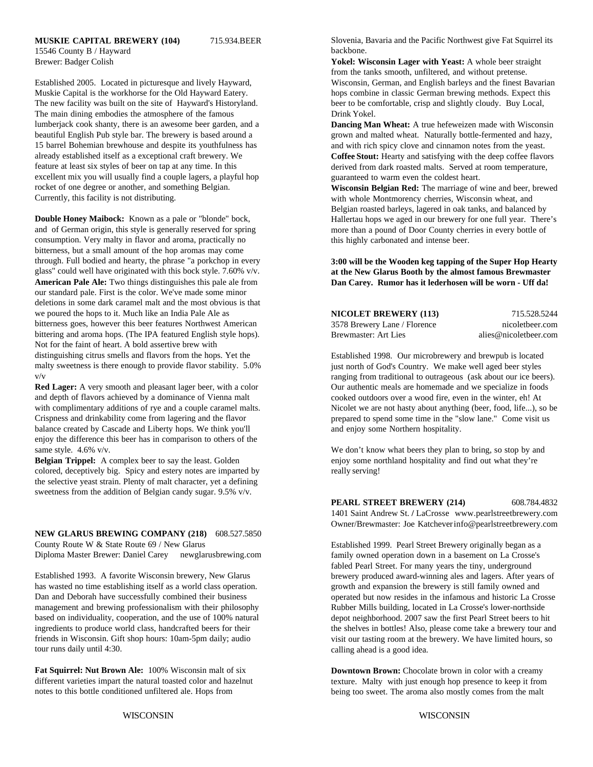**MUSKIE CAPITAL BREWERY (104)** 715.934.BEER
15546 County B / Hayward
Brewer: Badger Colish

Established 2005. Located in picturesque and lively Hayward, Muskie Capital is the workhorse for the Old Hayward Eatery. The new facility was built on the site of Hayward's Historyland. The main dining embodies the atmosphere of the famous lumberjack cook shanty, there is an awesome beer garden, and a beautiful English Pub style bar. The brewery is based around a 15 barrel Bohemian brewhouse and despite its youthfulness has already established itself as a exceptional craft brewery. We feature at least six styles of beer on tap at any time. In this excellent mix you will usually find a couple lagers, a playful hop rocket of one degree or another, and something Belgian. Currently, this facility is not distributing.

**Double Honey Maibock:** Known as a pale or "blonde" bock, and of German origin, this style is generally reserved for spring consumption. Very malty in flavor and aroma, practically no bitterness, but a small amount of the hop aromas may come through. Full bodied and hearty, the phrase "a porkchop in every glass" could well have originated with this bock style. 7.60% v/v.
**American Pale Ale:** Two things distinguishes this pale ale from our standard pale. First is the color. We've made some minor deletions in some dark caramel malt and the most obvious is that we poured the hops to it. Much like an India Pale Ale as bitterness goes, however this beer features Northwest American bittering and aroma hops. (The IPA featured English style hops). Not for the faint of heart. A bold assertive brew with distinguishing citrus smells and flavors from the hops. Yet the malty sweetness is there enough to provide flavor stability. 5.0% v/v
**Red Lager:** A very smooth and pleasant lager beer, with a color and depth of flavors achieved by a dominance of Vienna malt with complimentary additions of rye and a couple caramel malts. Crispness and drinkability come from lagering and the flavor balance created by Cascade and Liberty hops. We think you'll enjoy the difference this beer has in comparison to others of the same style. 4.6% v/v.
**Belgian Trippel:** A complex beer to say the least. Golden colored, deceptively big. Spicy and estery notes are imparted by the selective yeast strain. Plenty of malt character, yet a defining sweetness from the addition of Belgian candy sugar. 9.5% v/v.

**NEW GLARUS BREWING COMPANY (218)** 608.527.5850
County Route W & State Route 69 / New Glarus
Diploma Master Brewer: Daniel Carey newglarusbrewing.com

Established 1993. A favorite Wisconsin brewery, New Glarus has wasted no time establishing itself as a world class operation. Dan and Deborah have successfully combined their business management and brewing professionalism with their philosophy based on individuality, cooperation, and the use of 100% natural ingredients to produce world class, handcrafted beers for their friends in Wisconsin. Gift shop hours: 10am-5pm daily; audio tour runs daily until 4:30.

**Fat Squirrel: Nut Brown Ale:** 100% Wisconsin malt of six different varieties impart the natural toasted color and hazelnut notes to this bottle conditioned unfiltered ale. Hops from Slovenia, Bavaria and the Pacific Northwest give Fat Squirrel its backbone.
**Yokel: Wisconsin Lager with Yeast:** A whole beer straight from the tanks smooth, unfiltered, and without pretense. Wisconsin, German, and English barleys and the finest Bavarian hops combine in classic German brewing methods. Expect this beer to be comfortable, crisp and slightly cloudy. Buy Local, Drink Yokel.
**Dancing Man Wheat:** A true hefeweizen made with Wisconsin grown and malted wheat. Naturally bottle-fermented and hazy, and with rich spicy clove and cinnamon notes from the yeast.
**Coffee Stout:** Hearty and satisfying with the deep coffee flavors derived from dark roasted malts. Served at room temperature, guaranteed to warm even the coldest heart.
**Wisconsin Belgian Red:** The marriage of wine and beer, brewed with whole Montmorency cherries, Wisconsin wheat, and Belgian roasted barleys, lagered in oak tanks, and balanced by Hallertau hops we aged in our brewery for one full year. There's more than a pound of Door County cherries in every bottle of this highly carbonated and intense beer.

**3:00 will be the Wooden keg tapping of the Super Hop Hearty at the New Glarus Booth by the almost famous Brewmaster Dan Carey. Rumor has it lederhosen will be worn - Uff da!**

**NICOLET BREWERY (113)** 715.528.5244
3578 Brewery Lane / Florence nicoletbeer.com
Brewmaster: Art Lies alies@nicoletbeer.com

Established 1998. Our microbrewery and brewpub is located just north of God's Country. We make well aged beer styles ranging from traditional to outrageous (ask about our ice beers). Our authentic meals are homemade and we specialize in foods cooked outdoors over a wood fire, even in the winter, eh! At Nicolet we are not hasty about anything (beer, food, life...), so be prepared to spend some time in the "slow lane." Come visit us and enjoy some Northern hospitality.

We don't know what beers they plan to bring, so stop by and enjoy some northland hospitality and find out what they're really serving!

**PEARL STREET BREWERY (214)** 608.784.4832
1401 Saint Andrew St. / LaCrosse www.pearlstreetbrewery.com
Owner/Brewmaster: Joe Katchever info@pearlstreetbrewery.com

Established 1999. Pearl Street Brewery originally began as a family owned operation down in a basement on La Crosse's fabled Pearl Street. For many years the tiny, underground brewery produced award-winning ales and lagers. After years of growth and expansion the brewery is still family owned and operated but now resides in the infamous and historic La Crosse Rubber Mills building, located in La Crosse's lower-northside depot neighborhood. 2007 saw the first Pearl Street beers to hit the shelves in bottles! Also, please come take a brewery tour and visit our tasting room at the brewery. We have limited hours, so calling ahead is a good idea.

**Downtown Brown:** Chocolate brown in color with a creamy texture. Malty with just enough hop presence to keep it from being too sweet. The aroma also mostly comes from the malt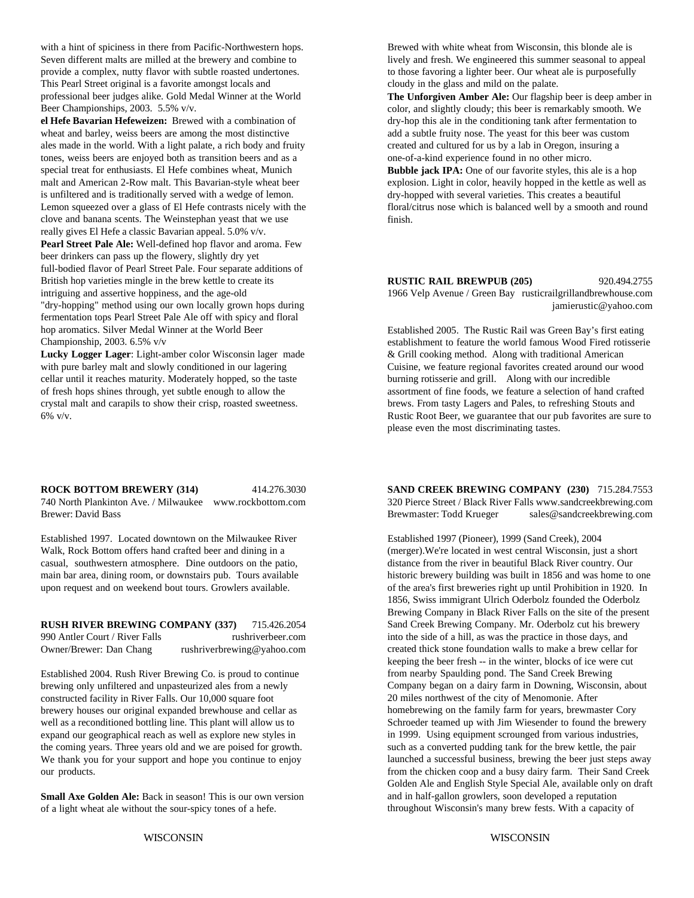with a hint of spiciness in there from Pacific-Northwestern hops. Seven different malts are milled at the brewery and combine to provide a complex, nutty flavor with subtle roasted undertones. This Pearl Street original is a favorite amongst locals and professional beer judges alike. Gold Medal Winner at the World Beer Championships, 2003. 5.5% v/v.

**el Hefe Bavarian Hefeweizen:** Brewed with a combination of wheat and barley, weiss beers are among the most distinctive ales made in the world. With a light palate, a rich body and fruity tones, weiss beers are enjoyed both as transition beers and as a special treat for enthusiasts. El Hefe combines wheat, Munich malt and American 2-Row malt. This Bavarian-style wheat beer is unfiltered and is traditionally served with a wedge of lemon. Lemon squeezed over a glass of El Hefe contrasts nicely with the clove and banana scents. The Weinstephan yeast that we use really gives El Hefe a classic Bavarian appeal. 5.0% v/v.

**Pearl Street Pale Ale:** Well-defined hop flavor and aroma. Few beer drinkers can pass up the flowery, slightly dry yet full-bodied flavor of Pearl Street Pale. Four separate additions of British hop varieties mingle in the brew kettle to create its intriguing and assertive hoppiness, and the age-old "dry-hopping" method using our own locally grown hops during fermentation tops Pearl Street Pale Ale off with spicy and floral hop aromatics. Silver Medal Winner at the World Beer Championship, 2003. 6.5% v/v

**Lucky Logger Lager**: Light-amber color Wisconsin lager made with pure barley malt and slowly conditioned in our lagering cellar until it reaches maturity. Moderately hopped, so the taste of fresh hops shines through, yet subtle enough to allow the crystal malt and carapils to show their crisp, roasted sweetness. 6% v/v.

**ROCK BOTTOM BREWERY (314)** 414.276.3030
740 North Plankinton Ave. / Milwaukee www.rockbottom.com
Brewer: David Bass

Established 1997. Located downtown on the Milwaukee River Walk, Rock Bottom offers hand crafted beer and dining in a casual, southwestern atmosphere. Dine outdoors on the patio, main bar area, dining room, or downstairs pub. Tours available upon request and on weekend bout tours. Growlers available.

**RUSH RIVER BREWING COMPANY (337)** 715.426.2054
990 Antler Court / River Falls rushriverbeer.com
Owner/Brewer: Dan Chang rushriverbrewing@yahoo.com

Established 2004. Rush River Brewing Co. is proud to continue brewing only unfiltered and unpasteurized ales from a newly constructed facility in River Falls. Our 10,000 square foot brewery houses our original expanded brewhouse and cellar as well as a reconditioned bottling line. This plant will allow us to expand our geographical reach as well as explore new styles in the coming years. Three years old and we are poised for growth. We thank you for your support and hope you continue to enjoy our products.

**Small Axe Golden Ale:** Back in season! This is our own version of a light wheat ale without the sour-spicy tones of a hefe. Brewed with white wheat from Wisconsin, this blonde ale is lively and fresh. We engineered this summer seasonal to appeal to those favoring a lighter beer. Our wheat ale is purposefully cloudy in the glass and mild on the palate.

**The Unforgiven Amber Ale:** Our flagship beer is deep amber in color, and slightly cloudy; this beer is remarkably smooth. We dry-hop this ale in the conditioning tank after fermentation to add a subtle fruity nose. The yeast for this beer was custom created and cultured for us by a lab in Oregon, insuring a one-of-a-kind experience found in no other micro.

**Bubble jack IPA:** One of our favorite styles, this ale is a hop explosion. Light in color, heavily hopped in the kettle as well as dry-hopped with several varieties. This creates a beautiful floral/citrus nose which is balanced well by a smooth and round finish.

**RUSTIC RAIL BREWPUB (205)** 920.494.2755
1966 Velp Avenue / Green Bay rusticrailgrillandbrewhouse.com
jamierustic@yahoo.com

Established 2005. The Rustic Rail was Green Bay's first eating establishment to feature the world famous Wood Fired rotisserie & Grill cooking method. Along with traditional American Cuisine, we feature regional favorites created around our wood burning rotisserie and grill. Along with our incredible assortment of fine foods, we feature a selection of hand crafted brews. From tasty Lagers and Pales, to refreshing Stouts and Rustic Root Beer, we guarantee that our pub favorites are sure to please even the most discriminating tastes.

**SAND CREEK BREWING COMPANY (230)** 715.284.7553
320 Pierce Street / Black River Falls www.sandcreekbrewing.com
Brewmaster: Todd Krueger sales@sandcreekbrewing.com

Established 1997 (Pioneer), 1999 (Sand Creek), 2004 (merger).We're located in west central Wisconsin, just a short distance from the river in beautiful Black River country. Our historic brewery building was built in 1856 and was home to one of the area's first breweries right up until Prohibition in 1920. In 1856, Swiss immigrant Ulrich Oderbolz founded the Oderbolz Brewing Company in Black River Falls on the site of the present Sand Creek Brewing Company. Mr. Oderbolz cut his brewery into the side of a hill, as was the practice in those days, and created thick stone foundation walls to make a brew cellar for keeping the beer fresh -- in the winter, blocks of ice were cut from nearby Spaulding pond. The Sand Creek Brewing Company began on a dairy farm in Downing, Wisconsin, about 20 miles northwest of the city of Menomonie. After homebrewing on the family farm for years, brewmaster Cory Schroeder teamed up with Jim Wiesender to found the brewery in 1999. Using equipment scrounged from various industries, such as a converted pudding tank for the brew kettle, the pair launched a successful business, brewing the beer just steps away from the chicken coop and a busy dairy farm. Their Sand Creek Golden Ale and English Style Special Ale, available only on draft and in half-gallon growlers, soon developed a reputation throughout Wisconsin's many brew fests. With a capacity of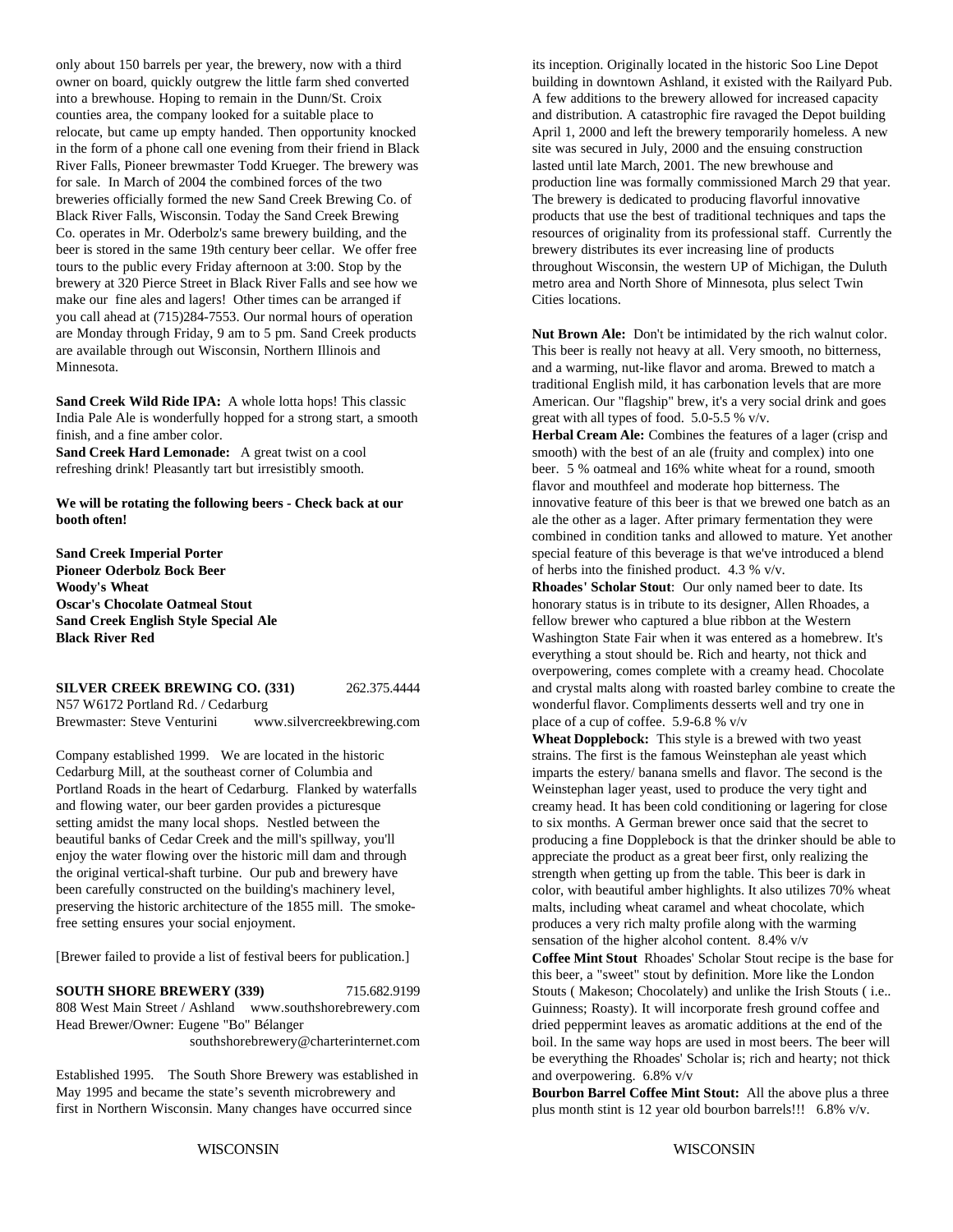only about 150 barrels per year, the brewery, now with a third owner on board, quickly outgrew the little farm shed converted into a brewhouse. Hoping to remain in the Dunn/St. Croix counties area, the company looked for a suitable place to relocate, but came up empty handed. Then opportunity knocked in the form of a phone call one evening from their friend in Black River Falls, Pioneer brewmaster Todd Krueger. The brewery was for sale. In March of 2004 the combined forces of the two breweries officially formed the new Sand Creek Brewing Co. of Black River Falls, Wisconsin. Today the Sand Creek Brewing Co. operates in Mr. Oderbolz's same brewery building, and the beer is stored in the same 19th century beer cellar. We offer free tours to the public every Friday afternoon at 3:00. Stop by the brewery at 320 Pierce Street in Black River Falls and see how we make our fine ales and lagers! Other times can be arranged if you call ahead at (715)284-7553. Our normal hours of operation are Monday through Friday, 9 am to 5 pm. Sand Creek products are available through out Wisconsin, Northern Illinois and Minnesota.

**Sand Creek Wild Ride IPA:** A whole lotta hops! This classic India Pale Ale is wonderfully hopped for a strong start, a smooth finish, and a fine amber color.
**Sand Creek Hard Lemonade:** A great twist on a cool refreshing drink! Pleasantly tart but irresistibly smooth.

**We will be rotating the following beers - Check back at our booth often!**

**Sand Creek Imperial Porter**
**Pioneer Oderbolz Bock Beer**
**Woody's Wheat**
**Oscar's Chocolate Oatmeal Stout**
**Sand Creek English Style Special Ale**
**Black River Red**

**SILVER CREEK BREWING CO. (331)** 262.375.4444
N57 W6172 Portland Rd. / Cedarburg
Brewmaster: Steve Venturini www.silvercreekbrewing.com

Company established 1999. We are located in the historic Cedarburg Mill, at the southeast corner of Columbia and Portland Roads in the heart of Cedarburg. Flanked by waterfalls and flowing water, our beer garden provides a picturesque setting amidst the many local shops. Nestled between the beautiful banks of Cedar Creek and the mill's spillway, you'll enjoy the water flowing over the historic mill dam and through the original vertical-shaft turbine. Our pub and brewery have been carefully constructed on the building's machinery level, preserving the historic architecture of the 1855 mill. The smoke-free setting ensures your social enjoyment.

[Brewer failed to provide a list of festival beers for publication.]

**SOUTH SHORE BREWERY (339)** 715.682.9199
808 West Main Street / Ashland www.southshorebrewery.com
Head Brewer/Owner: Eugene "Bo" Bélanger
southshorebrewery@charterinternet.com

Established 1995. The South Shore Brewery was established in May 1995 and became the state's seventh microbrewery and first in Northern Wisconsin. Many changes have occurred since its inception. Originally located in the historic Soo Line Depot building in downtown Ashland, it existed with the Railyard Pub. A few additions to the brewery allowed for increased capacity and distribution. A catastrophic fire ravaged the Depot building April 1, 2000 and left the brewery temporarily homeless. A new site was secured in July, 2000 and the ensuing construction lasted until late March, 2001. The new brewhouse and production line was formally commissioned March 29 that year. The brewery is dedicated to producing flavorful innovative products that use the best of traditional techniques and taps the resources of originality from its professional staff. Currently the brewery distributes its ever increasing line of products throughout Wisconsin, the western UP of Michigan, the Duluth metro area and North Shore of Minnesota, plus select Twin Cities locations.

**Nut Brown Ale:** Don't be intimidated by the rich walnut color. This beer is really not heavy at all. Very smooth, no bitterness, and a warming, nut-like flavor and aroma. Brewed to match a traditional English mild, it has carbonation levels that are more American. Our "flagship" brew, it's a very social drink and goes great with all types of food. 5.0-5.5 % v/v.
**Herbal Cream Ale:** Combines the features of a lager (crisp and smooth) with the best of an ale (fruity and complex) into one beer. 5 % oatmeal and 16% white wheat for a round, smooth flavor and mouthfeel and moderate hop bitterness. The innovative feature of this beer is that we brewed one batch as an ale the other as a lager. After primary fermentation they were combined in condition tanks and allowed to mature. Yet another special feature of this beverage is that we've introduced a blend of herbs into the finished product. 4.3 % v/v.
**Rhoades' Scholar Stout**: Our only named beer to date. Its honorary status is in tribute to its designer, Allen Rhoades, a fellow brewer who captured a blue ribbon at the Western Washington State Fair when it was entered as a homebrew. It's everything a stout should be. Rich and hearty, not thick and overpowering, comes complete with a creamy head. Chocolate and crystal malts along with roasted barley combine to create the wonderful flavor. Compliments desserts well and try one in place of a cup of coffee. 5.9-6.8 % v/v
**Wheat Dopplebock:** This style is a brewed with two yeast strains. The first is the famous Weinstephan ale yeast which imparts the estery/ banana smells and flavor. The second is the Weinstephan lager yeast, used to produce the very tight and creamy head. It has been cold conditioning or lagering for close to six months. A German brewer once said that the secret to producing a fine Dopplebock is that the drinker should be able to appreciate the product as a great beer first, only realizing the strength when getting up from the table. This beer is dark in color, with beautiful amber highlights. It also utilizes 70% wheat malts, including wheat caramel and wheat chocolate, which produces a very rich malty profile along with the warming sensation of the higher alcohol content. 8.4% v/v
**Coffee Mint Stout** Rhoades' Scholar Stout recipe is the base for this beer, a "sweet" stout by definition. More like the London Stouts ( Makeson; Chocolately) and unlike the Irish Stouts ( i.e.. Guinness; Roasty). It will incorporate fresh ground coffee and dried peppermint leaves as aromatic additions at the end of the boil. In the same way hops are used in most beers. The beer will be everything the Rhoades' Scholar is; rich and hearty; not thick and overpowering. 6.8% v/v
**Bourbon Barrel Coffee Mint Stout:** All the above plus a three plus month stint is 12 year old bourbon barrels!!! 6.8% v/v.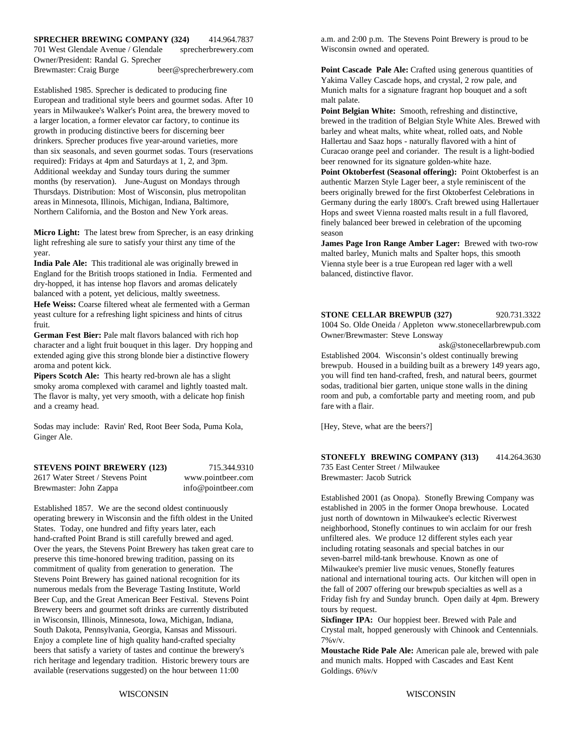**SPRECHER BREWING COMPANY (324)** 414.964.7837
701 West Glendale Avenue / Glendale sprecherbrewery.com
Owner/President: Randal G. Sprecher
Brewmaster: Craig Burge beer@sprecherbrewery.com

Established 1985. Sprecher is dedicated to producing fine European and traditional style beers and gourmet sodas. After 10 years in Milwaukee's Walker's Point area, the brewery moved to a larger location, a former elevator car factory, to continue its growth in producing distinctive beers for discerning beer drinkers. Sprecher produces five year-around varieties, more than six seasonals, and seven gourmet sodas. Tours (reservations required): Fridays at 4pm and Saturdays at 1, 2, and 3pm. Additional weekday and Sunday tours during the summer months (by reservation). June-August on Mondays through Thursdays. Distribution: Most of Wisconsin, plus metropolitan areas in Minnesota, Illinois, Michigan, Indiana, Baltimore, Northern California, and the Boston and New York areas.

**Micro Light:** The latest brew from Sprecher, is an easy drinking light refreshing ale sure to satisfy your thirst any time of the year.
**India Pale Ale:** This traditional ale was originally brewed in England for the British troops stationed in India. Fermented and dry-hopped, it has intense hop flavors and aromas delicately balanced with a potent, yet delicious, maltly sweetness.
**Hefe Weiss:** Coarse filtered wheat ale fermented with a German yeast culture for a refreshing light spiciness and hints of citrus fruit.
**German Fest Bier:** Pale malt flavors balanced with rich hop character and a light fruit bouquet in this lager. Dry hopping and extended aging give this strong blonde bier a distinctive flowery aroma and potent kick.
**Pipers Scotch Ale:** This hearty red-brown ale has a slight smoky aroma complexed with caramel and lightly toasted malt. The flavor is malty, yet very smooth, with a delicate hop finish and a creamy head.

Sodas may include: Ravin' Red, Root Beer Soda, Puma Kola, Ginger Ale.

**STEVENS POINT BREWERY (123)** 715.344.9310
2617 Water Street / Stevens Point www.pointbeer.com
Brewmaster: John Zappa info@pointbeer.com

Established 1857. We are the second oldest continuously operating brewery in Wisconsin and the fifth oldest in the United States. Today, one hundred and fifty years later, each hand-crafted Point Brand is still carefully brewed and aged. Over the years, the Stevens Point Brewery has taken great care to preserve this time-honored brewing tradition, passing on its commitment of quality from generation to generation. The Stevens Point Brewery has gained national recognition for its numerous medals from the Beverage Tasting Institute, World Beer Cup, and the Great American Beer Festival. Stevens Point Brewery beers and gourmet soft drinks are currently distributed in Wisconsin, Illinois, Minnesota, Iowa, Michigan, Indiana, South Dakota, Pennsylvania, Georgia, Kansas and Missouri. Enjoy a complete line of high quality hand-crafted specialty beers that satisfy a variety of tastes and continue the brewery's rich heritage and legendary tradition. Historic brewery tours are available (reservations suggested) on the hour between 11:00 a.m. and 2:00 p.m. The Stevens Point Brewery is proud to be Wisconsin owned and operated.

**Point Cascade Pale Ale:** Crafted using generous quantities of Yakima Valley Cascade hops, and crystal, 2 row pale, and Munich malts for a signature fragrant hop bouquet and a soft malt palate.
**Point Belgian White:** Smooth, refreshing and distinctive, brewed in the tradition of Belgian Style White Ales. Brewed with barley and wheat malts, white wheat, rolled oats, and Noble Hallertau and Saaz hops - naturally flavored with a hint of Curacao orange peel and coriander. The result is a light-bodied beer renowned for its signature golden-white haze.
**Point Oktoberfest (Seasonal offering):** Point Oktoberfest is an authentic Marzen Style Lager beer, a style reminiscent of the beers originally brewed for the first Oktoberfest Celebrations in Germany during the early 1800's. Craft brewed using Hallertauer Hops and sweet Vienna roasted malts result in a full flavored, finely balanced beer brewed in celebration of the upcoming season
**James Page Iron Range Amber Lager:** Brewed with two-row malted barley, Munich malts and Spalter hops, this smooth Vienna style beer is a true European red lager with a well balanced, distinctive flavor.

**STONE CELLAR BREWPUB (327)** 920.731.3322
1004 So. Olde Oneida / Appleton www.stonecellarbrewpub.com
Owner/Brewmaster: Steve Lonsway
ask@stonecellarbrewpub.com

Established 2004. Wisconsin's oldest continually brewing brewpub. Housed in a building built as a brewery 149 years ago, you will find ten hand-crafted, fresh, and natural beers, gourmet sodas, traditional bier garten, unique stone walls in the dining room and pub, a comfortable party and meeting room, and pub fare with a flair.

[Hey, Steve, what are the beers?]

**STONEFLY BREWING COMPANY (313)** 414.264.3630
735 East Center Street / Milwaukee
Brewmaster: Jacob Sutrick

Established 2001 (as Onopa). Stonefly Brewing Company was established in 2005 in the former Onopa brewhouse. Located just north of downtown in Milwaukee's eclectic Riverwest neighborhood, Stonefly continues to win acclaim for our fresh unfiltered ales. We produce 12 different styles each year including rotating seasonals and special batches in our seven-barrel mild-tank brewhouse. Known as one of Milwaukee's premier live music venues, Stonefly features national and international touring acts. Our kitchen will open in the fall of 2007 offering our brewpub specialties as well as a Friday fish fry and Sunday brunch. Open daily at 4pm. Brewery tours by request.
**Sixfinger IPA:** Our hoppiest beer. Brewed with Pale and Crystal malt, hopped generously with Chinook and Centennials. 7%v/v.
**Moustache Ride Pale Ale:** American pale ale, brewed with pale and munich malts. Hopped with Cascades and East Kent Goldings. 6%v/v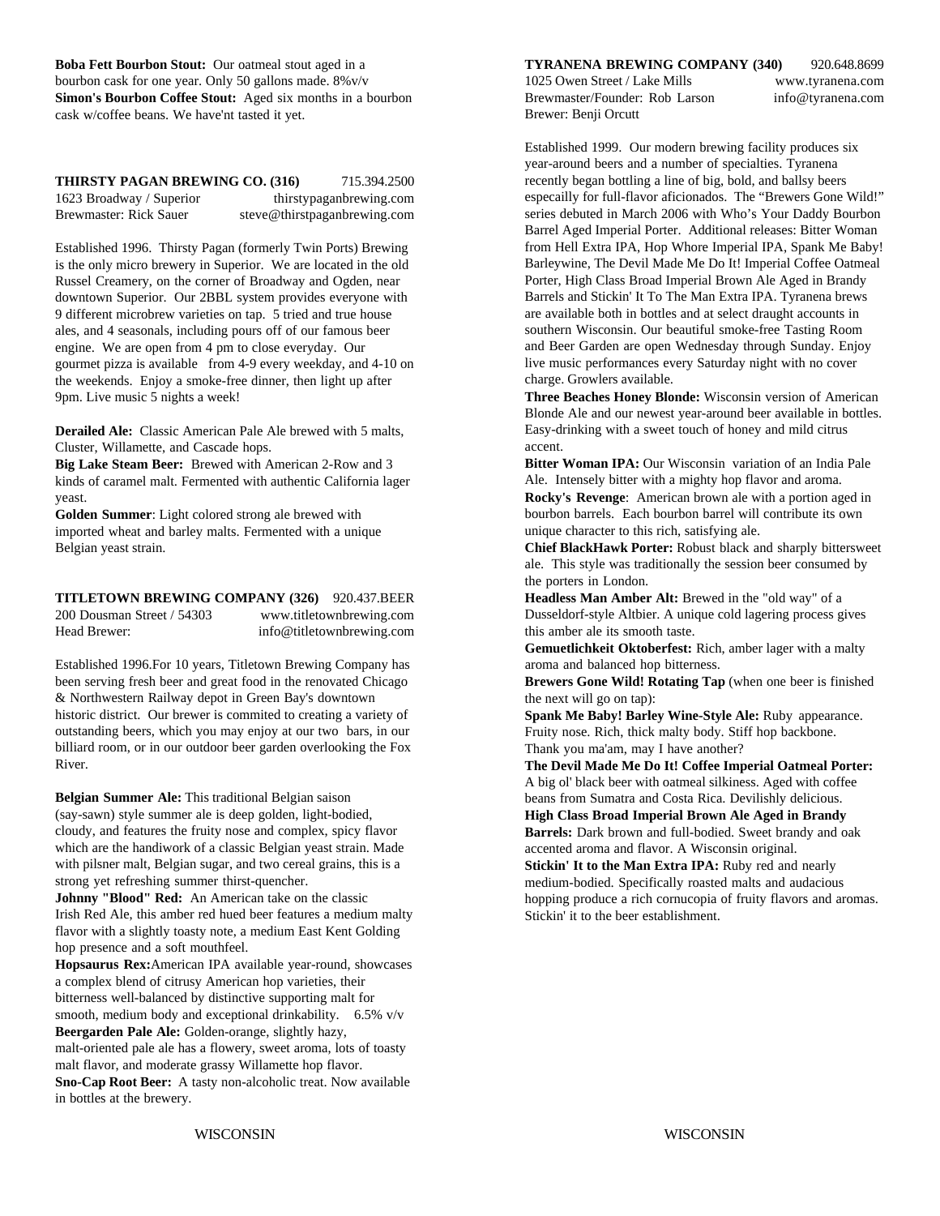**Boba Fett Bourbon Stout:** Our oatmeal stout aged in a bourbon cask for one year. Only 50 gallons made. 8%v/v
**Simon's Bourbon Coffee Stout:** Aged six months in a bourbon cask w/coffee beans. We have'nt tasted it yet.

**THIRSTY PAGAN BREWING CO. (316)** 715.394.2500
1623 Broadway / Superior thirstypaganbrewing.com
Brewmaster: Rick Sauer steve@thirstpaganbrewing.com

Established 1996. Thirsty Pagan (formerly Twin Ports) Brewing is the only micro brewery in Superior. We are located in the old Russel Creamery, on the corner of Broadway and Ogden, near downtown Superior. Our 2BBL system provides everyone with 9 different microbrew varieties on tap. 5 tried and true house ales, and 4 seasonals, including pours off of our famous beer engine. We are open from 4 pm to close everyday. Our gourmet pizza is available from 4-9 every weekday, and 4-10 on the weekends. Enjoy a smoke-free dinner, then light up after 9pm. Live music 5 nights a week!

**Derailed Ale:** Classic American Pale Ale brewed with 5 malts, Cluster, Willamette, and Cascade hops.
**Big Lake Steam Beer:** Brewed with American 2-Row and 3 kinds of caramel malt. Fermented with authentic California lager yeast.
**Golden Summer**: Light colored strong ale brewed with imported wheat and barley malts. Fermented with a unique Belgian yeast strain.

**TITLETOWN BREWING COMPANY (326)** 920.437.BEER
200 Dousman Street / 54303 www.titletownbrewing.com
Head Brewer: info@titletownbrewing.com

Established 1996.For 10 years, Titletown Brewing Company has been serving fresh beer and great food in the renovated Chicago & Northwestern Railway depot in Green Bay's downtown historic district. Our brewer is commited to creating a variety of outstanding beers, which you may enjoy at our two bars, in our billiard room, or in our outdoor beer garden overlooking the Fox River.

**Belgian Summer Ale:** This traditional Belgian saison (say-sawn) style summer ale is deep golden, light-bodied, cloudy, and features the fruity nose and complex, spicy flavor which are the handiwork of a classic Belgian yeast strain. Made with pilsner malt, Belgian sugar, and two cereal grains, this is a strong yet refreshing summer thirst-quencher.
**Johnny "Blood" Red:** An American take on the classic Irish Red Ale, this amber red hued beer features a medium malty flavor with a slightly toasty note, a medium East Kent Golding hop presence and a soft mouthfeel.
**Hopsaurus Rex:**American IPA available year-round, showcases a complex blend of citrusy American hop varieties, their bitterness well-balanced by distinctive supporting malt for smooth, medium body and exceptional drinkability. 6.5% v/v
**Beergarden Pale Ale:** Golden-orange, slightly hazy, malt-oriented pale ale has a flowery, sweet aroma, lots of toasty malt flavor, and moderate grassy Willamette hop flavor.
**Sno-Cap Root Beer:** A tasty non-alcoholic treat. Now available in bottles at the brewery.

**TYRANENA BREWING COMPANY (340)** 920.648.8699
1025 Owen Street / Lake Mills www.tyranena.com
Brewmaster/Founder: Rob Larson info@tyranena.com
Brewer: Benji Orcutt

Established 1999. Our modern brewing facility produces six year-around beers and a number of specialties. Tyranena recently began bottling a line of big, bold, and ballsy beers especailly for full-flavor aficionados. The "Brewers Gone Wild!" series debuted in March 2006 with Who's Your Daddy Bourbon Barrel Aged Imperial Porter. Additional releases: Bitter Woman from Hell Extra IPA, Hop Whore Imperial IPA, Spank Me Baby! Barleywine, The Devil Made Me Do It! Imperial Coffee Oatmeal Porter, High Class Broad Imperial Brown Ale Aged in Brandy Barrels and Stickin' It To The Man Extra IPA. Tyranena brews are available both in bottles and at select draught accounts in southern Wisconsin. Our beautiful smoke-free Tasting Room and Beer Garden are open Wednesday through Sunday. Enjoy live music performances every Saturday night with no cover charge. Growlers available.

**Three Beaches Honey Blonde:** Wisconsin version of American Blonde Ale and our newest year-around beer available in bottles. Easy-drinking with a sweet touch of honey and mild citrus accent.
**Bitter Woman IPA:** Our Wisconsin variation of an India Pale Ale. Intensely bitter with a mighty hop flavor and aroma.
**Rocky's Revenge**: American brown ale with a portion aged in bourbon barrels. Each bourbon barrel will contribute its own unique character to this rich, satisfying ale.
**Chief BlackHawk Porter:** Robust black and sharply bittersweet ale. This style was traditionally the session beer consumed by the porters in London.
**Headless Man Amber Alt:** Brewed in the "old way" of a Dusseldorf-style Altbier. A unique cold lagering process gives this amber ale its smooth taste.
**Gemuetlichkeit Oktoberfest:** Rich, amber lager with a malty aroma and balanced hop bitterness.
**Brewers Gone Wild! Rotating Tap** (when one beer is finished the next will go on tap):
**Spank Me Baby! Barley Wine-Style Ale:** Ruby appearance. Fruity nose. Rich, thick malty body. Stiff hop backbone. Thank you ma'am, may I have another?
**The Devil Made Me Do It! Coffee Imperial Oatmeal Porter:** A big ol' black beer with oatmeal silkiness. Aged with coffee beans from Sumatra and Costa Rica. Devilishly delicious.
**High Class Broad Imperial Brown Ale Aged in Brandy Barrels:** Dark brown and full-bodied. Sweet brandy and oak accented aroma and flavor. A Wisconsin original.
**Stickin' It to the Man Extra IPA:** Ruby red and nearly medium-bodied. Specifically roasted malts and audacious hopping produce a rich cornucopia of fruity flavors and aromas. Stickin' it to the beer establishment.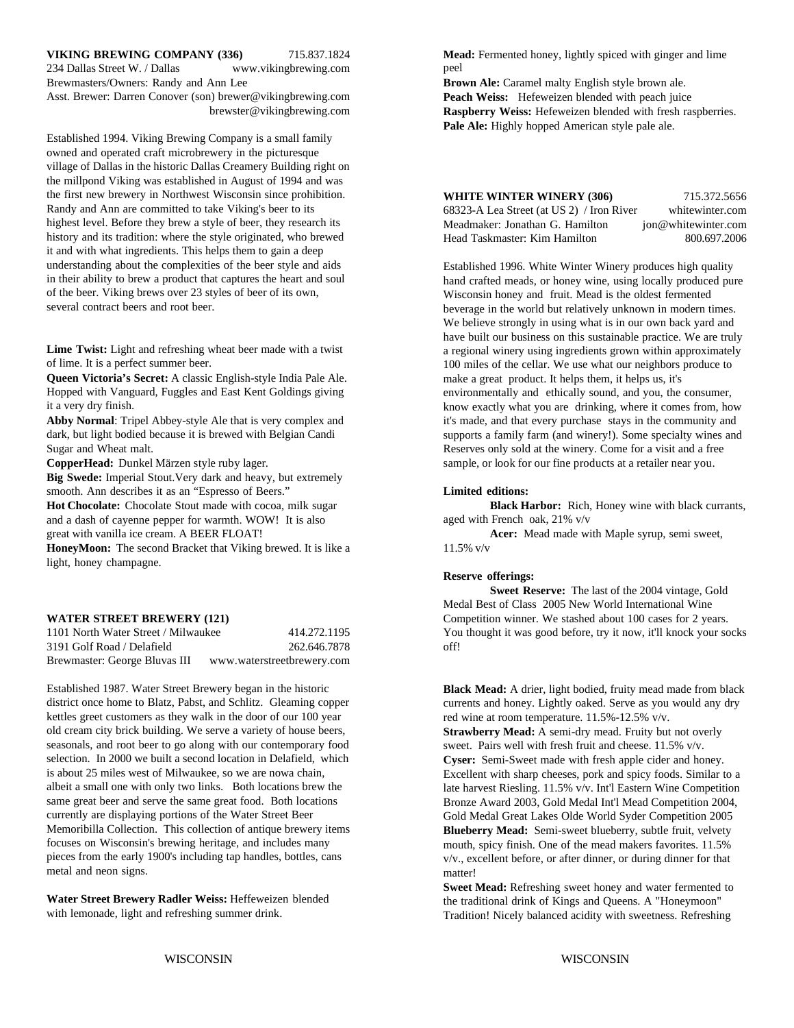**VIKING BREWING COMPANY (336)** 715.837.1824
234 Dallas Street W. / Dallas www.vikingbrewing.com
Brewmasters/Owners: Randy and Ann Lee
Asst. Brewer: Darren Conover (son) brewer@vikingbrewing.com
brewster@vikingbrewing.com

Established 1994. Viking Brewing Company is a small family owned and operated craft microbrewery in the picturesque village of Dallas in the historic Dallas Creamery Building right on the millpond Viking was established in August of 1994 and was the first new brewery in Northwest Wisconsin since prohibition. Randy and Ann are committed to take Viking's beer to its highest level. Before they brew a style of beer, they research its history and its tradition: where the style originated, who brewed it and with what ingredients. This helps them to gain a deep understanding about the complexities of the beer style and aids in their ability to brew a product that captures the heart and soul of the beer. Viking brews over 23 styles of beer of its own, several contract beers and root beer.

**Lime Twist:** Light and refreshing wheat beer made with a twist of lime. It is a perfect summer beer.
**Queen Victoria's Secret:** A classic English-style India Pale Ale. Hopped with Vanguard, Fuggles and East Kent Goldings giving it a very dry finish.
**Abby Normal**: Tripel Abbey-style Ale that is very complex and dark, but light bodied because it is brewed with Belgian Candi Sugar and Wheat malt.
**CopperHead:** Dunkel Märzen style ruby lager.
**Big Swede:** Imperial Stout.Very dark and heavy, but extremely smooth. Ann describes it as an "Espresso of Beers."
**Hot Chocolate:** Chocolate Stout made with cocoa, milk sugar and a dash of cayenne pepper for warmth. WOW! It is also great with vanilla ice cream. A BEER FLOAT!
**HoneyMoon:** The second Bracket that Viking brewed. It is like a light, honey champagne.
**Mead:** Fermented honey, lightly spiced with ginger and lime peel
**Brown Ale:** Caramel malty English style brown ale.
**Peach Weiss:** Hefeweizen blended with peach juice
**Raspberry Weiss:** Hefeweizen blended with fresh raspberries.
**Pale Ale:** Highly hopped American style pale ale.

**WATER STREET BREWERY (121)**
1101 North Water Street / Milwaukee 414.272.1195
3191 Golf Road / Delafield 262.646.7878
Brewmaster: George Bluvas III www.waterstreetbrewery.com

Established 1987. Water Street Brewery began in the historic district once home to Blatz, Pabst, and Schlitz. Gleaming copper kettles greet customers as they walk in the door of our 100 year old cream city brick building. We serve a variety of house beers, seasonals, and root beer to go along with our contemporary food selection. In 2000 we built a second location in Delafield, which is about 25 miles west of Milwaukee, so we are nowa chain, albeit a small one with only two links. Both locations brew the same great beer and serve the same great food. Both locations currently are displaying portions of the Water Street Beer Memoribilla Collection. This collection of antique brewery items focuses on Wisconsin's brewing heritage, and includes many pieces from the early 1900's including tap handles, bottles, cans metal and neon signs.

**Water Street Brewery Radler Weiss:** Heffeweizen blended with lemonade, light and refreshing summer drink.

**WHITE WINTER WINERY (306)** 715.372.5656
68323-A Lea Street (at US 2) / Iron River whitewinter.com
Meadmaker: Jonathan G. Hamilton jon@whitewinter.com
Head Taskmaster: Kim Hamilton 800.697.2006

Established 1996. White Winter Winery produces high quality hand crafted meads, or honey wine, using locally produced pure Wisconsin honey and fruit. Mead is the oldest fermented beverage in the world but relatively unknown in modern times. We believe strongly in using what is in our own back yard and have built our business on this sustainable practice. We are truly a regional winery using ingredients grown within approximately 100 miles of the cellar. We use what our neighbors produce to make a great product. It helps them, it helps us, it's environmentally and ethically sound, and you, the consumer, know exactly what you are drinking, where it comes from, how it's made, and that every purchase stays in the community and supports a family farm (and winery!). Some specialty wines and Reserves only sold at the winery. Come for a visit and a free sample, or look for our fine products at a retailer near you.

**Limited editions:**

**Black Harbor:** Rich, Honey wine with black currants, aged with French oak, 21% v/v

**Acer:** Mead made with Maple syrup, semi sweet, 11.5% v/v

**Reserve offerings:**

**Sweet Reserve:** The last of the 2004 vintage, Gold Medal Best of Class 2005 New World International Wine Competition winner. We stashed about 100 cases for 2 years. You thought it was good before, try it now, it'll knock your socks off!

**Black Mead:** A drier, light bodied, fruity mead made from black currents and honey. Lightly oaked. Serve as you would any dry red wine at room temperature. 11.5%-12.5% v/v.
**Strawberry Mead:** A semi-dry mead. Fruity but not overly sweet. Pairs well with fresh fruit and cheese. 11.5% v/v.
**Cyser:** Semi-Sweet made with fresh apple cider and honey. Excellent with sharp cheeses, pork and spicy foods. Similar to a late harvest Riesling. 11.5% v/v. Int'l Eastern Wine Competition Bronze Award 2003, Gold Medal Int'l Mead Competition 2004, Gold Medal Great Lakes Olde World Syder Competition 2005
**Blueberry Mead:** Semi-sweet blueberry, subtle fruit, velvety mouth, spicy finish. One of the mead makers favorites. 11.5% v/v., excellent before, or after dinner, or during dinner for that matter!
**Sweet Mead:** Refreshing sweet honey and water fermented to the traditional drink of Kings and Queens. A "Honeymoon" Tradition! Nicely balanced acidity with sweetness. Refreshing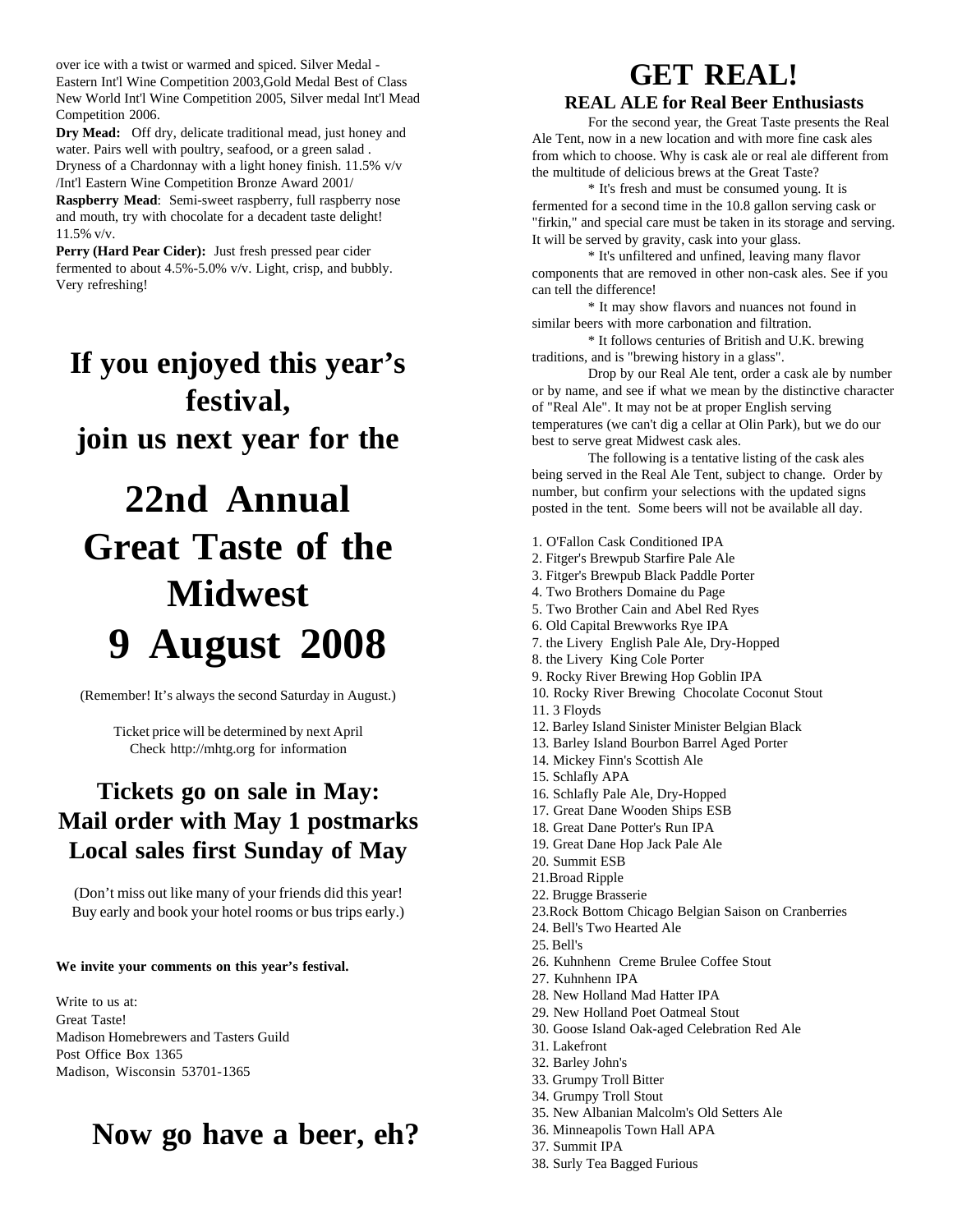over ice with a twist or warmed and spiced. Silver Medal - Eastern Int'l Wine Competition 2003,Gold Medal Best of Class New World Int'l Wine Competition 2005, Silver medal Int'l Mead Competition 2006.

**Dry Mead:** Off dry, delicate traditional mead, just honey and water. Pairs well with poultry, seafood, or a green salad . Dryness of a Chardonnay with a light honey finish. 11.5% v/v /Int'l Eastern Wine Competition Bronze Award 2001/

**Raspberry Mead**: Semi-sweet raspberry, full raspberry nose and mouth, try with chocolate for a decadent taste delight! 11.5% v/v.

**Perry (Hard Pear Cider):** Just fresh pressed pear cider fermented to about 4.5%-5.0% v/v. Light, crisp, and bubbly. Very refreshing!

## If you enjoyed this year's festival, join us next year for the

# 22nd Annual Great Taste of the Midwest 9 August 2008

(Remember! It's always the second Saturday in August.)

Ticket price will be determined by next April
Check http://mhtg.org for information

## Tickets go on sale in May: Mail order with May 1 postmarks Local sales first Sunday of May

(Don't miss out like many of your friends did this year! Buy early and book your hotel rooms or bus trips early.)

**We invite your comments on this year's festival.**

Write to us at:
Great Taste!
Madison Homebrewers and Tasters Guild
Post Office Box 1365
Madison, Wisconsin 53701-1365

## Now go have a beer, eh?

# GET REAL!

### REAL ALE for Real Beer Enthusiasts

For the second year, the Great Taste presents the Real Ale Tent, now in a new location and with more fine cask ales from which to choose. Why is cask ale or real ale different from the multitude of delicious brews at the Great Taste?

* It's fresh and must be consumed young. It is fermented for a second time in the 10.8 gallon serving cask or "firkin," and special care must be taken in its storage and serving. It will be served by gravity, cask into your glass.

* It's unfiltered and unfined, leaving many flavor components that are removed in other non-cask ales. See if you can tell the difference!

* It may show flavors and nuances not found in similar beers with more carbonation and filtration.

* It follows centuries of British and U.K. brewing traditions, and is "brewing history in a glass".

Drop by our Real Ale tent, order a cask ale by number or by name, and see if what we mean by the distinctive character of "Real Ale". It may not be at proper English serving temperatures (we can't dig a cellar at Olin Park), but we do our best to serve great Midwest cask ales.

The following is a tentative listing of the cask ales being served in the Real Ale Tent, subject to change. Order by number, but confirm your selections with the updated signs posted in the tent. Some beers will not be available all day.

1. O'Fallon Cask Conditioned IPA
2. Fitger's Brewpub Starfire Pale Ale
3. Fitger's Brewpub Black Paddle Porter
4. Two Brothers Domaine du Page
5. Two Brother Cain and Abel Red Ryes
6. Old Capital Brewworks Rye IPA
7. the Livery English Pale Ale, Dry-Hopped
8. the Livery King Cole Porter
9. Rocky River Brewing Hop Goblin IPA
10. Rocky River Brewing Chocolate Coconut Stout
11. 3 Floyds
12. Barley Island Sinister Minister Belgian Black
13. Barley Island Bourbon Barrel Aged Porter
14. Mickey Finn's Scottish Ale
15. Schlafly APA
16. Schlafly Pale Ale, Dry-Hopped
17. Great Dane Wooden Ships ESB
18. Great Dane Potter's Run IPA
19. Great Dane Hop Jack Pale Ale
20. Summit ESB
21. Broad Ripple
22. Brugge Brasserie
23. Rock Bottom Chicago Belgian Saison on Cranberries
24. Bell's Two Hearted Ale
25. Bell's
26. Kuhnhenn Creme Brulee Coffee Stout
27. Kuhnhenn IPA
28. New Holland Mad Hatter IPA
29. New Holland Poet Oatmeal Stout
30. Goose Island Oak-aged Celebration Red Ale
31. Lakefront
32. Barley John's
33. Grumpy Troll Bitter
34. Grumpy Troll Stout
35. New Albanian Malcolm's Old Setters Ale
36. Minneapolis Town Hall APA
37. Summit IPA
38. Surly Tea Bagged Furious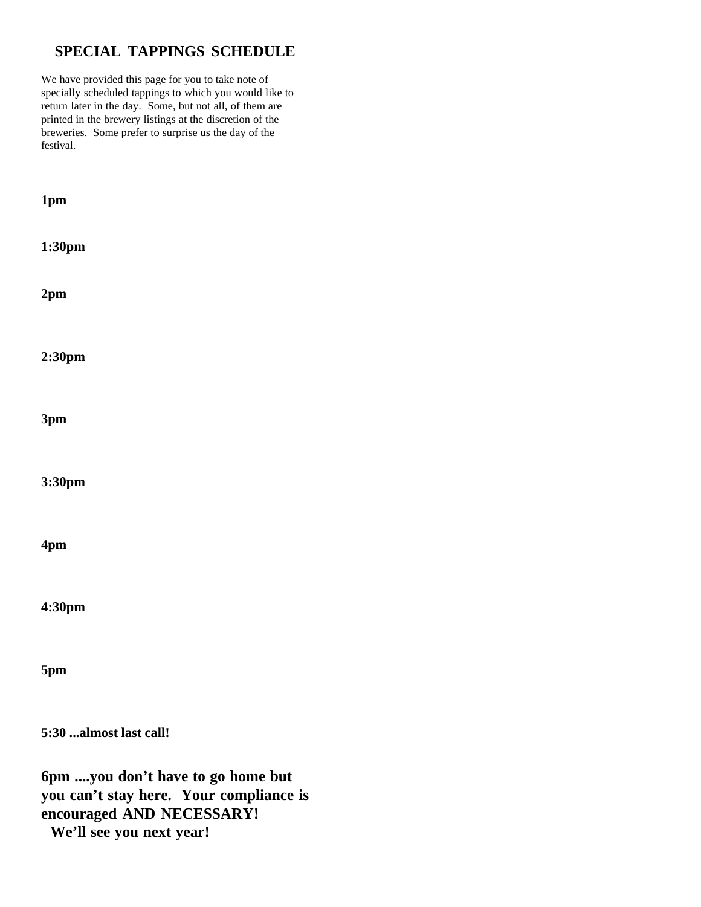## SPECIAL TAPPINGS SCHEDULE

We have provided this page for you to take note of specially scheduled tappings to which you would like to return later in the day. Some, but not all, of them are printed in the brewery listings at the discretion of the breweries. Some prefer to surprise us the day of the festival.

**1pm**

**1:30pm**

**2pm**

**2:30pm**

**3pm**

**3:30pm**

**4pm**

**4:30pm**

**5pm**

**5:30 ...almost last call!**

**6pm ....you don't have to go home but you can't stay here. Your compliance is encouraged AND NECESSARY!**
**We'll see you next year!**